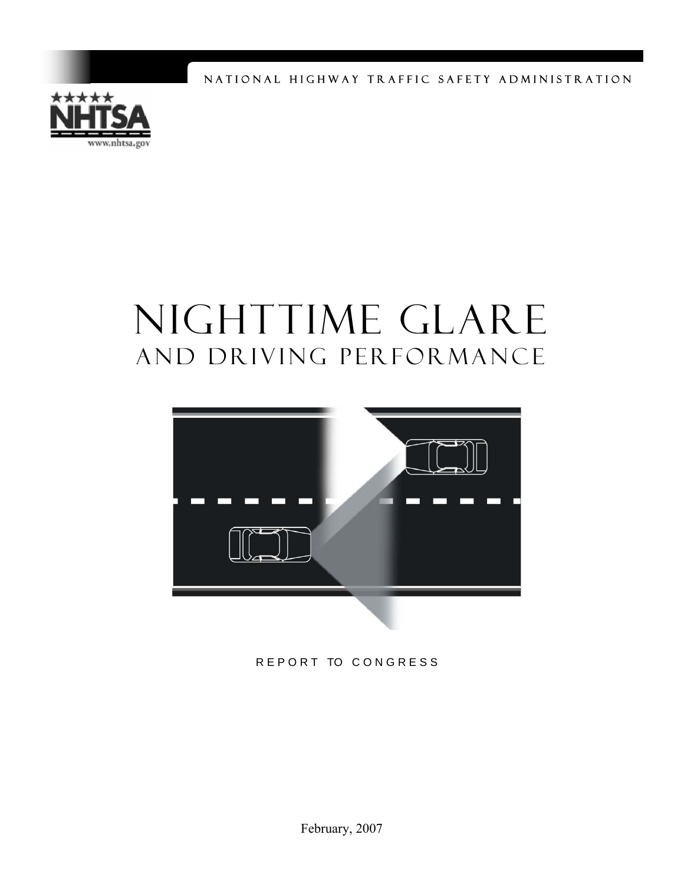NATIONAL HIGHWAY TRAFFIC SAFETY ADMINISTRATION

NHTSA

www.nhtsa.gov

# NIGHTTIME GLARE

## AND DRIVING PERFORMANCE

REPORT TO CONGRESS

February, 2007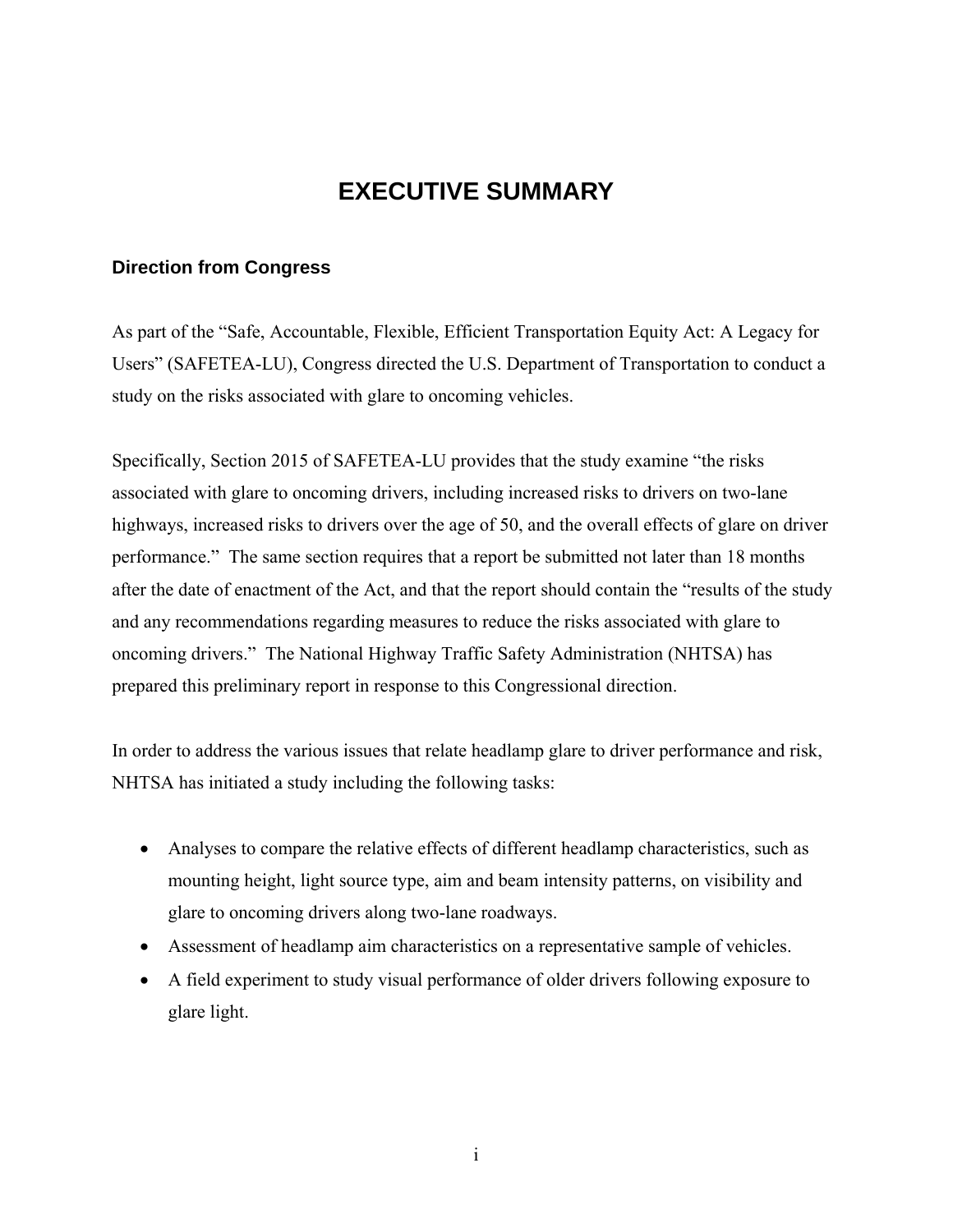# EXECUTIVE SUMMARY

## Direction from Congress

As part of the "Safe, Accountable, Flexible, Efficient Transportation Equity Act: A Legacy for Users" (SAFETEA-LU), Congress directed the U.S. Department of Transportation to conduct a study on the risks associated with glare to oncoming vehicles.

Specifically, Section 2015 of SAFETEA-LU provides that the study examine "the risks associated with glare to oncoming drivers, including increased risks to drivers on two-lane highways, increased risks to drivers over the age of 50, and the overall effects of glare on driver performance." The same section requires that a report be submitted not later than 18 months after the date of enactment of the Act, and that the report should contain the "results of the study and any recommendations regarding measures to reduce the risks associated with glare to oncoming drivers." The National Highway Traffic Safety Administration (NHTSA) has prepared this preliminary report in response to this Congressional direction.

In order to address the various issues that relate headlamp glare to driver performance and risk, NHTSA has initiated a study including the following tasks:

- Analyses to compare the relative effects of different headlamp characteristics, such as mounting height, light source type, aim and beam intensity patterns, on visibility and glare to oncoming drivers along two-lane roadways.
- Assessment of headlamp aim characteristics on a representative sample of vehicles.
- A field experiment to study visual performance of older drivers following exposure to glare light.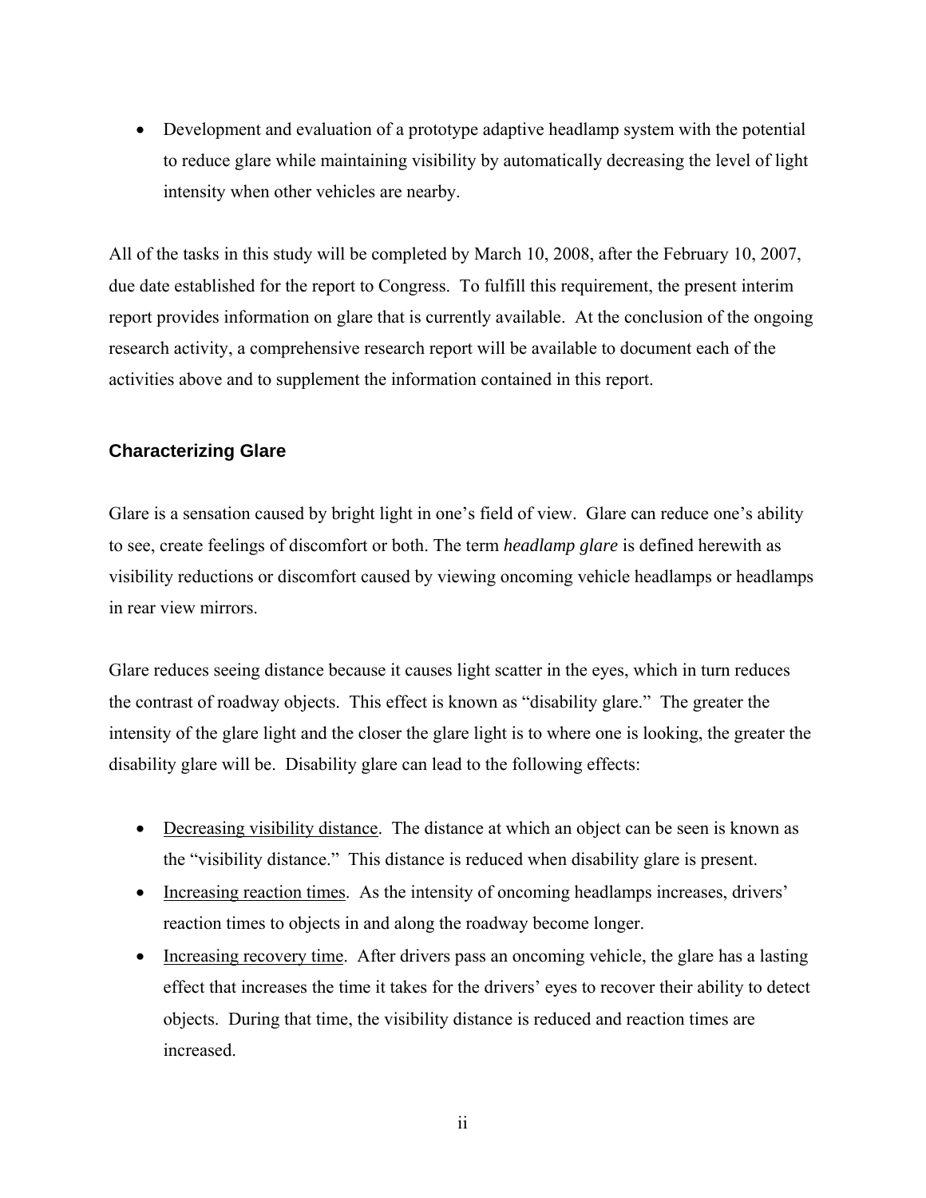- Development and evaluation of a prototype adaptive headlamp system with the potential to reduce glare while maintaining visibility by automatically decreasing the level of light intensity when other vehicles are nearby.

All of the tasks in this study will be completed by March 10, 2008, after the February 10, 2007, due date established for the report to Congress. To fulfill this requirement, the present interim report provides information on glare that is currently available. At the conclusion of the ongoing research activity, a comprehensive research report will be available to document each of the activities above and to supplement the information contained in this report.

### Characterizing Glare

Glare is a sensation caused by bright light in one's field of view. Glare can reduce one's ability to see, create feelings of discomfort or both. The term *headlamp glare* is defined herewith as visibility reductions or discomfort caused by viewing oncoming vehicle headlamps or headlamps in rear view mirrors.

Glare reduces seeing distance because it causes light scatter in the eyes, which in turn reduces the contrast of roadway objects. This effect is known as "disability glare." The greater the intensity of the glare light and the closer the glare light is to where one is looking, the greater the disability glare will be. Disability glare can lead to the following effects:

- <u>Decreasing visibility distance</u>. The distance at which an object can be seen is known as the "visibility distance." This distance is reduced when disability glare is present.
- <u>Increasing reaction times</u>. As the intensity of oncoming headlamps increases, drivers' reaction times to objects in and along the roadway become longer.
- <u>Increasing recovery time</u>. After drivers pass an oncoming vehicle, the glare has a lasting effect that increases the time it takes for the drivers' eyes to recover their ability to detect objects. During that time, the visibility distance is reduced and reaction times are increased.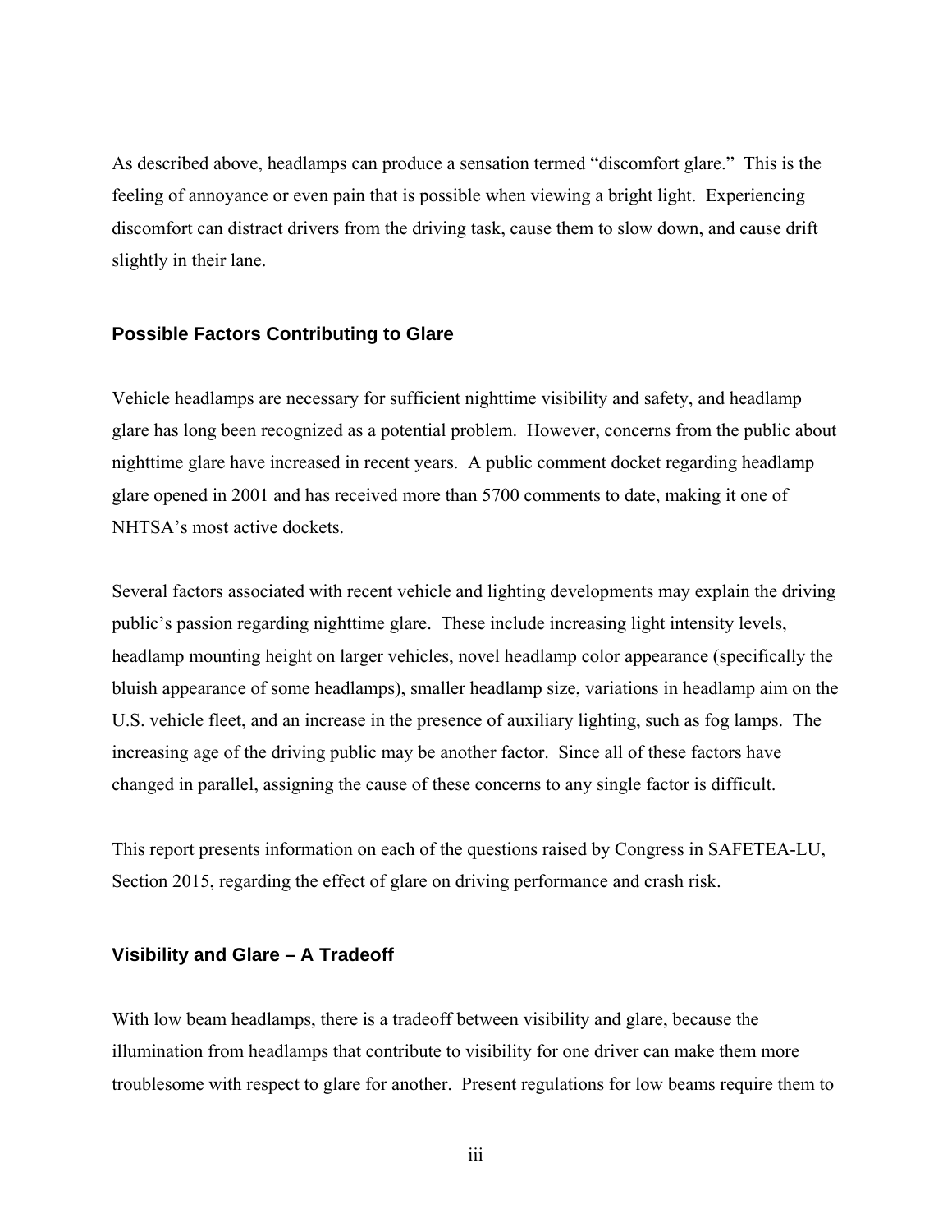As described above, headlamps can produce a sensation termed "discomfort glare." This is the feeling of annoyance or even pain that is possible when viewing a bright light. Experiencing discomfort can distract drivers from the driving task, cause them to slow down, and cause drift slightly in their lane.

### Possible Factors Contributing to Glare

Vehicle headlamps are necessary for sufficient nighttime visibility and safety, and headlamp glare has long been recognized as a potential problem. However, concerns from the public about nighttime glare have increased in recent years. A public comment docket regarding headlamp glare opened in 2001 and has received more than 5700 comments to date, making it one of NHTSA's most active dockets.

Several factors associated with recent vehicle and lighting developments may explain the driving public's passion regarding nighttime glare. These include increasing light intensity levels, headlamp mounting height on larger vehicles, novel headlamp color appearance (specifically the bluish appearance of some headlamps), smaller headlamp size, variations in headlamp aim on the U.S. vehicle fleet, and an increase in the presence of auxiliary lighting, such as fog lamps. The increasing age of the driving public may be another factor. Since all of these factors have changed in parallel, assigning the cause of these concerns to any single factor is difficult.

This report presents information on each of the questions raised by Congress in SAFETEA-LU, Section 2015, regarding the effect of glare on driving performance and crash risk.

### Visibility and Glare – A Tradeoff

With low beam headlamps, there is a tradeoff between visibility and glare, because the illumination from headlamps that contribute to visibility for one driver can make them more troublesome with respect to glare for another. Present regulations for low beams require them to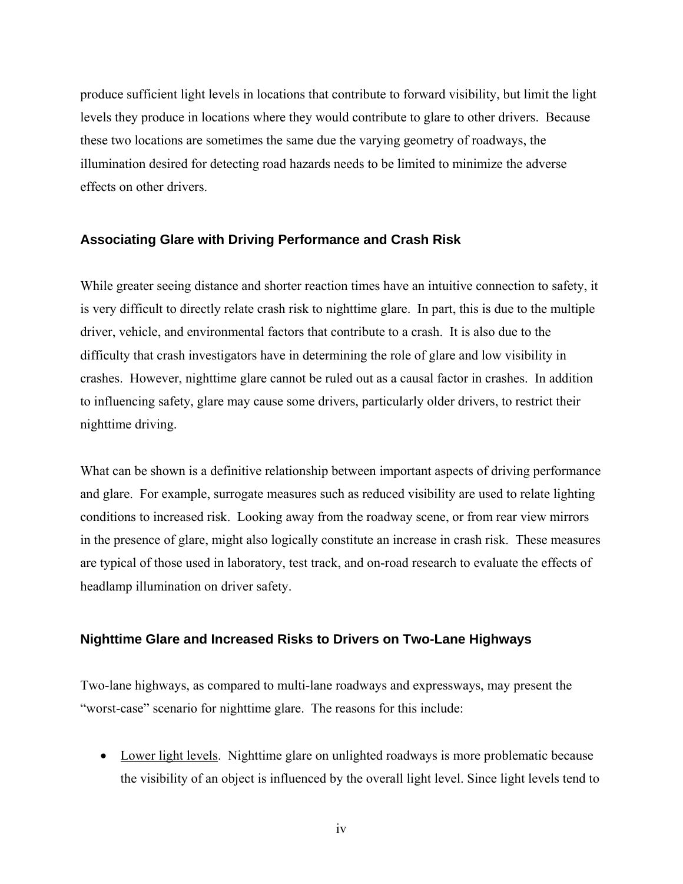produce sufficient light levels in locations that contribute to forward visibility, but limit the light levels they produce in locations where they would contribute to glare to other drivers. Because these two locations are sometimes the same due the varying geometry of roadways, the illumination desired for detecting road hazards needs to be limited to minimize the adverse effects on other drivers.

### Associating Glare with Driving Performance and Crash Risk

While greater seeing distance and shorter reaction times have an intuitive connection to safety, it is very difficult to directly relate crash risk to nighttime glare. In part, this is due to the multiple driver, vehicle, and environmental factors that contribute to a crash. It is also due to the difficulty that crash investigators have in determining the role of glare and low visibility in crashes. However, nighttime glare cannot be ruled out as a causal factor in crashes. In addition to influencing safety, glare may cause some drivers, particularly older drivers, to restrict their nighttime driving.

What can be shown is a definitive relationship between important aspects of driving performance and glare. For example, surrogate measures such as reduced visibility are used to relate lighting conditions to increased risk. Looking away from the roadway scene, or from rear view mirrors in the presence of glare, might also logically constitute an increase in crash risk. These measures are typical of those used in laboratory, test track, and on-road research to evaluate the effects of headlamp illumination on driver safety.

### Nighttime Glare and Increased Risks to Drivers on Two-Lane Highways

Two-lane highways, as compared to multi-lane roadways and expressways, may present the "worst-case" scenario for nighttime glare. The reasons for this include:

- <u>Lower light levels</u>. Nighttime glare on unlighted roadways is more problematic because the visibility of an object is influenced by the overall light level. Since light levels tend to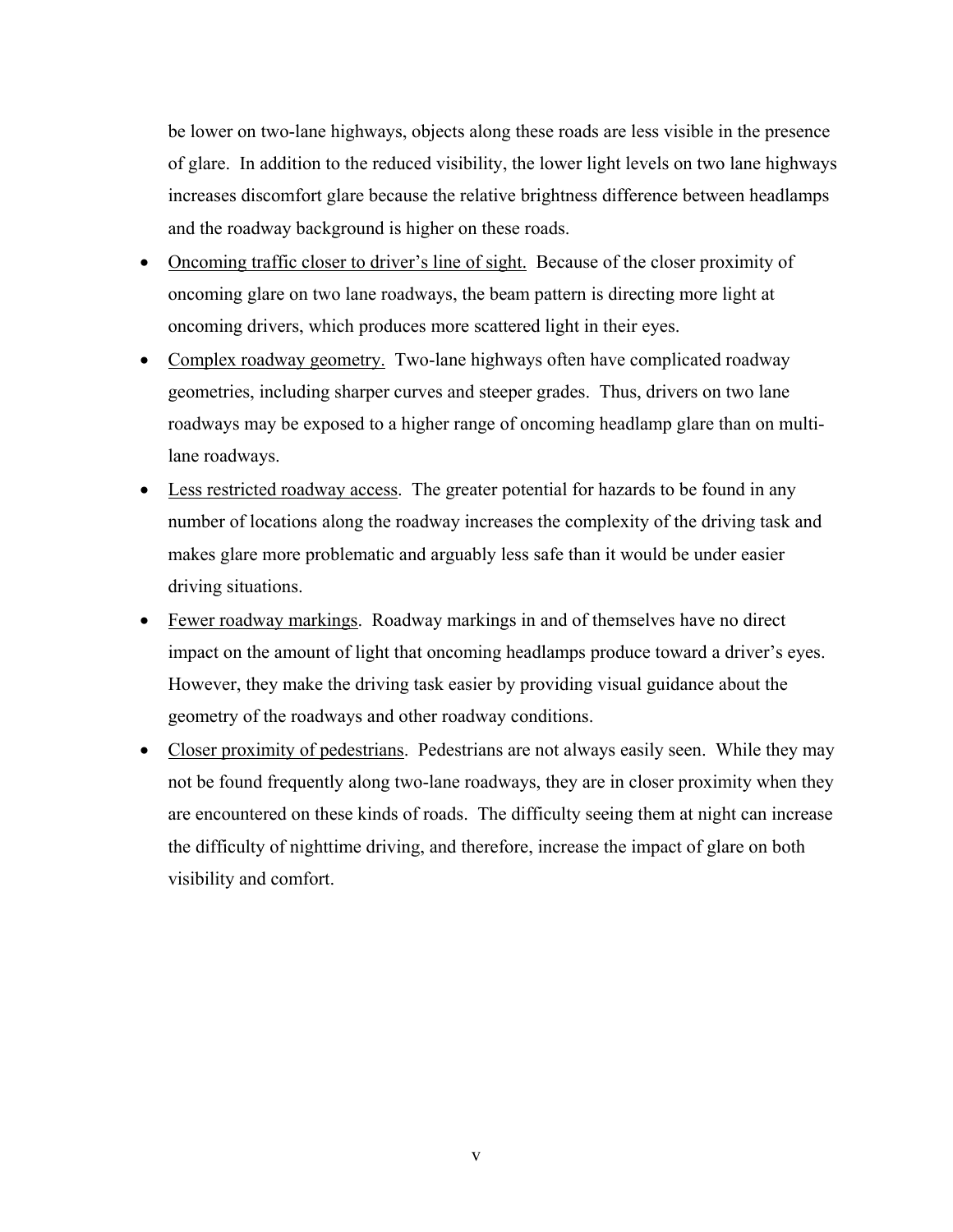be lower on two-lane highways, objects along these roads are less visible in the presence of glare. In addition to the reduced visibility, the lower light levels on two lane highways increases discomfort glare because the relative brightness difference between headlamps and the roadway background is higher on these roads.

- Oncoming traffic closer to driver's line of sight. Because of the closer proximity of oncoming glare on two lane roadways, the beam pattern is directing more light at oncoming drivers, which produces more scattered light in their eyes.
- Complex roadway geometry. Two-lane highways often have complicated roadway geometries, including sharper curves and steeper grades. Thus, drivers on two lane roadways may be exposed to a higher range of oncoming headlamp glare than on multi-lane roadways.
- Less restricted roadway access. The greater potential for hazards to be found in any number of locations along the roadway increases the complexity of the driving task and makes glare more problematic and arguably less safe than it would be under easier driving situations.
- Fewer roadway markings. Roadway markings in and of themselves have no direct impact on the amount of light that oncoming headlamps produce toward a driver's eyes. However, they make the driving task easier by providing visual guidance about the geometry of the roadways and other roadway conditions.
- Closer proximity of pedestrians. Pedestrians are not always easily seen. While they may not be found frequently along two-lane roadways, they are in closer proximity when they are encountered on these kinds of roads. The difficulty seeing them at night can increase the difficulty of nighttime driving, and therefore, increase the impact of glare on both visibility and comfort.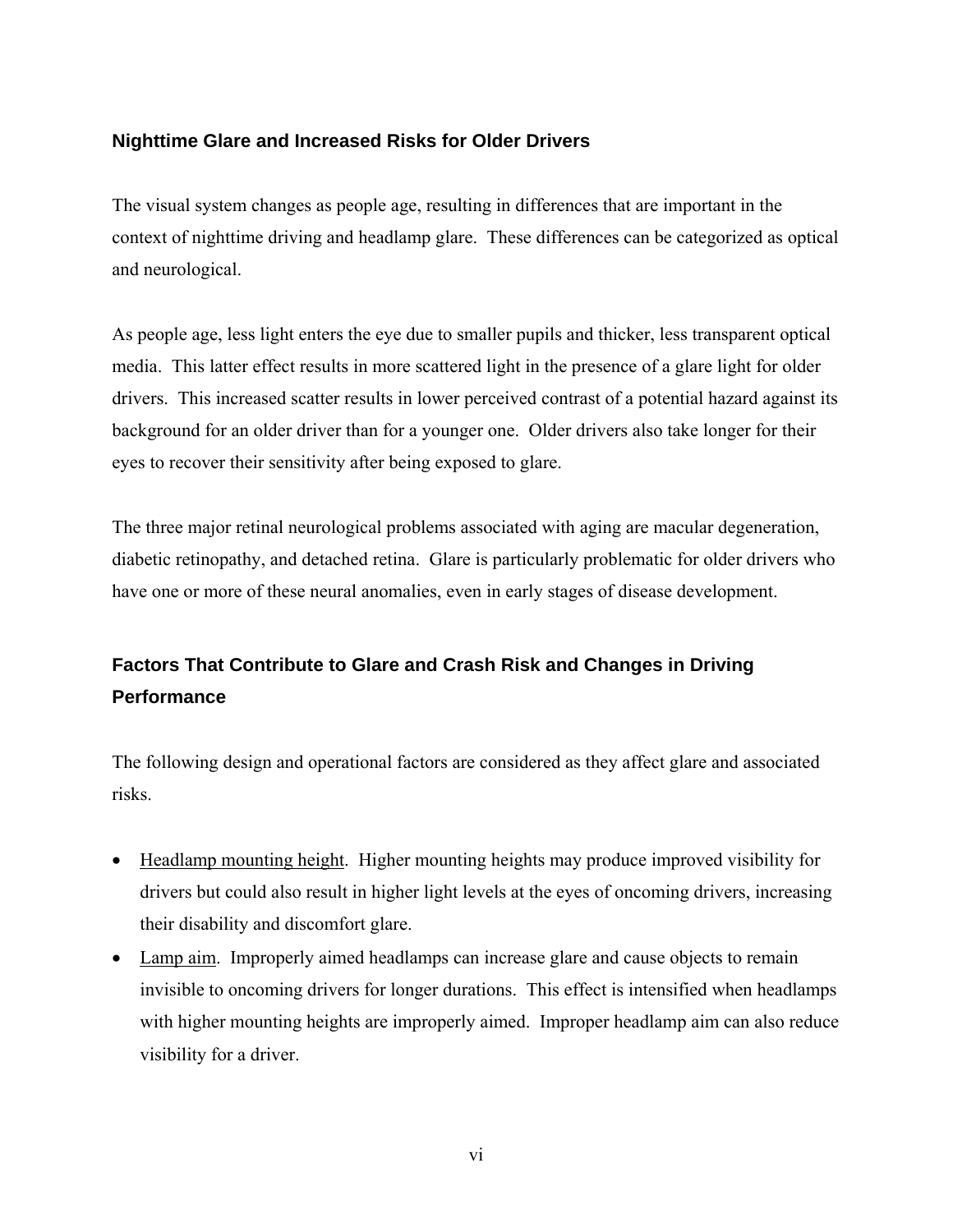## Nighttime Glare and Increased Risks for Older Drivers

The visual system changes as people age, resulting in differences that are important in the context of nighttime driving and headlamp glare. These differences can be categorized as optical and neurological.

As people age, less light enters the eye due to smaller pupils and thicker, less transparent optical media. This latter effect results in more scattered light in the presence of a glare light for older drivers. This increased scatter results in lower perceived contrast of a potential hazard against its background for an older driver than for a younger one. Older drivers also take longer for their eyes to recover their sensitivity after being exposed to glare.

The three major retinal neurological problems associated with aging are macular degeneration, diabetic retinopathy, and detached retina. Glare is particularly problematic for older drivers who have one or more of these neural anomalies, even in early stages of disease development.

## Factors That Contribute to Glare and Crash Risk and Changes in Driving Performance

The following design and operational factors are considered as they affect glare and associated risks.

- <u>Headlamp mounting height</u>. Higher mounting heights may produce improved visibility for drivers but could also result in higher light levels at the eyes of oncoming drivers, increasing their disability and discomfort glare.
- <u>Lamp aim</u>. Improperly aimed headlamps can increase glare and cause objects to remain invisible to oncoming drivers for longer durations. This effect is intensified when headlamps with higher mounting heights are improperly aimed. Improper headlamp aim can also reduce visibility for a driver.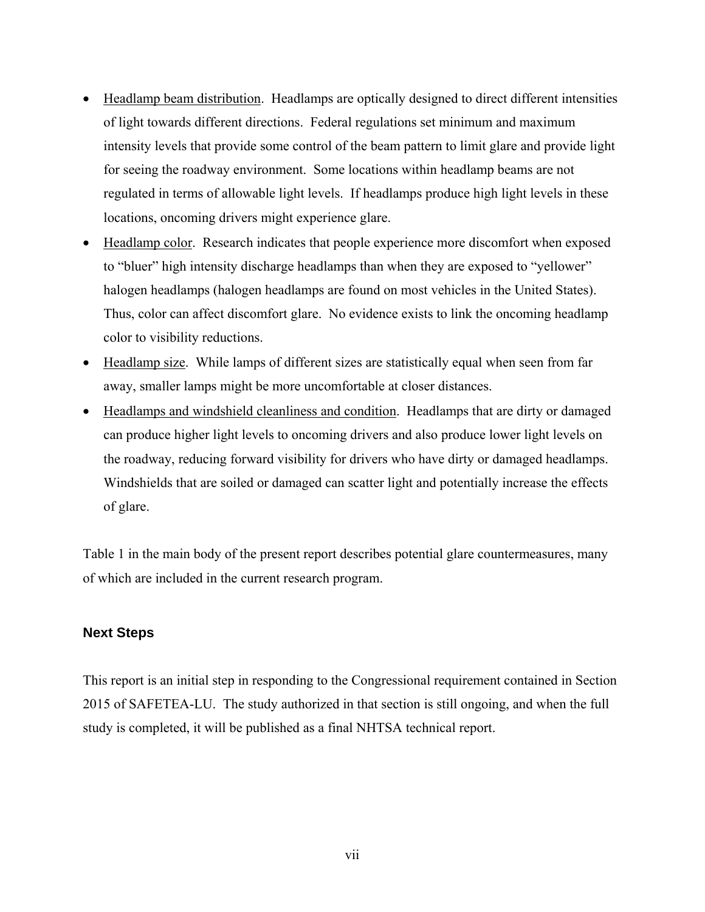- Headlamp beam distribution. Headlamps are optically designed to direct different intensities of light towards different directions. Federal regulations set minimum and maximum intensity levels that provide some control of the beam pattern to limit glare and provide light for seeing the roadway environment. Some locations within headlamp beams are not regulated in terms of allowable light levels. If headlamps produce high light levels in these locations, oncoming drivers might experience glare.
- Headlamp color. Research indicates that people experience more discomfort when exposed to "bluer" high intensity discharge headlamps than when they are exposed to "yellower" halogen headlamps (halogen headlamps are found on most vehicles in the United States). Thus, color can affect discomfort glare. No evidence exists to link the oncoming headlamp color to visibility reductions.
- Headlamp size. While lamps of different sizes are statistically equal when seen from far away, smaller lamps might be more uncomfortable at closer distances.
- Headlamps and windshield cleanliness and condition. Headlamps that are dirty or damaged can produce higher light levels to oncoming drivers and also produce lower light levels on the roadway, reducing forward visibility for drivers who have dirty or damaged headlamps. Windshields that are soiled or damaged can scatter light and potentially increase the effects of glare.

Table 1 in the main body of the present report describes potential glare countermeasures, many of which are included in the current research program.

### Next Steps

This report is an initial step in responding to the Congressional requirement contained in Section 2015 of SAFETEA-LU. The study authorized in that section is still ongoing, and when the full study is completed, it will be published as a final NHTSA technical report.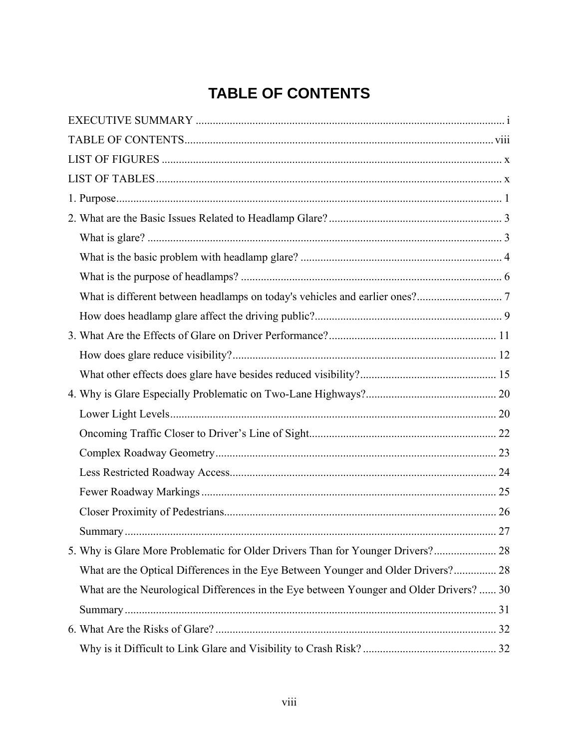# TABLE OF CONTENTS

EXECUTIVE SUMMARY ............................................................................................................ i

TABLE OF CONTENTS............................................................................................................ viii

LIST OF FIGURES .................................................................................................................... x

LIST OF TABLES...................................................................................................................... x

1. Purpose.................................................................................................................................. 1

2. What are the Basic Issues Related to Headlamp Glare? ............................................................ 3

   What is glare? ......................................................................................................................... 3

   What is the basic problem with headlamp glare? ..................................................................... 4

   What is the purpose of headlamps? ......................................................................................... 6

   What is different between headlamps on today's vehicles and earlier ones?............................. 7

   How does headlamp glare affect the driving public?................................................................. 9

3. What Are the Effects of Glare on Driver Performance?........................................................... 11

   How does glare reduce visibility?.......................................................................................... 12

   What other effects does glare have besides reduced visibility?............................................... 15

4. Why is Glare Especially Problematic on Two-Lane Highways?............................................. 20

   Lower Light Levels................................................................................................................ 20

   Oncoming Traffic Closer to Driver's Line of Sight................................................................. 22

   Complex Roadway Geometry................................................................................................. 23

   Less Restricted Roadway Access............................................................................................ 24

   Fewer Roadway Markings ...................................................................................................... 25

   Closer Proximity of Pedestrians.............................................................................................. 26

   Summary ................................................................................................................................ 27

5. Why is Glare More Problematic for Older Drivers Than for Younger Drivers?...................... 28

   What are the Optical Differences in the Eye Between Younger and Older Drivers?............... 28

   What are the Neurological Differences in the Eye between Younger and Older Drivers? ...... 30

   Summary ................................................................................................................................ 31

6. What Are the Risks of Glare? ................................................................................................. 32

   Why is it Difficult to Link Glare and Visibility to Crash Risk? ............................................. 32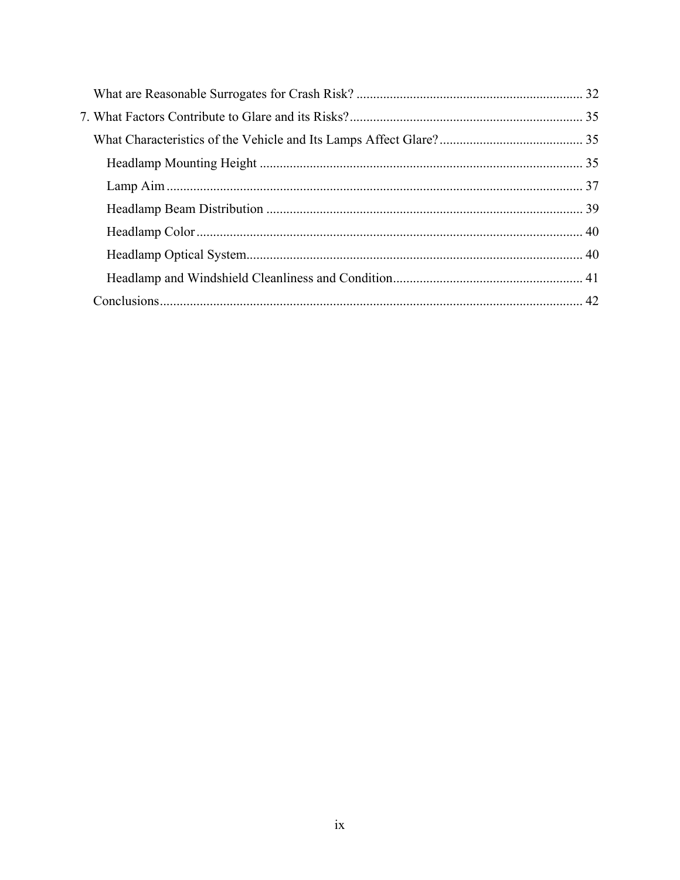What are Reasonable Surrogates for Crash Risk? ..... 32

7. What Factors Contribute to Glare and its Risks? ..... 35

What Characteristics of the Vehicle and Its Lamps Affect Glare? ..... 35

Headlamp Mounting Height ..... 35

Lamp Aim ..... 37

Headlamp Beam Distribution ..... 39

Headlamp Color ..... 40

Headlamp Optical System ..... 40

Headlamp and Windshield Cleanliness and Condition ..... 41

Conclusions ..... 42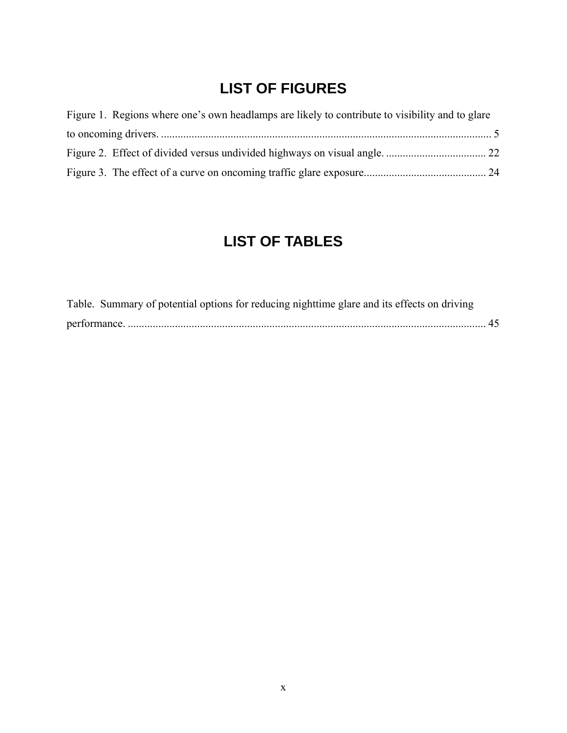# LIST OF FIGURES

Figure 1. Regions where one's own headlamps are likely to contribute to visibility and to glare to oncoming drivers. ........................................................................................................................ 5

Figure 2. Effect of divided versus undivided highways on visual angle. .................................... 22

Figure 3. The effect of a curve on oncoming traffic glare exposure............................................ 24

# LIST OF TABLES

Table. Summary of potential options for reducing nighttime glare and its effects on driving performance. ................................................................................................................................ 45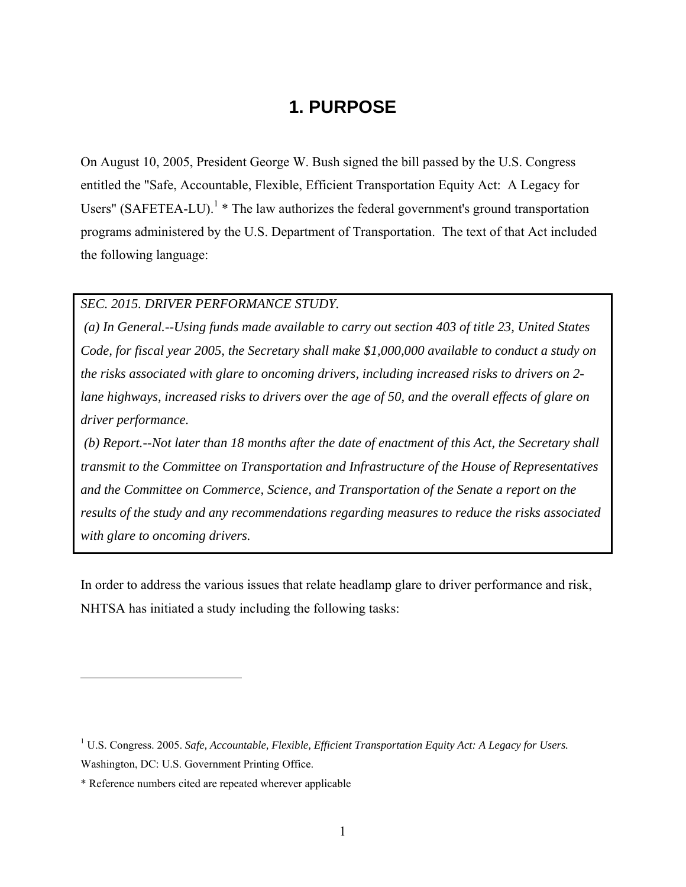# 1. PURPOSE

On August 10, 2005, President George W. Bush signed the bill passed by the U.S. Congress entitled the "Safe, Accountable, Flexible, Efficient Transportation Equity Act: A Legacy for Users" (SAFETEA-LU).[1] * The law authorizes the federal government's ground transportation programs administered by the U.S. Department of Transportation. The text of that Act included the following language:

> *SEC. 2015. DRIVER PERFORMANCE STUDY.*
>
> *(a) In General.--Using funds made available to carry out section 403 of title 23, United States Code, for fiscal year 2005, the Secretary shall make $1,000,000 available to conduct a study on the risks associated with glare to oncoming drivers, including increased risks to drivers on 2-lane highways, increased risks to drivers over the age of 50, and the overall effects of glare on driver performance.*
>
> *(b) Report.--Not later than 18 months after the date of enactment of this Act, the Secretary shall transmit to the Committee on Transportation and Infrastructure of the House of Representatives and the Committee on Commerce, Science, and Transportation of the Senate a report on the results of the study and any recommendations regarding measures to reduce the risks associated with glare to oncoming drivers.*

In order to address the various issues that relate headlamp glare to driver performance and risk, NHTSA has initiated a study including the following tasks:

---

[1] U.S. Congress. 2005. *Safe, Accountable, Flexible, Efficient Transportation Equity Act: A Legacy for Users.* Washington, DC: U.S. Government Printing Office.

* Reference numbers cited are repeated wherever applicable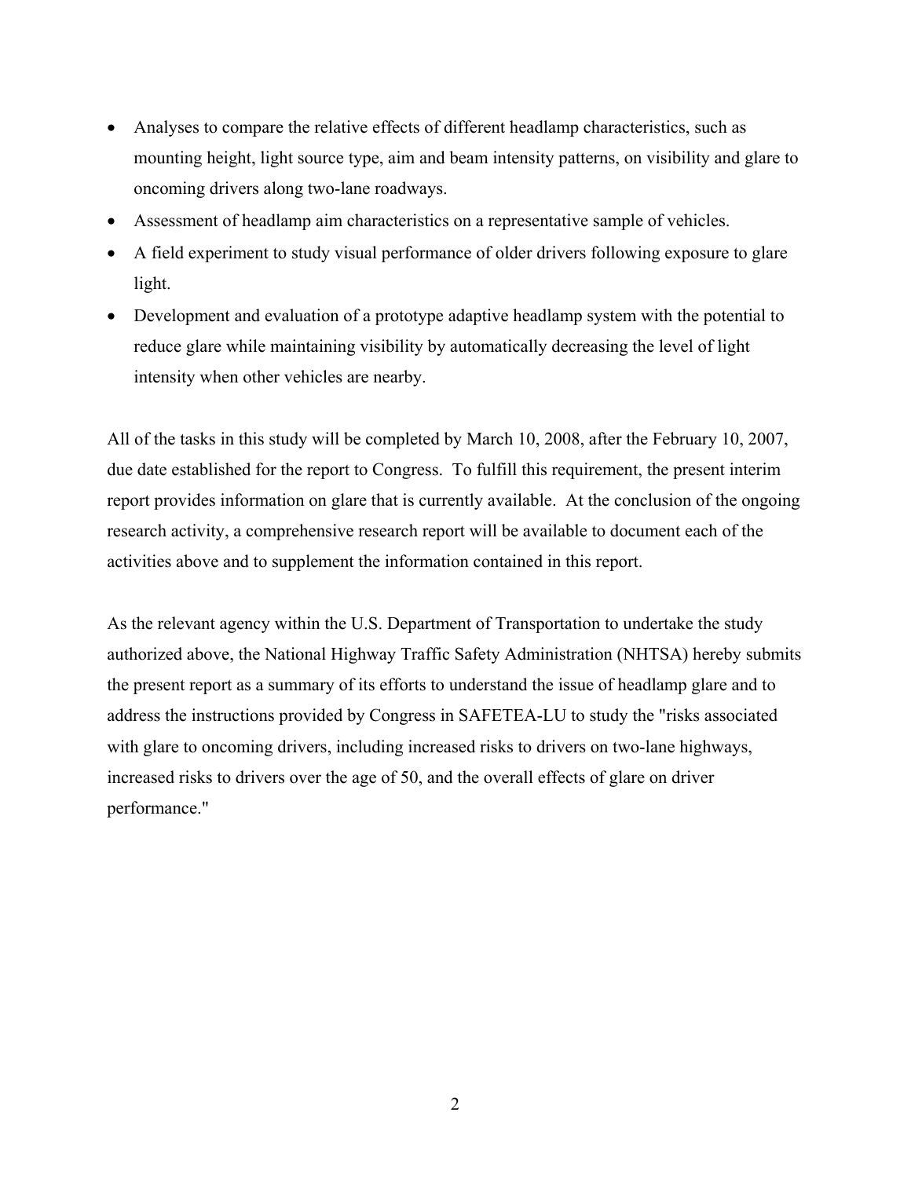- Analyses to compare the relative effects of different headlamp characteristics, such as mounting height, light source type, aim and beam intensity patterns, on visibility and glare to oncoming drivers along two-lane roadways.
- Assessment of headlamp aim characteristics on a representative sample of vehicles.
- A field experiment to study visual performance of older drivers following exposure to glare light.
- Development and evaluation of a prototype adaptive headlamp system with the potential to reduce glare while maintaining visibility by automatically decreasing the level of light intensity when other vehicles are nearby.

All of the tasks in this study will be completed by March 10, 2008, after the February 10, 2007, due date established for the report to Congress. To fulfill this requirement, the present interim report provides information on glare that is currently available. At the conclusion of the ongoing research activity, a comprehensive research report will be available to document each of the activities above and to supplement the information contained in this report.

As the relevant agency within the U.S. Department of Transportation to undertake the study authorized above, the National Highway Traffic Safety Administration (NHTSA) hereby submits the present report as a summary of its efforts to understand the issue of headlamp glare and to address the instructions provided by Congress in SAFETEA-LU to study the "risks associated with glare to oncoming drivers, including increased risks to drivers on two-lane highways, increased risks to drivers over the age of 50, and the overall effects of glare on driver performance."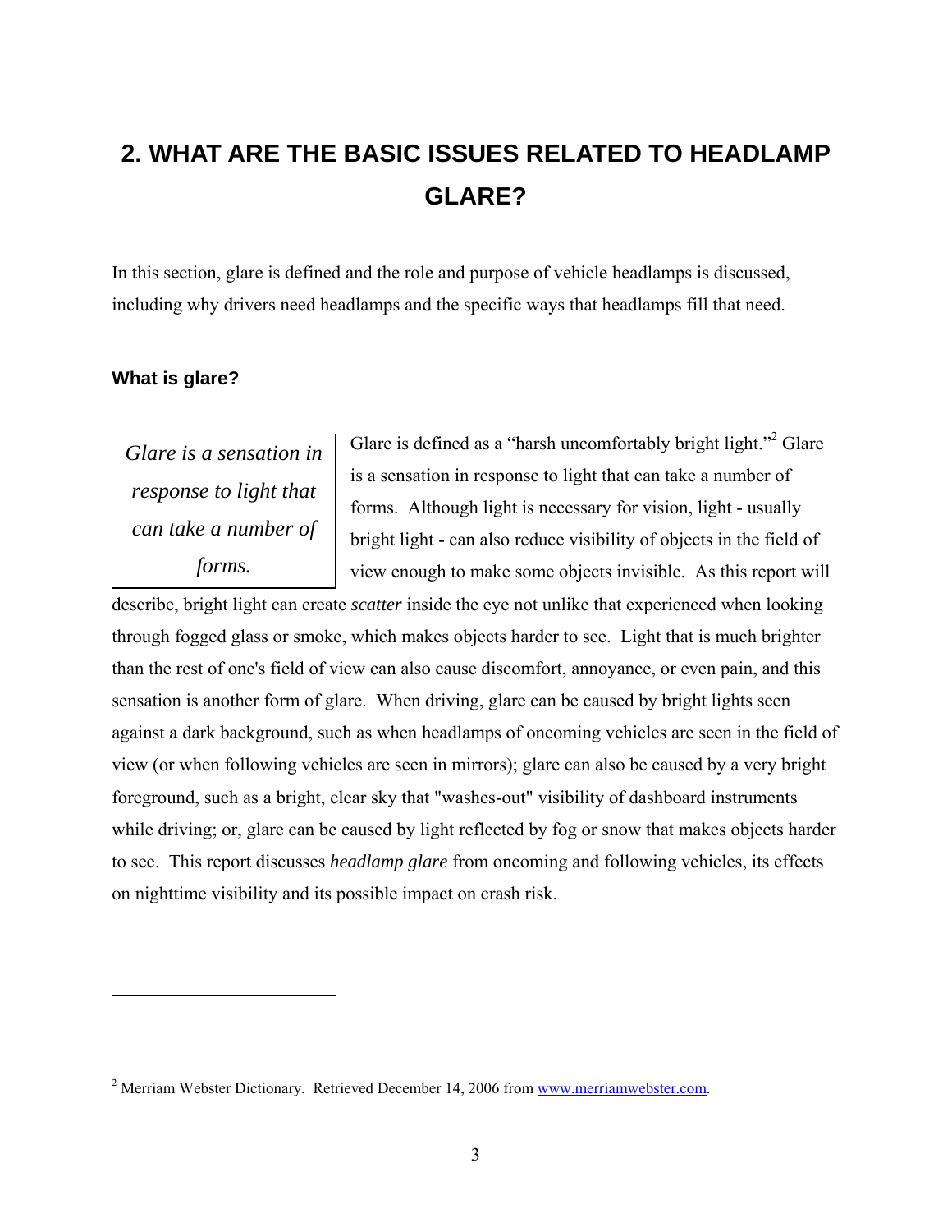# 2. WHAT ARE THE BASIC ISSUES RELATED TO HEADLAMP GLARE?

In this section, glare is defined and the role and purpose of vehicle headlamps is discussed, including why drivers need headlamps and the specific ways that headlamps fill that need.

### What is glare?

> *Glare is a sensation in response to light that can take a number of forms.*

Glare is defined as a "harsh uncomfortably bright light."[2] Glare is a sensation in response to light that can take a number of forms. Although light is necessary for vision, light - usually bright light - can also reduce visibility of objects in the field of view enough to make some objects invisible. As this report will describe, bright light can create *scatter* inside the eye not unlike that experienced when looking through fogged glass or smoke, which makes objects harder to see. Light that is much brighter than the rest of one's field of view can also cause discomfort, annoyance, or even pain, and this sensation is another form of glare. When driving, glare can be caused by bright lights seen against a dark background, such as when headlamps of oncoming vehicles are seen in the field of view (or when following vehicles are seen in mirrors); glare can also be caused by a very bright foreground, such as a bright, clear sky that "washes-out" visibility of dashboard instruments while driving; or, glare can be caused by light reflected by fog or snow that makes objects harder to see. This report discusses *headlamp glare* from oncoming and following vehicles, its effects on nighttime visibility and its possible impact on crash risk.

---

[2] Merriam Webster Dictionary. Retrieved December 14, 2006 from www.merriamwebster.com.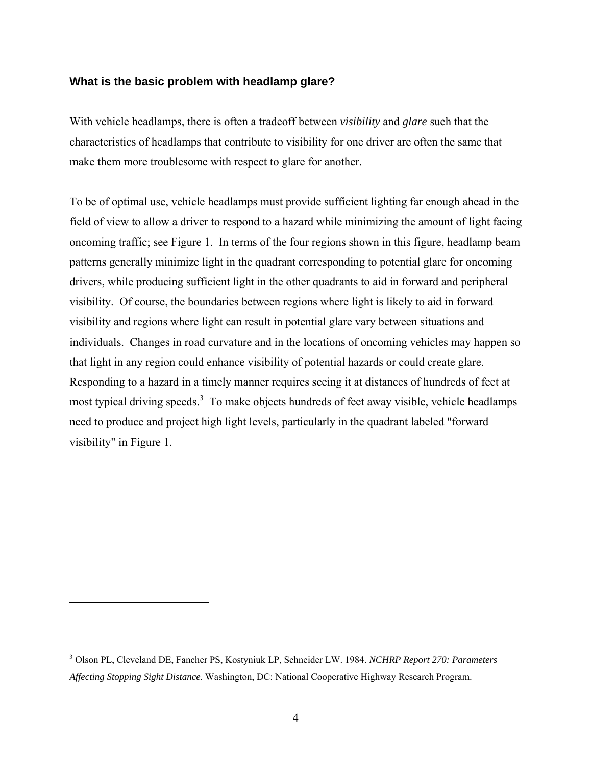### What is the basic problem with headlamp glare?

With vehicle headlamps, there is often a tradeoff between *visibility* and *glare* such that the characteristics of headlamps that contribute to visibility for one driver are often the same that make them more troublesome with respect to glare for another.

To be of optimal use, vehicle headlamps must provide sufficient lighting far enough ahead in the field of view to allow a driver to respond to a hazard while minimizing the amount of light facing oncoming traffic; see Figure 1. In terms of the four regions shown in this figure, headlamp beam patterns generally minimize light in the quadrant corresponding to potential glare for oncoming drivers, while producing sufficient light in the other quadrants to aid in forward and peripheral visibility. Of course, the boundaries between regions where light is likely to aid in forward visibility and regions where light can result in potential glare vary between situations and individuals. Changes in road curvature and in the locations of oncoming vehicles may happen so that light in any region could enhance visibility of potential hazards or could create glare. Responding to a hazard in a timely manner requires seeing it at distances of hundreds of feet at most typical driving speeds.[3] To make objects hundreds of feet away visible, vehicle headlamps need to produce and project high light levels, particularly in the quadrant labeled "forward visibility" in Figure 1.

---

[3] Olson PL, Cleveland DE, Fancher PS, Kostyniuk LP, Schneider LW. 1984. *NCHRP Report 270: Parameters Affecting Stopping Sight Distance*. Washington, DC: National Cooperative Highway Research Program.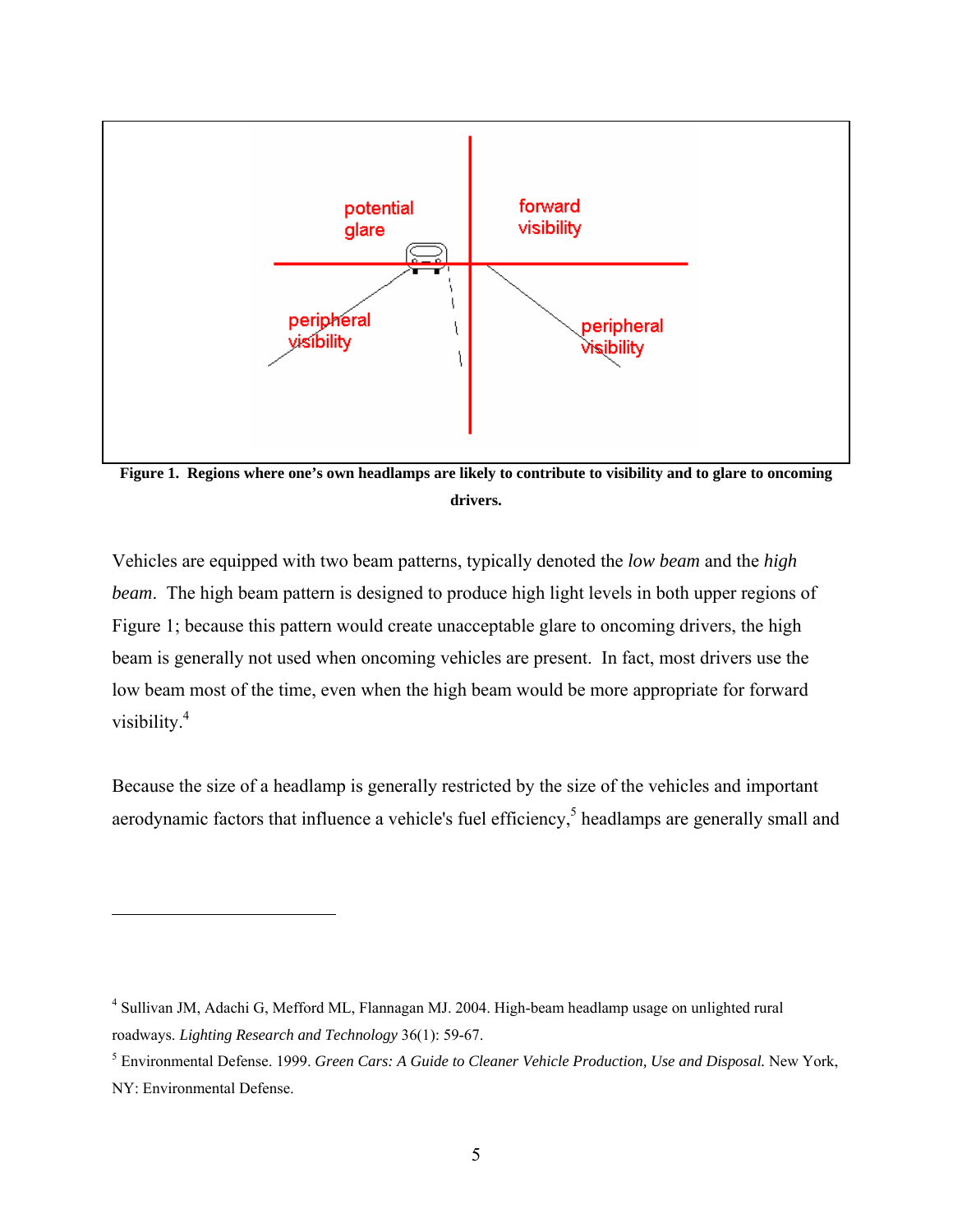**Figure 1. Regions where one's own headlamps are likely to contribute to visibility and to glare to oncoming drivers.**

Vehicles are equipped with two beam patterns, typically denoted the *low beam* and the *high beam*. The high beam pattern is designed to produce high light levels in both upper regions of Figure 1; because this pattern would create unacceptable glare to oncoming drivers, the high beam is generally not used when oncoming vehicles are present. In fact, most drivers use the low beam most of the time, even when the high beam would be more appropriate for forward visibility.[4]

Because the size of a headlamp is generally restricted by the size of the vehicles and important aerodynamic factors that influence a vehicle's fuel efficiency,[5] headlamps are generally small and

---

[4] Sullivan JM, Adachi G, Mefford ML, Flannagan MJ. 2004. High-beam headlamp usage on unlighted rural roadways. *Lighting Research and Technology* 36(1): 59-67.

[5] Environmental Defense. 1999. *Green Cars: A Guide to Cleaner Vehicle Production, Use and Disposal.* New York, NY: Environmental Defense.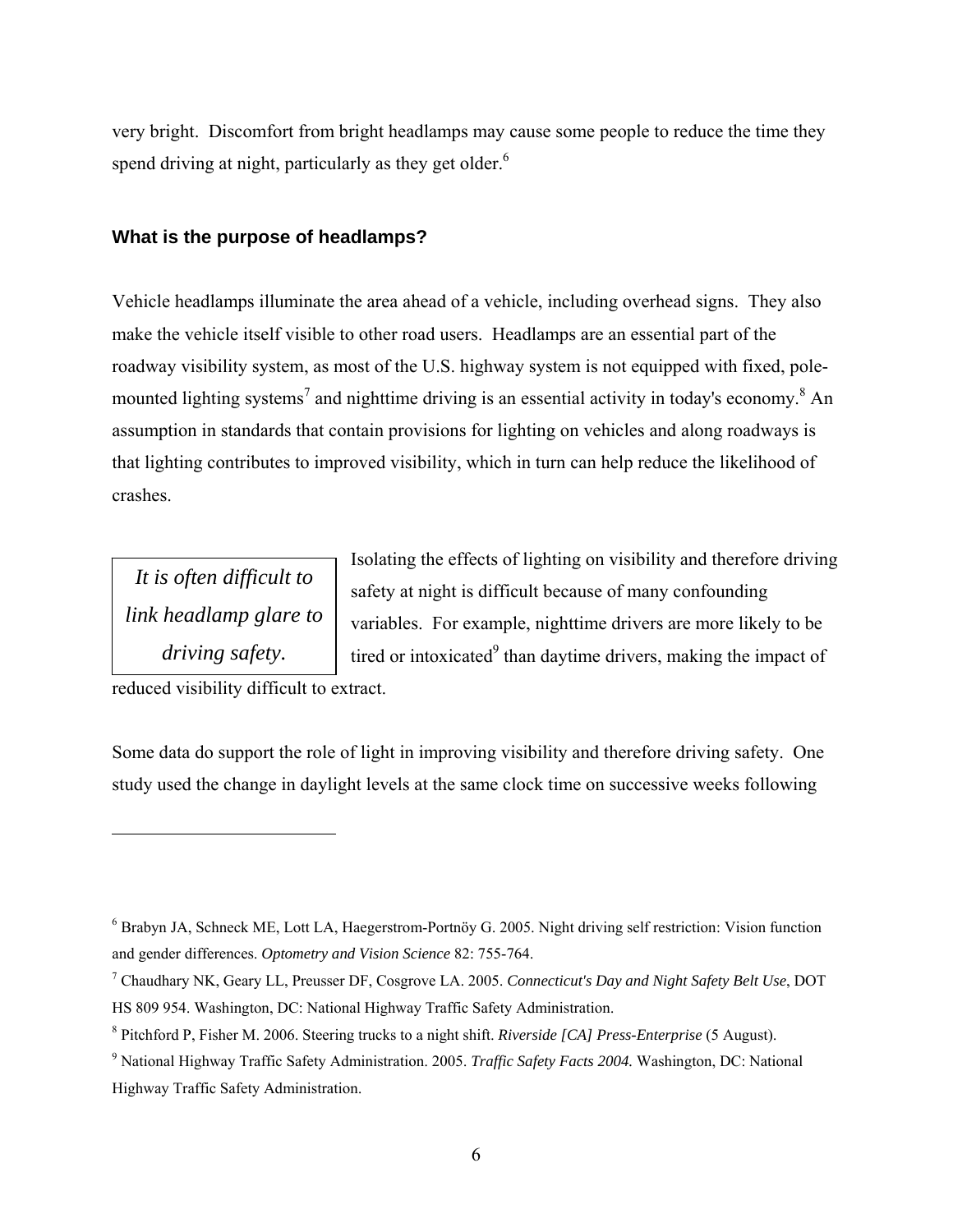very bright. Discomfort from bright headlamps may cause some people to reduce the time they spend driving at night, particularly as they get older.[6]

### What is the purpose of headlamps?

Vehicle headlamps illuminate the area ahead of a vehicle, including overhead signs. They also make the vehicle itself visible to other road users. Headlamps are an essential part of the roadway visibility system, as most of the U.S. highway system is not equipped with fixed, pole-mounted lighting systems[7] and nighttime driving is an essential activity in today's economy.[8] An assumption in standards that contain provisions for lighting on vehicles and along roadways is that lighting contributes to improved visibility, which in turn can help reduce the likelihood of crashes.

> *It is often difficult to link headlamp glare to driving safety.*

Isolating the effects of lighting on visibility and therefore driving safety at night is difficult because of many confounding variables. For example, nighttime drivers are more likely to be tired or intoxicated[9] than daytime drivers, making the impact of reduced visibility difficult to extract.

Some data do support the role of light in improving visibility and therefore driving safety. One study used the change in daylight levels at the same clock time on successive weeks following

---

[6] Brabyn JA, Schneck ME, Lott LA, Haegerstrom-Portnöy G. 2005. Night driving self restriction: Vision function and gender differences. *Optometry and Vision Science* 82: 755-764.

[7] Chaudhary NK, Geary LL, Preusser DF, Cosgrove LA. 2005. *Connecticut's Day and Night Safety Belt Use*, DOT HS 809 954. Washington, DC: National Highway Traffic Safety Administration.

[8] Pitchford P, Fisher M. 2006. Steering trucks to a night shift. *Riverside [CA] Press-Enterprise* (5 August).

[9] National Highway Traffic Safety Administration. 2005. *Traffic Safety Facts 2004.* Washington, DC: National Highway Traffic Safety Administration.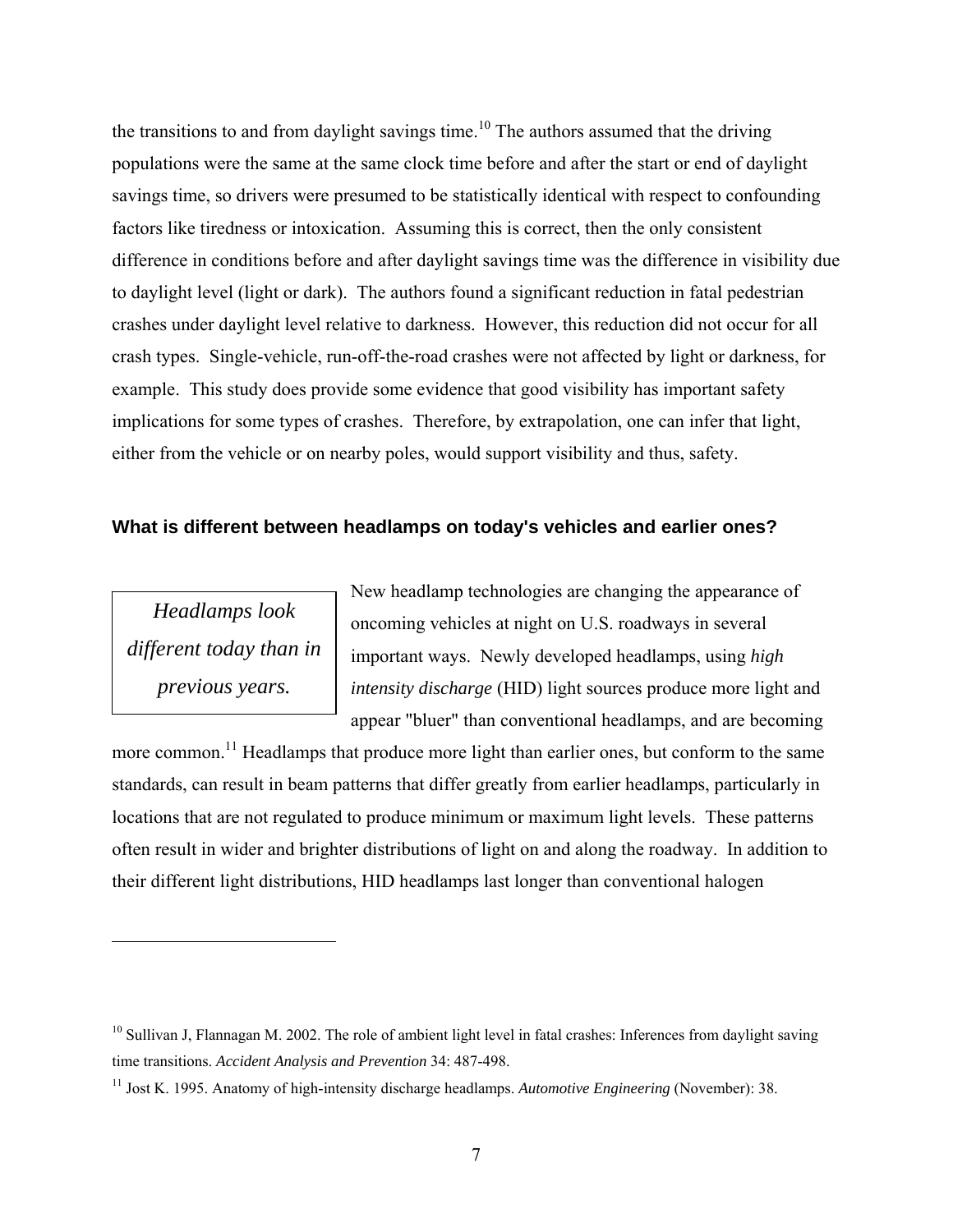the transitions to and from daylight savings time.[10] The authors assumed that the driving populations were the same at the same clock time before and after the start or end of daylight savings time, so drivers were presumed to be statistically identical with respect to confounding factors like tiredness or intoxication. Assuming this is correct, then the only consistent difference in conditions before and after daylight savings time was the difference in visibility due to daylight level (light or dark). The authors found a significant reduction in fatal pedestrian crashes under daylight level relative to darkness. However, this reduction did not occur for all crash types. Single-vehicle, run-off-the-road crashes were not affected by light or darkness, for example. This study does provide some evidence that good visibility has important safety implications for some types of crashes. Therefore, by extrapolation, one can infer that light, either from the vehicle or on nearby poles, would support visibility and thus, safety.

### What is different between headlamps on today's vehicles and earlier ones?

> *Headlamps look different today than in previous years.*

New headlamp technologies are changing the appearance of oncoming vehicles at night on U.S. roadways in several important ways. Newly developed headlamps, using *high intensity discharge* (HID) light sources produce more light and appear "bluer" than conventional headlamps, and are becoming more common.[11] Headlamps that produce more light than earlier ones, but conform to the same standards, can result in beam patterns that differ greatly from earlier headlamps, particularly in locations that are not regulated to produce minimum or maximum light levels. These patterns often result in wider and brighter distributions of light on and along the roadway. In addition to their different light distributions, HID headlamps last longer than conventional halogen

---

[10] Sullivan J, Flannagan M. 2002. The role of ambient light level in fatal crashes: Inferences from daylight saving time transitions. *Accident Analysis and Prevention* 34: 487-498.

[11] Jost K. 1995. Anatomy of high-intensity discharge headlamps. *Automotive Engineering* (November): 38.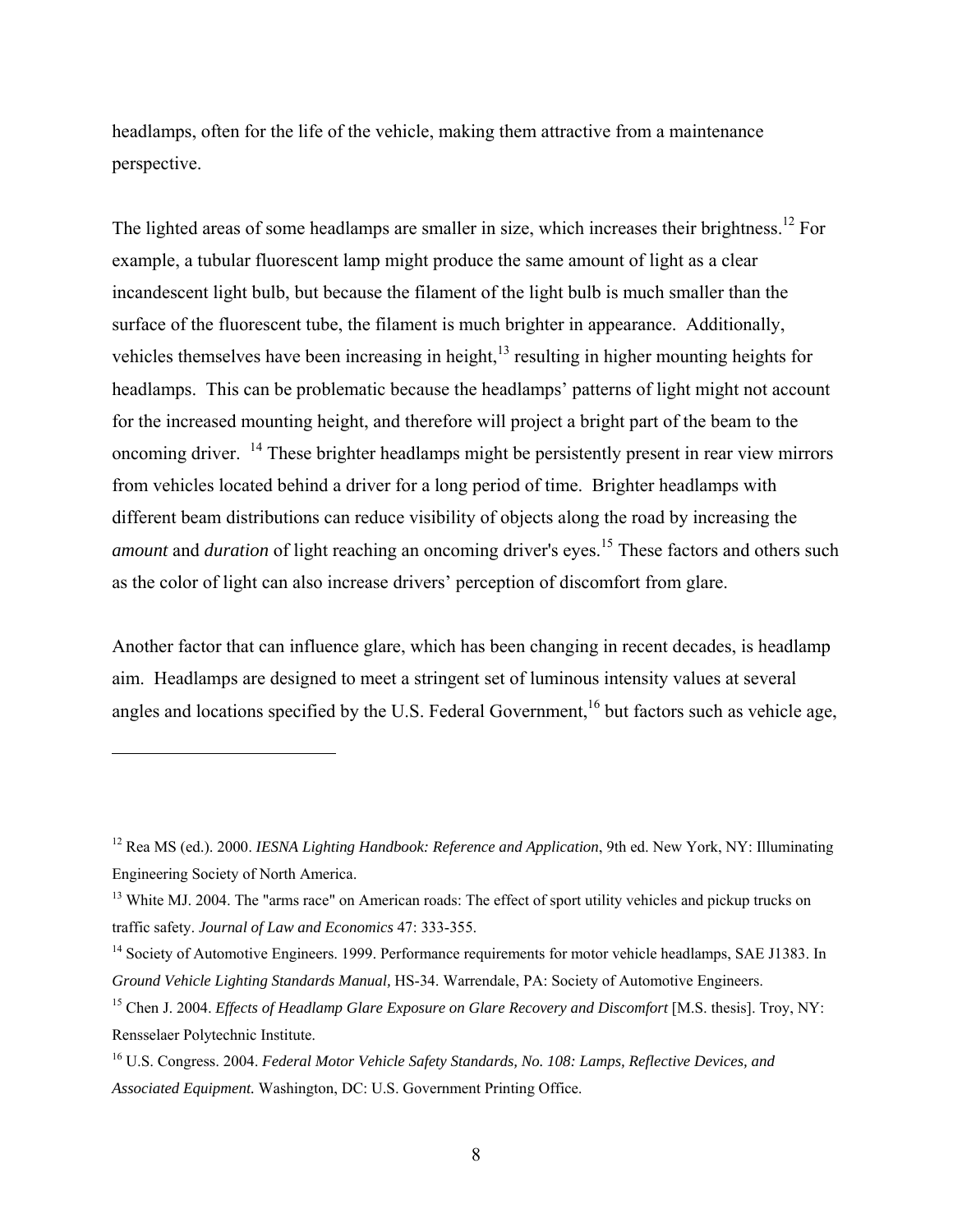headlamps, often for the life of the vehicle, making them attractive from a maintenance perspective.

The lighted areas of some headlamps are smaller in size, which increases their brightness.[12] For example, a tubular fluorescent lamp might produce the same amount of light as a clear incandescent light bulb, but because the filament of the light bulb is much smaller than the surface of the fluorescent tube, the filament is much brighter in appearance. Additionally, vehicles themselves have been increasing in height,[13] resulting in higher mounting heights for headlamps. This can be problematic because the headlamps' patterns of light might not account for the increased mounting height, and therefore will project a bright part of the beam to the oncoming driver. [14] These brighter headlamps might be persistently present in rear view mirrors from vehicles located behind a driver for a long period of time. Brighter headlamps with different beam distributions can reduce visibility of objects along the road by increasing the *amount* and *duration* of light reaching an oncoming driver's eyes.[15] These factors and others such as the color of light can also increase drivers' perception of discomfort from glare.

Another factor that can influence glare, which has been changing in recent decades, is headlamp aim. Headlamps are designed to meet a stringent set of luminous intensity values at several angles and locations specified by the U.S. Federal Government,[16] but factors such as vehicle age,

---

[12] Rea MS (ed.). 2000. *IESNA Lighting Handbook: Reference and Application*, 9th ed. New York, NY: Illuminating Engineering Society of North America.

[13] White MJ. 2004. The "arms race" on American roads: The effect of sport utility vehicles and pickup trucks on traffic safety. *Journal of Law and Economics* 47: 333-355.

[14] Society of Automotive Engineers. 1999. Performance requirements for motor vehicle headlamps, SAE J1383. In *Ground Vehicle Lighting Standards Manual,* HS-34. Warrendale, PA: Society of Automotive Engineers.

[15] Chen J. 2004. *Effects of Headlamp Glare Exposure on Glare Recovery and Discomfort* [M.S. thesis]. Troy, NY: Rensselaer Polytechnic Institute.

[16] U.S. Congress. 2004. *Federal Motor Vehicle Safety Standards, No. 108: Lamps, Reflective Devices, and Associated Equipment.* Washington, DC: U.S. Government Printing Office.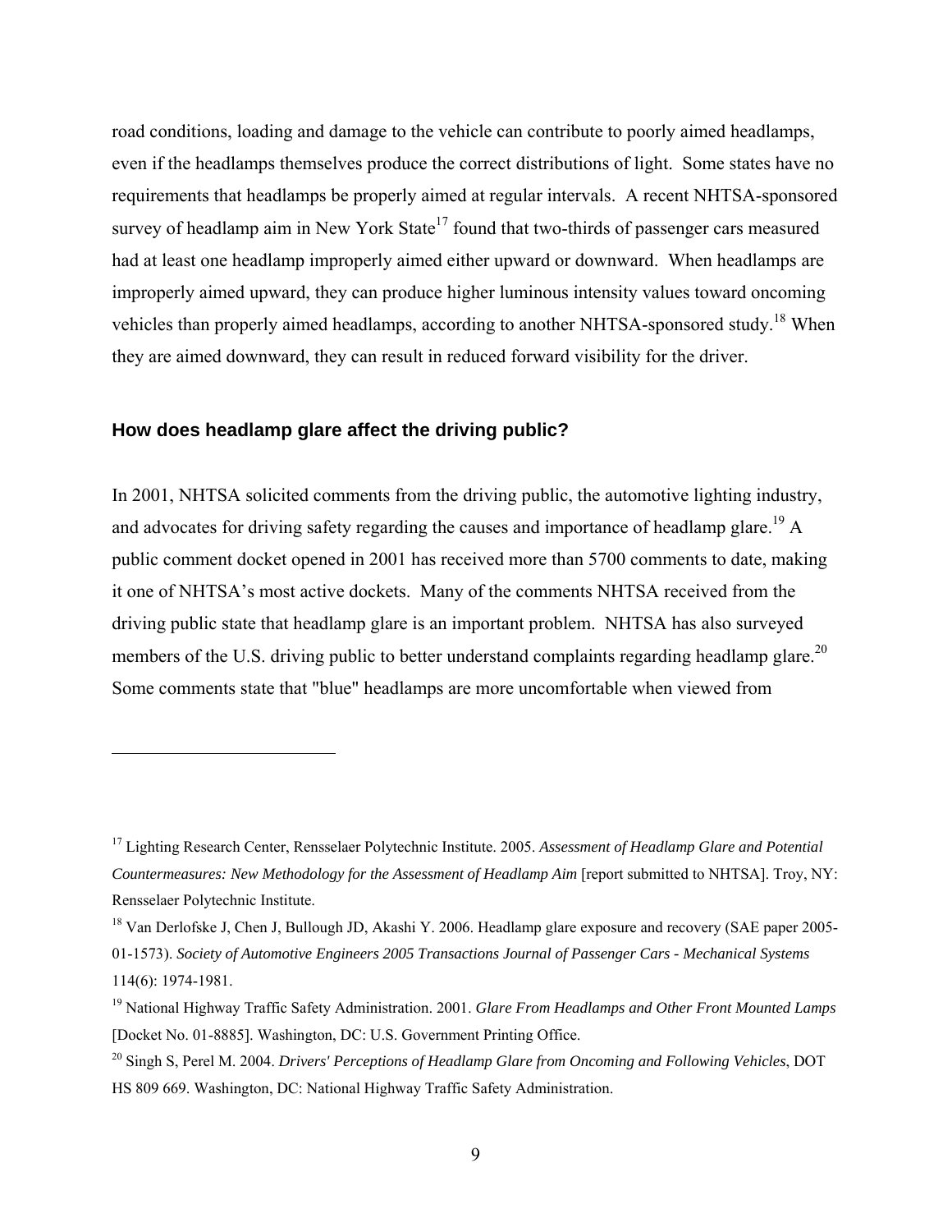road conditions, loading and damage to the vehicle can contribute to poorly aimed headlamps, even if the headlamps themselves produce the correct distributions of light. Some states have no requirements that headlamps be properly aimed at regular intervals. A recent NHTSA-sponsored survey of headlamp aim in New York State[17] found that two-thirds of passenger cars measured had at least one headlamp improperly aimed either upward or downward. When headlamps are improperly aimed upward, they can produce higher luminous intensity values toward oncoming vehicles than properly aimed headlamps, according to another NHTSA-sponsored study.[18] When they are aimed downward, they can result in reduced forward visibility for the driver.

### How does headlamp glare affect the driving public?

In 2001, NHTSA solicited comments from the driving public, the automotive lighting industry, and advocates for driving safety regarding the causes and importance of headlamp glare.[19] A public comment docket opened in 2001 has received more than 5700 comments to date, making it one of NHTSA's most active dockets. Many of the comments NHTSA received from the driving public state that headlamp glare is an important problem. NHTSA has also surveyed members of the U.S. driving public to better understand complaints regarding headlamp glare.[20] Some comments state that "blue" headlamps are more uncomfortable when viewed from

---

[17] Lighting Research Center, Rensselaer Polytechnic Institute. 2005. *Assessment of Headlamp Glare and Potential Countermeasures: New Methodology for the Assessment of Headlamp Aim* [report submitted to NHTSA]. Troy, NY: Rensselaer Polytechnic Institute.

[18] Van Derlofske J, Chen J, Bullough JD, Akashi Y. 2006. Headlamp glare exposure and recovery (SAE paper 2005-01-1573). *Society of Automotive Engineers 2005 Transactions Journal of Passenger Cars - Mechanical Systems* 114(6): 1974-1981.

[19] National Highway Traffic Safety Administration. 2001. *Glare From Headlamps and Other Front Mounted Lamps* [Docket No. 01-8885]. Washington, DC: U.S. Government Printing Office.

[20] Singh S, Perel M. 2004. *Drivers' Perceptions of Headlamp Glare from Oncoming and Following Vehicles*, DOT HS 809 669. Washington, DC: National Highway Traffic Safety Administration.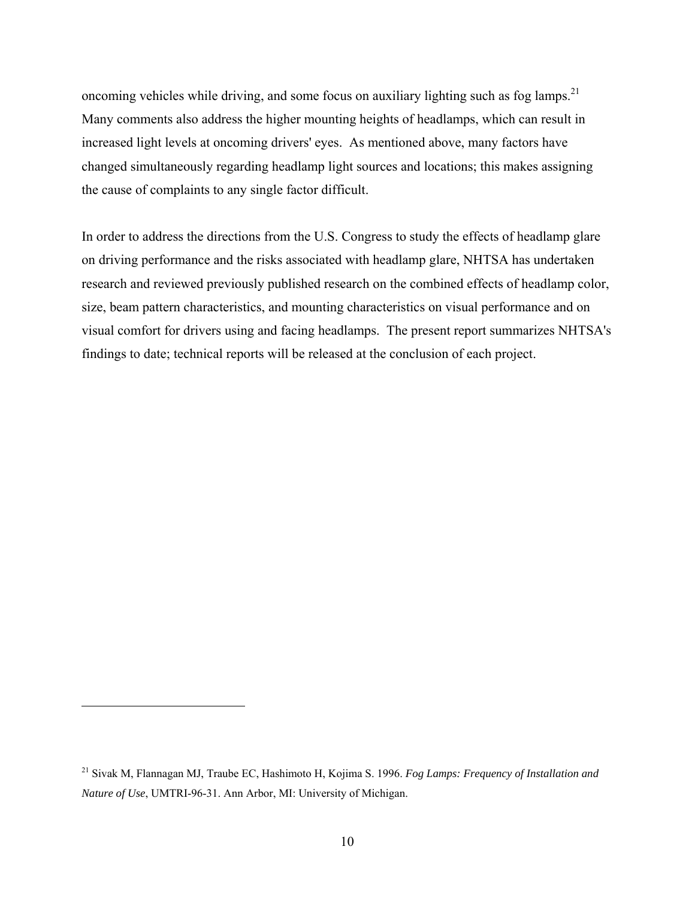oncoming vehicles while driving, and some focus on auxiliary lighting such as fog lamps.[21] Many comments also address the higher mounting heights of headlamps, which can result in increased light levels at oncoming drivers' eyes. As mentioned above, many factors have changed simultaneously regarding headlamp light sources and locations; this makes assigning the cause of complaints to any single factor difficult.

In order to address the directions from the U.S. Congress to study the effects of headlamp glare on driving performance and the risks associated with headlamp glare, NHTSA has undertaken research and reviewed previously published research on the combined effects of headlamp color, size, beam pattern characteristics, and mounting characteristics on visual performance and on visual comfort for drivers using and facing headlamps. The present report summarizes NHTSA's findings to date; technical reports will be released at the conclusion of each project.

---

[21] Sivak M, Flannagan MJ, Traube EC, Hashimoto H, Kojima S. 1996. *Fog Lamps: Frequency of Installation and Nature of Use*, UMTRI-96-31. Ann Arbor, MI: University of Michigan.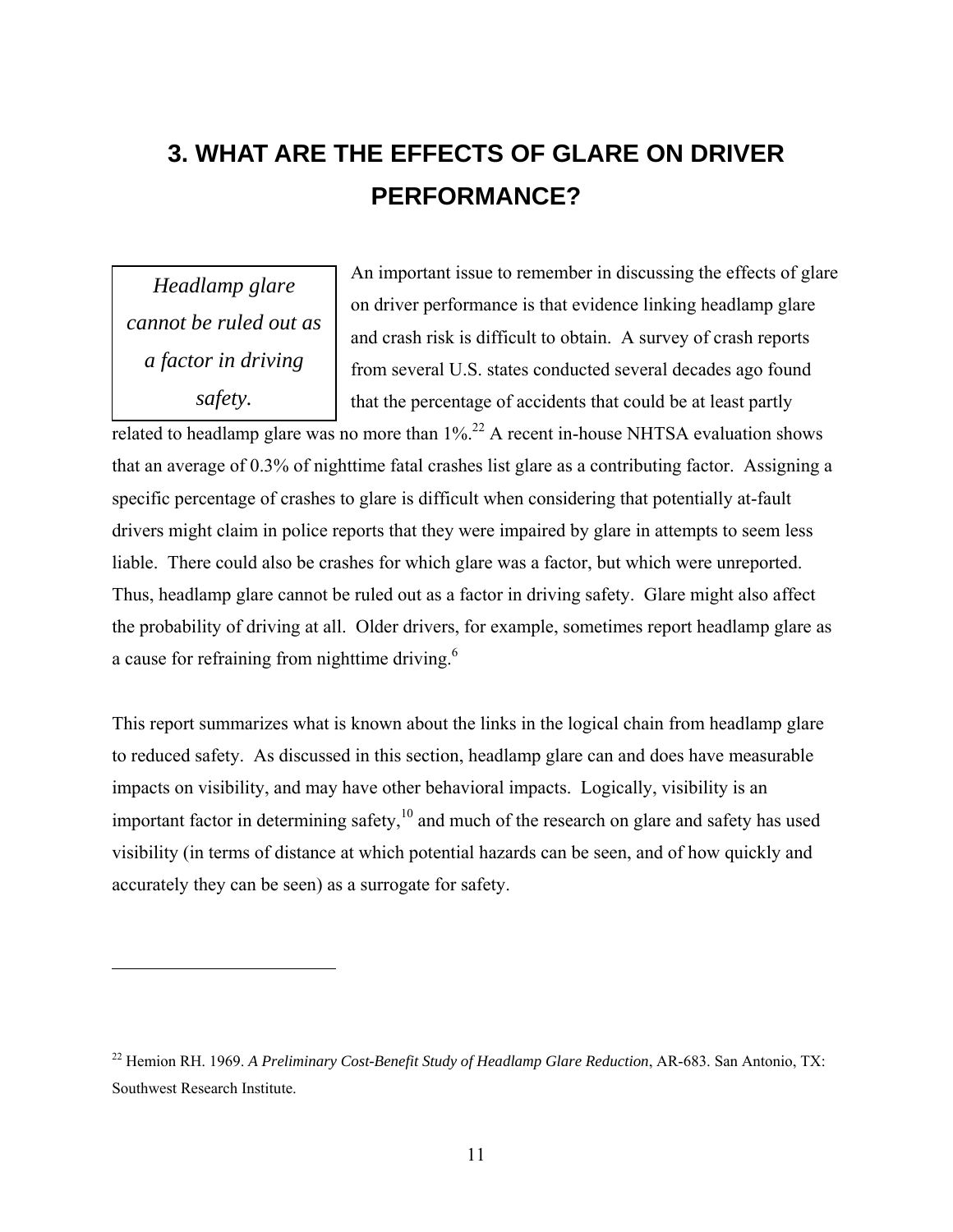# 3. WHAT ARE THE EFFECTS OF GLARE ON DRIVER PERFORMANCE?

*Headlamp glare cannot be ruled out as a factor in driving safety.*

An important issue to remember in discussing the effects of glare on driver performance is that evidence linking headlamp glare and crash risk is difficult to obtain. A survey of crash reports from several U.S. states conducted several decades ago found that the percentage of accidents that could be at least partly related to headlamp glare was no more than 1%.[22] A recent in-house NHTSA evaluation shows that an average of 0.3% of nighttime fatal crashes list glare as a contributing factor. Assigning a specific percentage of crashes to glare is difficult when considering that potentially at-fault drivers might claim in police reports that they were impaired by glare in attempts to seem less liable. There could also be crashes for which glare was a factor, but which were unreported. Thus, headlamp glare cannot be ruled out as a factor in driving safety. Glare might also affect the probability of driving at all. Older drivers, for example, sometimes report headlamp glare as a cause for refraining from nighttime driving.[6]

This report summarizes what is known about the links in the logical chain from headlamp glare to reduced safety. As discussed in this section, headlamp glare can and does have measurable impacts on visibility, and may have other behavioral impacts. Logically, visibility is an important factor in determining safety,[10] and much of the research on glare and safety has used visibility (in terms of distance at which potential hazards can be seen, and of how quickly and accurately they can be seen) as a surrogate for safety.

---

[22] Hemion RH. 1969. *A Preliminary Cost-Benefit Study of Headlamp Glare Reduction*, AR-683. San Antonio, TX: Southwest Research Institute.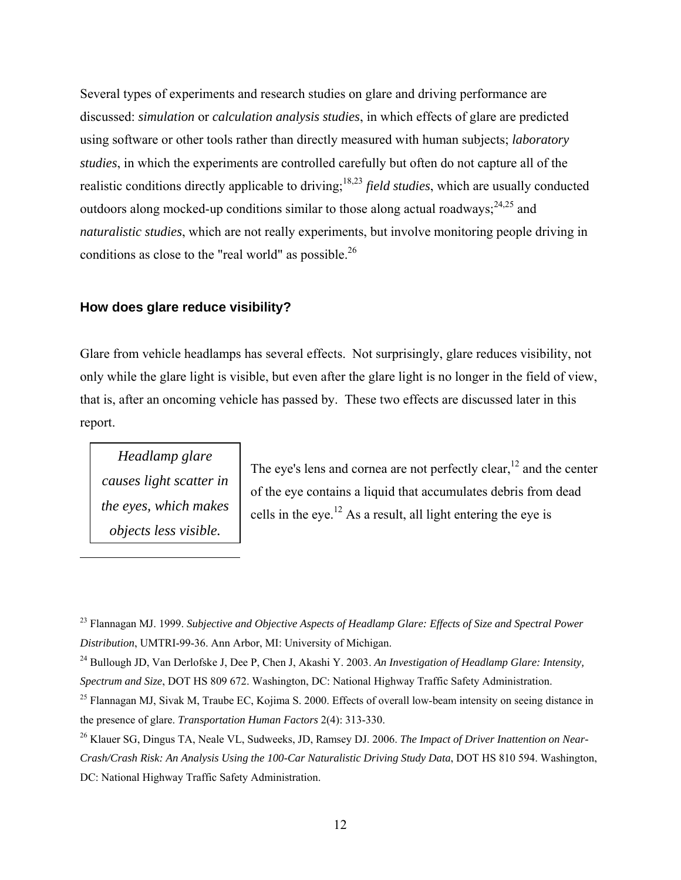Several types of experiments and research studies on glare and driving performance are discussed: *simulation* or *calculation analysis studies*, in which effects of glare are predicted using software or other tools rather than directly measured with human subjects; *laboratory studies*, in which the experiments are controlled carefully but often do not capture all of the realistic conditions directly applicable to driving;[18,23] *field studies*, which are usually conducted outdoors along mocked-up conditions similar to those along actual roadways;[24,25] and *naturalistic studies*, which are not really experiments, but involve monitoring people driving in conditions as close to the "real world" as possible.[26]

### How does glare reduce visibility?

Glare from vehicle headlamps has several effects. Not surprisingly, glare reduces visibility, not only while the glare light is visible, but even after the glare light is no longer in the field of view, that is, after an oncoming vehicle has passed by. These two effects are discussed later in this report.

> *Headlamp glare causes light scatter in the eyes, which makes objects less visible.*

The eye's lens and cornea are not perfectly clear,[12] and the center of the eye contains a liquid that accumulates debris from dead cells in the eye.[12] As a result, all light entering the eye is

---

[23] Flannagan MJ. 1999. *Subjective and Objective Aspects of Headlamp Glare: Effects of Size and Spectral Power Distribution*, UMTRI-99-36. Ann Arbor, MI: University of Michigan.

[24] Bullough JD, Van Derlofske J, Dee P, Chen J, Akashi Y. 2003. *An Investigation of Headlamp Glare: Intensity, Spectrum and Size*, DOT HS 809 672. Washington, DC: National Highway Traffic Safety Administration.

[25] Flannagan MJ, Sivak M, Traube EC, Kojima S. 2000. Effects of overall low-beam intensity on seeing distance in the presence of glare. *Transportation Human Factors* 2(4): 313-330.

[26] Klauer SG, Dingus TA, Neale VL, Sudweeks, JD, Ramsey DJ. 2006. *The Impact of Driver Inattention on Near-Crash/Crash Risk: An Analysis Using the 100-Car Naturalistic Driving Study Data*, DOT HS 810 594. Washington, DC: National Highway Traffic Safety Administration.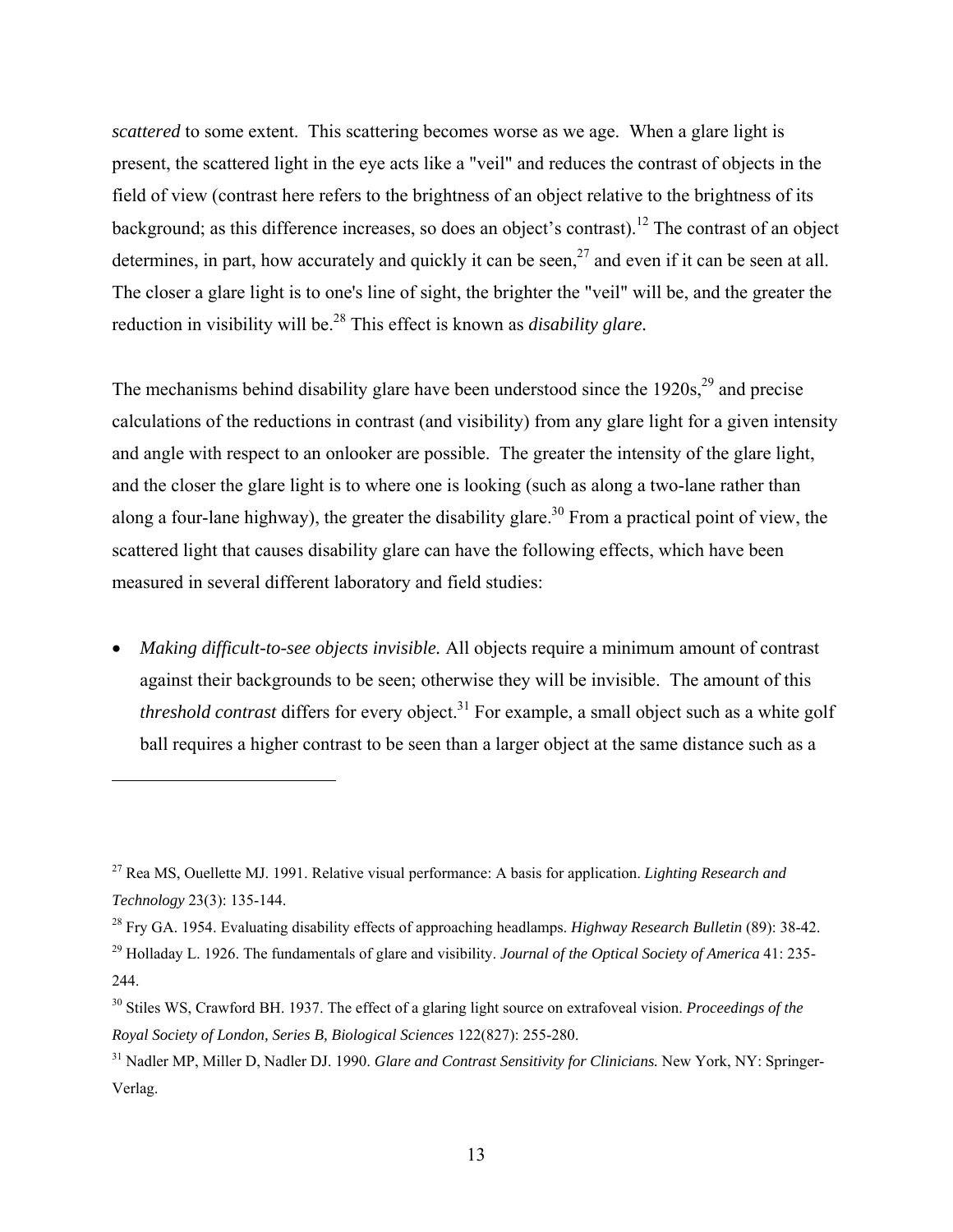*scattered* to some extent. This scattering becomes worse as we age. When a glare light is present, the scattered light in the eye acts like a "veil" and reduces the contrast of objects in the field of view (contrast here refers to the brightness of an object relative to the brightness of its background; as this difference increases, so does an object's contrast).[12] The contrast of an object determines, in part, how accurately and quickly it can be seen,[27] and even if it can be seen at all. The closer a glare light is to one's line of sight, the brighter the "veil" will be, and the greater the reduction in visibility will be.[28] This effect is known as *disability glare.*

The mechanisms behind disability glare have been understood since the 1920s,[29] and precise calculations of the reductions in contrast (and visibility) from any glare light for a given intensity and angle with respect to an onlooker are possible. The greater the intensity of the glare light, and the closer the glare light is to where one is looking (such as along a two-lane rather than along a four-lane highway), the greater the disability glare.[30] From a practical point of view, the scattered light that causes disability glare can have the following effects, which have been measured in several different laboratory and field studies:

- *Making difficult-to-see objects invisible.* All objects require a minimum amount of contrast against their backgrounds to be seen; otherwise they will be invisible. The amount of this *threshold contrast* differs for every object.[31] For example, a small object such as a white golf ball requires a higher contrast to be seen than a larger object at the same distance such as a

---

[27] Rea MS, Ouellette MJ. 1991. Relative visual performance: A basis for application. *Lighting Research and Technology* 23(3): 135-144.

[28] Fry GA. 1954. Evaluating disability effects of approaching headlamps. *Highway Research Bulletin* (89): 38-42.

[29] Holladay L. 1926. The fundamentals of glare and visibility. *Journal of the Optical Society of America* 41: 235-244.

[30] Stiles WS, Crawford BH. 1937. The effect of a glaring light source on extrafoveal vision. *Proceedings of the Royal Society of London, Series B, Biological Sciences* 122(827): 255-280.

[31] Nadler MP, Miller D, Nadler DJ. 1990. *Glare and Contrast Sensitivity for Clinicians.* New York, NY: Springer-Verlag.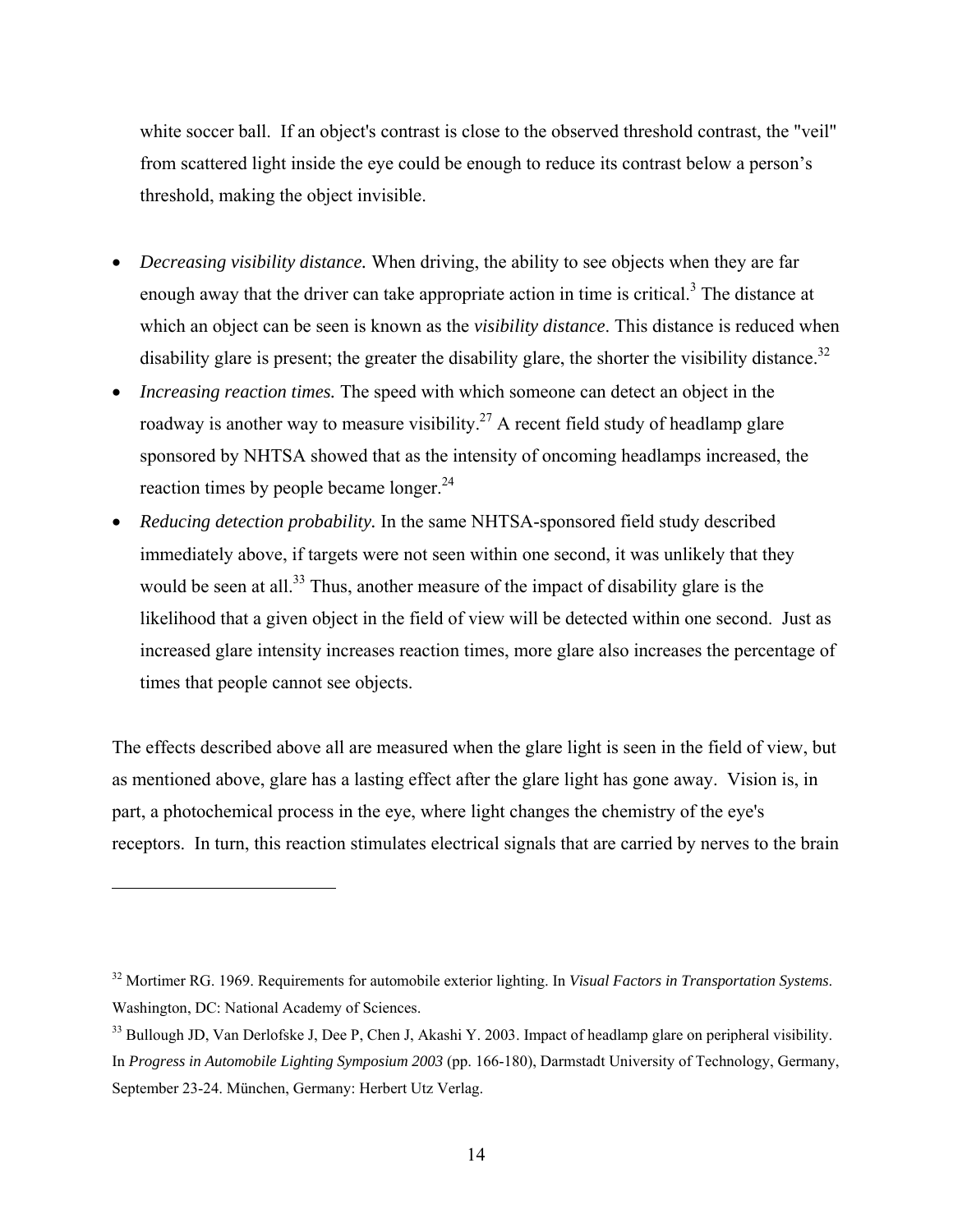white soccer ball. If an object's contrast is close to the observed threshold contrast, the "veil" from scattered light inside the eye could be enough to reduce its contrast below a person's threshold, making the object invisible.

- *Decreasing visibility distance.* When driving, the ability to see objects when they are far enough away that the driver can take appropriate action in time is critical.[3] The distance at which an object can be seen is known as the *visibility distance*. This distance is reduced when disability glare is present; the greater the disability glare, the shorter the visibility distance.[32]
- *Increasing reaction times.* The speed with which someone can detect an object in the roadway is another way to measure visibility.[27] A recent field study of headlamp glare sponsored by NHTSA showed that as the intensity of oncoming headlamps increased, the reaction times by people became longer.[24]
- *Reducing detection probability.* In the same NHTSA-sponsored field study described immediately above, if targets were not seen within one second, it was unlikely that they would be seen at all.[33] Thus, another measure of the impact of disability glare is the likelihood that a given object in the field of view will be detected within one second. Just as increased glare intensity increases reaction times, more glare also increases the percentage of times that people cannot see objects.

The effects described above all are measured when the glare light is seen in the field of view, but as mentioned above, glare has a lasting effect after the glare light has gone away. Vision is, in part, a photochemical process in the eye, where light changes the chemistry of the eye's receptors. In turn, this reaction stimulates electrical signals that are carried by nerves to the brain

---

[32] Mortimer RG. 1969. Requirements for automobile exterior lighting. In *Visual Factors in Transportation Systems*. Washington, DC: National Academy of Sciences.

[33] Bullough JD, Van Derlofske J, Dee P, Chen J, Akashi Y. 2003. Impact of headlamp glare on peripheral visibility. In *Progress in Automobile Lighting Symposium 2003* (pp. 166-180), Darmstadt University of Technology, Germany, September 23-24. München, Germany: Herbert Utz Verlag.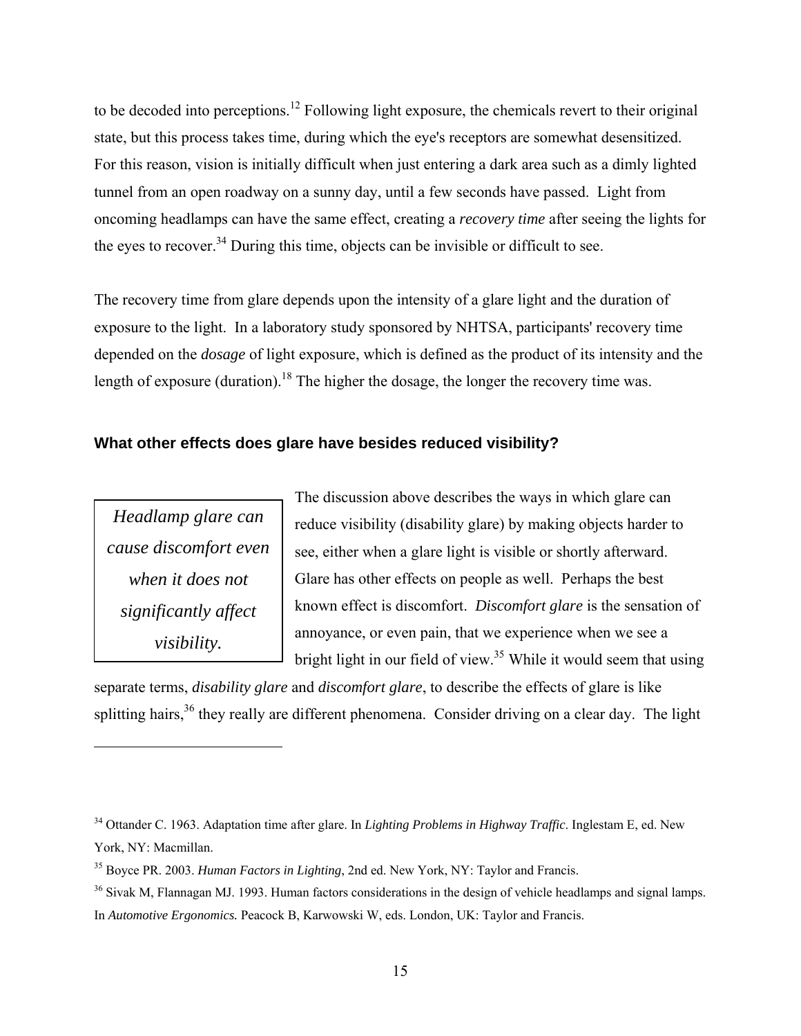to be decoded into perceptions.[12] Following light exposure, the chemicals revert to their original state, but this process takes time, during which the eye's receptors are somewhat desensitized. For this reason, vision is initially difficult when just entering a dark area such as a dimly lighted tunnel from an open roadway on a sunny day, until a few seconds have passed. Light from oncoming headlamps can have the same effect, creating a *recovery time* after seeing the lights for the eyes to recover.[34] During this time, objects can be invisible or difficult to see.

The recovery time from glare depends upon the intensity of a glare light and the duration of exposure to the light. In a laboratory study sponsored by NHTSA, participants' recovery time depended on the *dosage* of light exposure, which is defined as the product of its intensity and the length of exposure (duration).[18] The higher the dosage, the longer the recovery time was.

### What other effects does glare have besides reduced visibility?

> *Headlamp glare can cause discomfort even when it does not significantly affect visibility.*

The discussion above describes the ways in which glare can reduce visibility (disability glare) by making objects harder to see, either when a glare light is visible or shortly afterward. Glare has other effects on people as well. Perhaps the best known effect is discomfort. *Discomfort glare* is the sensation of annoyance, or even pain, that we experience when we see a bright light in our field of view.[35] While it would seem that using separate terms, *disability glare* and *discomfort glare*, to describe the effects of glare is like splitting hairs,[36] they really are different phenomena. Consider driving on a clear day. The light

---

[34] Ottander C. 1963. Adaptation time after glare. In *Lighting Problems in Highway Traffic*. Inglestam E, ed. New York, NY: Macmillan.

[35] Boyce PR. 2003. *Human Factors in Lighting*, 2nd ed. New York, NY: Taylor and Francis.

[36] Sivak M, Flannagan MJ. 1993. Human factors considerations in the design of vehicle headlamps and signal lamps. In *Automotive Ergonomics.* Peacock B, Karwowski W, eds. London, UK: Taylor and Francis.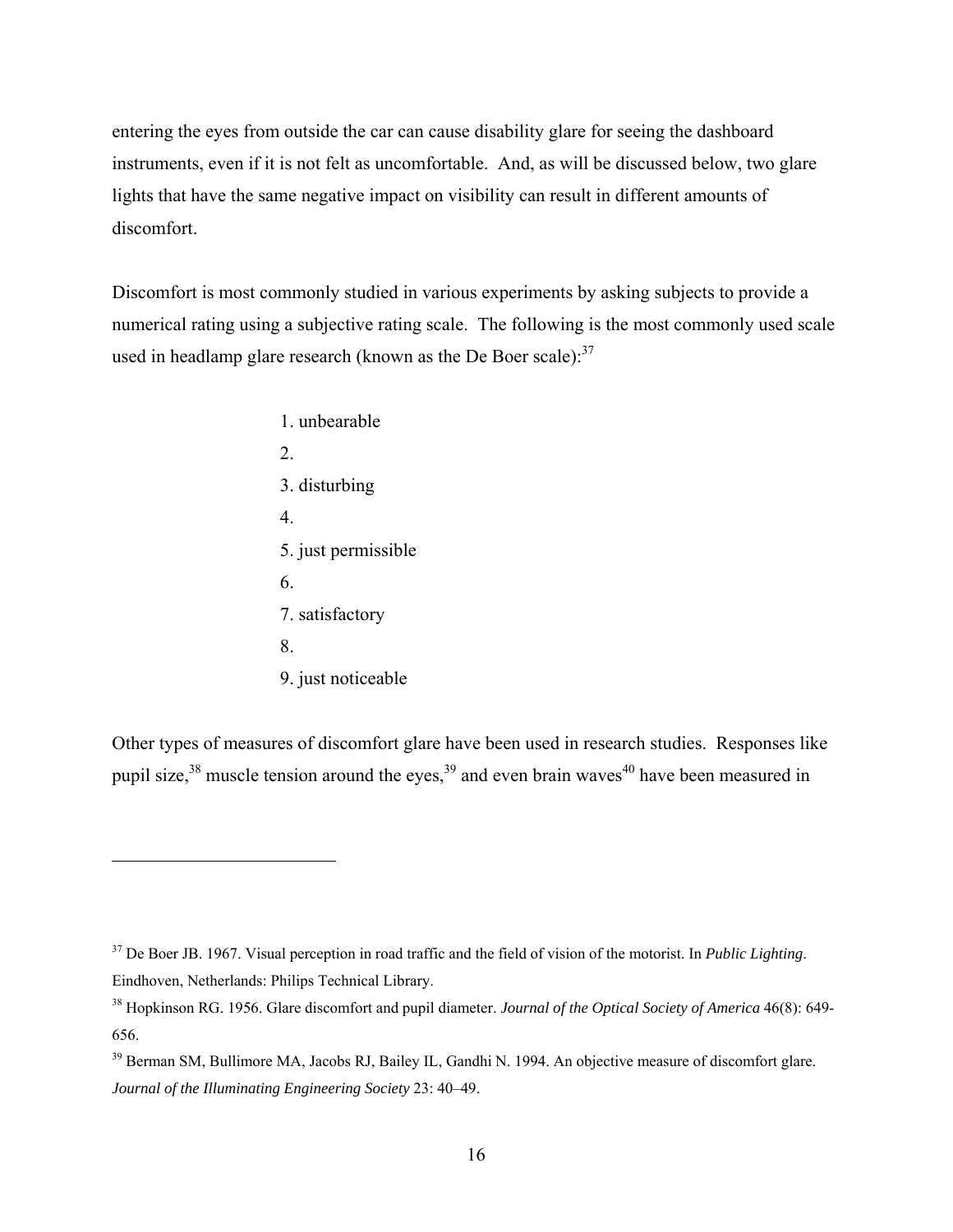entering the eyes from outside the car can cause disability glare for seeing the dashboard instruments, even if it is not felt as uncomfortable. And, as will be discussed below, two glare lights that have the same negative impact on visibility can result in different amounts of discomfort.

Discomfort is most commonly studied in various experiments by asking subjects to provide a numerical rating using a subjective rating scale. The following is the most commonly used scale used in headlamp glare research (known as the De Boer scale):[37]

1. unbearable
2.
3. disturbing
4.
5. just permissible
6.
7. satisfactory
8.
9. just noticeable

Other types of measures of discomfort glare have been used in research studies. Responses like pupil size,[38] muscle tension around the eyes,[39] and even brain waves[40] have been measured in

---

[37] De Boer JB. 1967. Visual perception in road traffic and the field of vision of the motorist. In *Public Lighting*. Eindhoven, Netherlands: Philips Technical Library.

[38] Hopkinson RG. 1956. Glare discomfort and pupil diameter. *Journal of the Optical Society of America* 46(8): 649-656.

[39] Berman SM, Bullimore MA, Jacobs RJ, Bailey IL, Gandhi N. 1994. An objective measure of discomfort glare. *Journal of the Illuminating Engineering Society* 23: 40–49.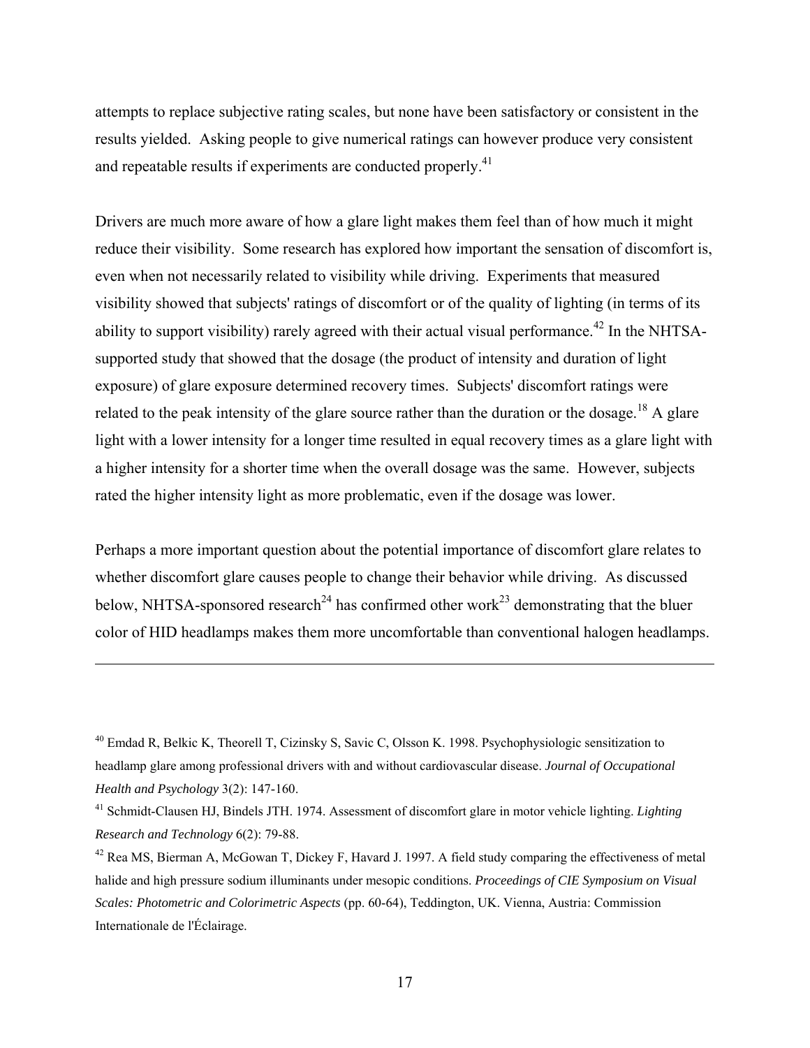attempts to replace subjective rating scales, but none have been satisfactory or consistent in the results yielded. Asking people to give numerical ratings can however produce very consistent and repeatable results if experiments are conducted properly.[41]

Drivers are much more aware of how a glare light makes them feel than of how much it might reduce their visibility. Some research has explored how important the sensation of discomfort is, even when not necessarily related to visibility while driving. Experiments that measured visibility showed that subjects' ratings of discomfort or of the quality of lighting (in terms of its ability to support visibility) rarely agreed with their actual visual performance.[42] In the NHTSA-supported study that showed that the dosage (the product of intensity and duration of light exposure) of glare exposure determined recovery times. Subjects' discomfort ratings were related to the peak intensity of the glare source rather than the duration or the dosage.[18] A glare light with a lower intensity for a longer time resulted in equal recovery times as a glare light with a higher intensity for a shorter time when the overall dosage was the same. However, subjects rated the higher intensity light as more problematic, even if the dosage was lower.

Perhaps a more important question about the potential importance of discomfort glare relates to whether discomfort glare causes people to change their behavior while driving. As discussed below, NHTSA-sponsored research[24] has confirmed other work[23] demonstrating that the bluer color of HID headlamps makes them more uncomfortable than conventional halogen headlamps.

---

[40] Emdad R, Belkic K, Theorell T, Cizinsky S, Savic C, Olsson K. 1998. Psychophysiologic sensitization to headlamp glare among professional drivers with and without cardiovascular disease. *Journal of Occupational Health and Psychology* 3(2): 147-160.

[41] Schmidt-Clausen HJ, Bindels JTH. 1974. Assessment of discomfort glare in motor vehicle lighting. *Lighting Research and Technology* 6(2): 79-88.

[42] Rea MS, Bierman A, McGowan T, Dickey F, Havard J. 1997. A field study comparing the effectiveness of metal halide and high pressure sodium illuminants under mesopic conditions. *Proceedings of CIE Symposium on Visual Scales: Photometric and Colorimetric Aspects* (pp. 60-64), Teddington, UK. Vienna, Austria: Commission Internationale de l'Éclairage.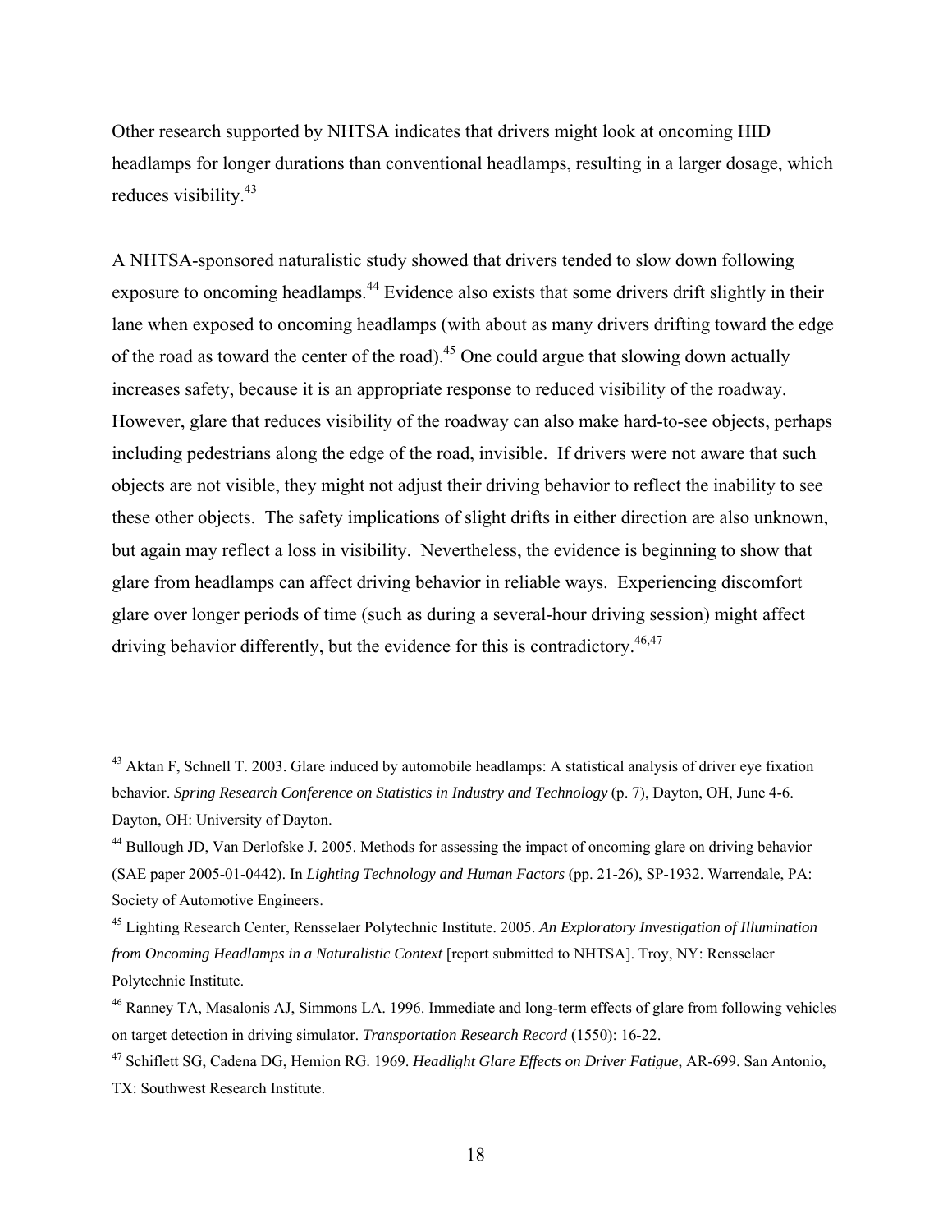Other research supported by NHTSA indicates that drivers might look at oncoming HID headlamps for longer durations than conventional headlamps, resulting in a larger dosage, which reduces visibility.[43]

A NHTSA-sponsored naturalistic study showed that drivers tended to slow down following exposure to oncoming headlamps.[44] Evidence also exists that some drivers drift slightly in their lane when exposed to oncoming headlamps (with about as many drivers drifting toward the edge of the road as toward the center of the road).[45] One could argue that slowing down actually increases safety, because it is an appropriate response to reduced visibility of the roadway. However, glare that reduces visibility of the roadway can also make hard-to-see objects, perhaps including pedestrians along the edge of the road, invisible. If drivers were not aware that such objects are not visible, they might not adjust their driving behavior to reflect the inability to see these other objects. The safety implications of slight drifts in either direction are also unknown, but again may reflect a loss in visibility. Nevertheless, the evidence is beginning to show that glare from headlamps can affect driving behavior in reliable ways. Experiencing discomfort glare over longer periods of time (such as during a several-hour driving session) might affect driving behavior differently, but the evidence for this is contradictory.[46,47]

---

[43] Aktan F, Schnell T. 2003. Glare induced by automobile headlamps: A statistical analysis of driver eye fixation behavior. *Spring Research Conference on Statistics in Industry and Technology* (p. 7), Dayton, OH, June 4-6. Dayton, OH: University of Dayton.

[44] Bullough JD, Van Derlofske J. 2005. Methods for assessing the impact of oncoming glare on driving behavior (SAE paper 2005-01-0442). In *Lighting Technology and Human Factors* (pp. 21-26), SP-1932. Warrendale, PA: Society of Automotive Engineers.

[45] Lighting Research Center, Rensselaer Polytechnic Institute. 2005. *An Exploratory Investigation of Illumination from Oncoming Headlamps in a Naturalistic Context* [report submitted to NHTSA]. Troy, NY: Rensselaer Polytechnic Institute.

[46] Ranney TA, Masalonis AJ, Simmons LA. 1996. Immediate and long-term effects of glare from following vehicles on target detection in driving simulator. *Transportation Research Record* (1550): 16-22.

[47] Schiflett SG, Cadena DG, Hemion RG. 1969. *Headlight Glare Effects on Driver Fatigue*, AR-699. San Antonio, TX: Southwest Research Institute.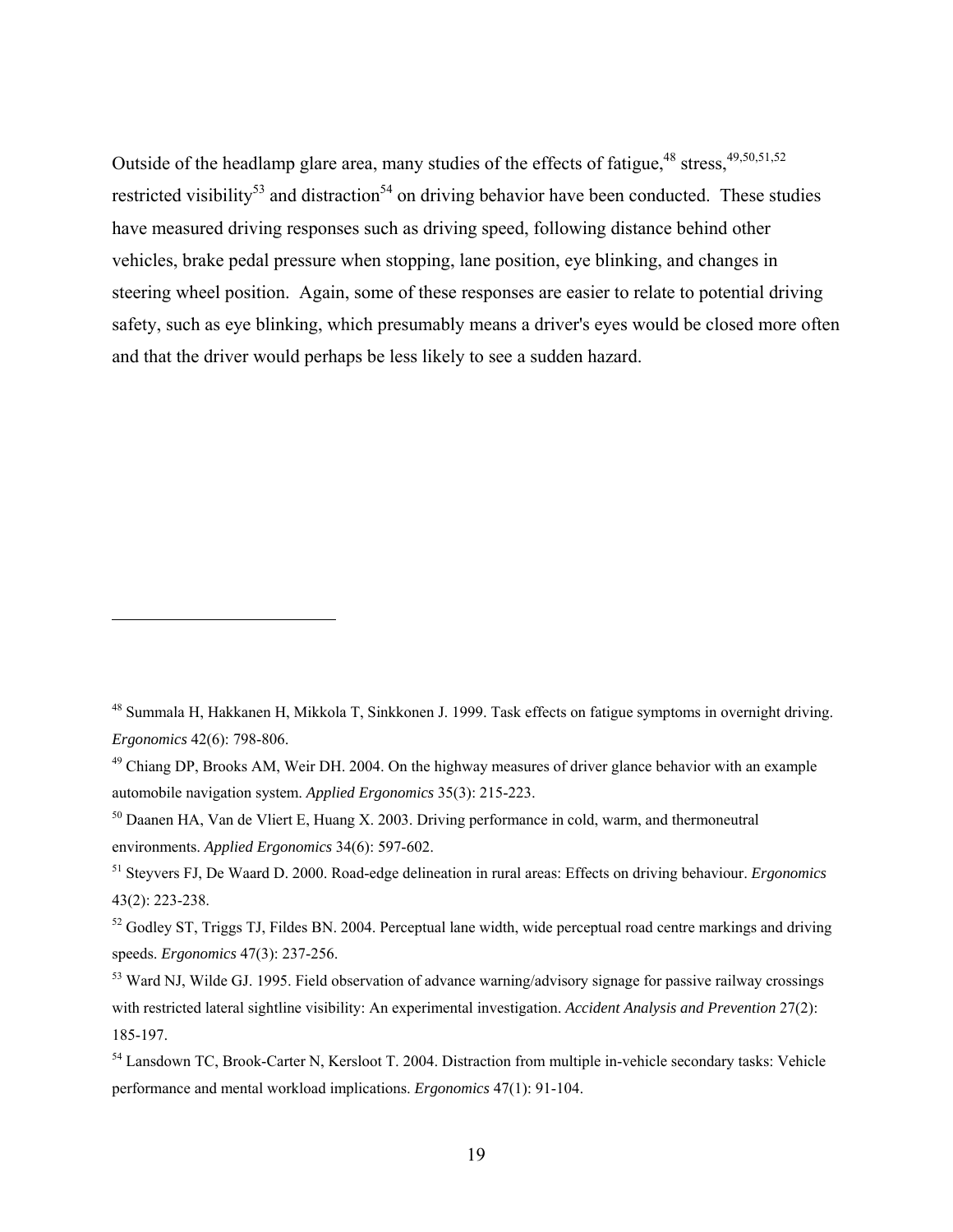Outside of the headlamp glare area, many studies of the effects of fatigue,[48] stress,[49,50,51,52] restricted visibility[53] and distraction[54] on driving behavior have been conducted. These studies have measured driving responses such as driving speed, following distance behind other vehicles, brake pedal pressure when stopping, lane position, eye blinking, and changes in steering wheel position. Again, some of these responses are easier to relate to potential driving safety, such as eye blinking, which presumably means a driver's eyes would be closed more often and that the driver would perhaps be less likely to see a sudden hazard.

---

[48] Summala H, Hakkanen H, Mikkola T, Sinkkonen J. 1999. Task effects on fatigue symptoms in overnight driving. *Ergonomics* 42(6): 798-806.

[49] Chiang DP, Brooks AM, Weir DH. 2004. On the highway measures of driver glance behavior with an example automobile navigation system. *Applied Ergonomics* 35(3): 215-223.

[50] Daanen HA, Van de Vliert E, Huang X. 2003. Driving performance in cold, warm, and thermoneutral environments. *Applied Ergonomics* 34(6): 597-602.

[51] Steyvers FJ, De Waard D. 2000. Road-edge delineation in rural areas: Effects on driving behaviour. *Ergonomics* 43(2): 223-238.

[52] Godley ST, Triggs TJ, Fildes BN. 2004. Perceptual lane width, wide perceptual road centre markings and driving speeds. *Ergonomics* 47(3): 237-256.

[53] Ward NJ, Wilde GJ. 1995. Field observation of advance warning/advisory signage for passive railway crossings with restricted lateral sightline visibility: An experimental investigation. *Accident Analysis and Prevention* 27(2): 185-197.

[54] Lansdown TC, Brook-Carter N, Kersloot T. 2004. Distraction from multiple in-vehicle secondary tasks: Vehicle performance and mental workload implications. *Ergonomics* 47(1): 91-104.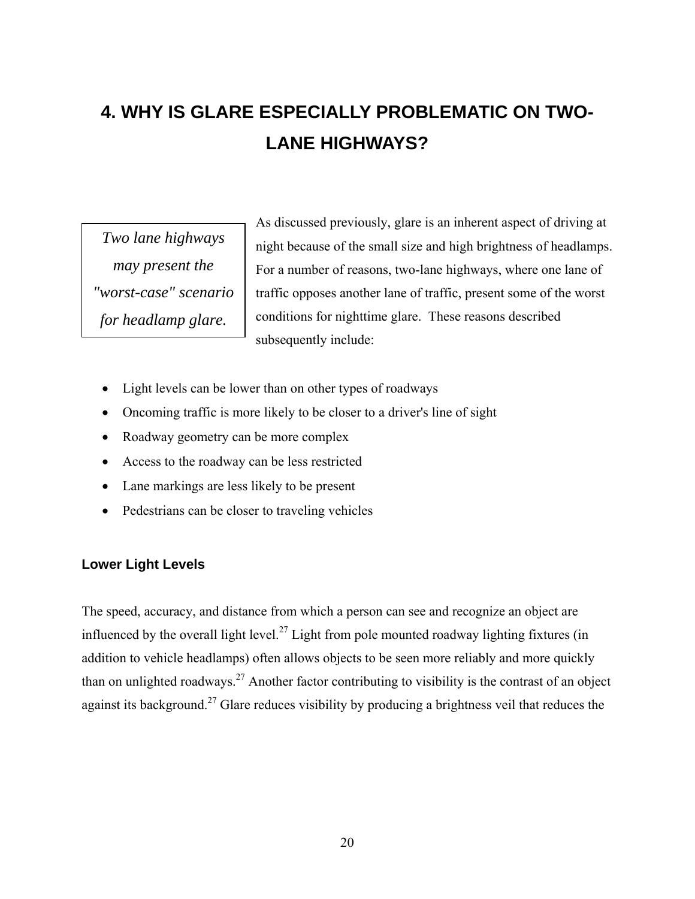# 4. WHY IS GLARE ESPECIALLY PROBLEMATIC ON TWO-LANE HIGHWAYS?

*Two lane highways may present the "worst-case" scenario for headlamp glare.*

As discussed previously, glare is an inherent aspect of driving at night because of the small size and high brightness of headlamps. For a number of reasons, two-lane highways, where one lane of traffic opposes another lane of traffic, present some of the worst conditions for nighttime glare. These reasons described subsequently include:

- Light levels can be lower than on other types of roadways
- Oncoming traffic is more likely to be closer to a driver's line of sight
- Roadway geometry can be more complex
- Access to the roadway can be less restricted
- Lane markings are less likely to be present
- Pedestrians can be closer to traveling vehicles

### Lower Light Levels

The speed, accuracy, and distance from which a person can see and recognize an object are influenced by the overall light level.[27] Light from pole mounted roadway lighting fixtures (in addition to vehicle headlamps) often allows objects to be seen more reliably and more quickly than on unlighted roadways.[27] Another factor contributing to visibility is the contrast of an object against its background.[27] Glare reduces visibility by producing a brightness veil that reduces the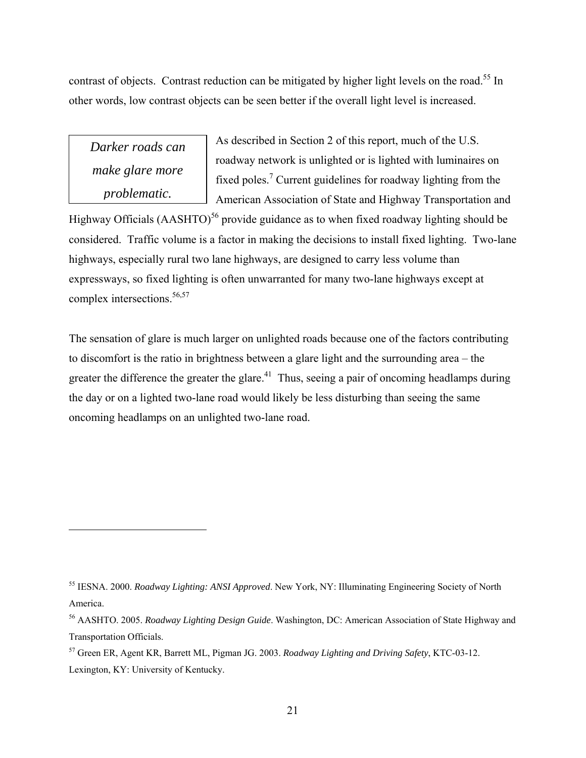contrast of objects. Contrast reduction can be mitigated by higher light levels on the road.[55] In other words, low contrast objects can be seen better if the overall light level is increased.

*Darker roads can make glare more problematic.*

As described in Section 2 of this report, much of the U.S. roadway network is unlighted or is lighted with luminaires on fixed poles.[7] Current guidelines for roadway lighting from the American Association of State and Highway Transportation and Highway Officials (AASHTO)[56] provide guidance as to when fixed roadway lighting should be considered. Traffic volume is a factor in making the decisions to install fixed lighting. Two-lane highways, especially rural two lane highways, are designed to carry less volume than expressways, so fixed lighting is often unwarranted for many two-lane highways except at complex intersections.[56,57]

The sensation of glare is much larger on unlighted roads because one of the factors contributing to discomfort is the ratio in brightness between a glare light and the surrounding area – the greater the difference the greater the glare.[41] Thus, seeing a pair of oncoming headlamps during the day or on a lighted two-lane road would likely be less disturbing than seeing the same oncoming headlamps on an unlighted two-lane road.

---

[55] IESNA. 2000. *Roadway Lighting: ANSI Approved*. New York, NY: Illuminating Engineering Society of North America.

[56] AASHTO. 2005. *Roadway Lighting Design Guide*. Washington, DC: American Association of State Highway and Transportation Officials.

[57] Green ER, Agent KR, Barrett ML, Pigman JG. 2003. *Roadway Lighting and Driving Safety*, KTC-03-12. Lexington, KY: University of Kentucky.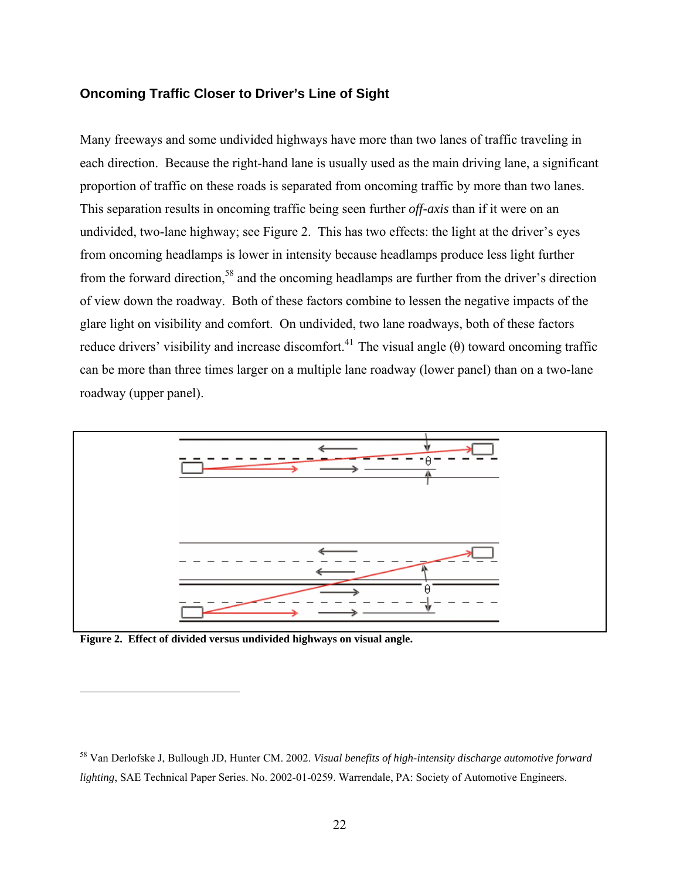### Oncoming Traffic Closer to Driver's Line of Sight

Many freeways and some undivided highways have more than two lanes of traffic traveling in each direction. Because the right-hand lane is usually used as the main driving lane, a significant proportion of traffic on these roads is separated from oncoming traffic by more than two lanes. This separation results in oncoming traffic being seen further *off-axis* than if it were on an undivided, two-lane highway; see Figure 2. This has two effects: the light at the driver's eyes from oncoming headlamps is lower in intensity because headlamps produce less light further from the forward direction,[58] and the oncoming headlamps are further from the driver's direction of view down the roadway. Both of these factors combine to lessen the negative impacts of the glare light on visibility and comfort. On undivided, two lane roadways, both of these factors reduce drivers' visibility and increase discomfort.[41] The visual angle (θ) toward oncoming traffic can be more than three times larger on a multiple lane roadway (lower panel) than on a two-lane roadway (upper panel).

**Figure 2. Effect of divided versus undivided highways on visual angle.**

[58] Van Derlofske J, Bullough JD, Hunter CM. 2002. *Visual benefits of high-intensity discharge automotive forward lighting*, SAE Technical Paper Series. No. 2002-01-0259. Warrendale, PA: Society of Automotive Engineers.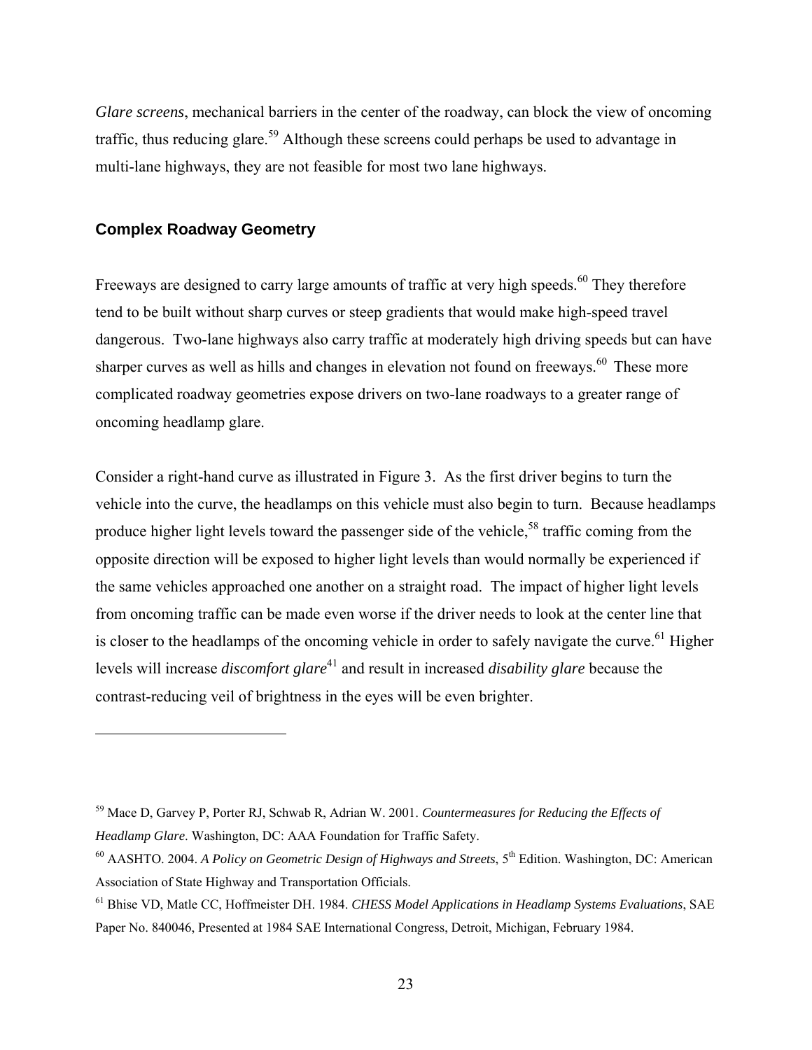*Glare screens*, mechanical barriers in the center of the roadway, can block the view of oncoming traffic, thus reducing glare.[59] Although these screens could perhaps be used to advantage in multi-lane highways, they are not feasible for most two lane highways.

### Complex Roadway Geometry

Freeways are designed to carry large amounts of traffic at very high speeds.[60] They therefore tend to be built without sharp curves or steep gradients that would make high-speed travel dangerous. Two-lane highways also carry traffic at moderately high driving speeds but can have sharper curves as well as hills and changes in elevation not found on freeways.[60] These more complicated roadway geometries expose drivers on two-lane roadways to a greater range of oncoming headlamp glare.

Consider a right-hand curve as illustrated in Figure 3. As the first driver begins to turn the vehicle into the curve, the headlamps on this vehicle must also begin to turn. Because headlamps produce higher light levels toward the passenger side of the vehicle,[58] traffic coming from the opposite direction will be exposed to higher light levels than would normally be experienced if the same vehicles approached one another on a straight road. The impact of higher light levels from oncoming traffic can be made even worse if the driver needs to look at the center line that is closer to the headlamps of the oncoming vehicle in order to safely navigate the curve.[61] Higher levels will increase *discomfort glare*[41] and result in increased *disability glare* because the contrast-reducing veil of brightness in the eyes will be even brighter.

---

[59] Mace D, Garvey P, Porter RJ, Schwab R, Adrian W. 2001. *Countermeasures for Reducing the Effects of Headlamp Glare*. Washington, DC: AAA Foundation for Traffic Safety.

[60] AASHTO. 2004. *A Policy on Geometric Design of Highways and Streets*, 5th Edition. Washington, DC: American Association of State Highway and Transportation Officials.

[61] Bhise VD, Matle CC, Hoffmeister DH. 1984. *CHESS Model Applications in Headlamp Systems Evaluations*, SAE Paper No. 840046, Presented at 1984 SAE International Congress, Detroit, Michigan, February 1984.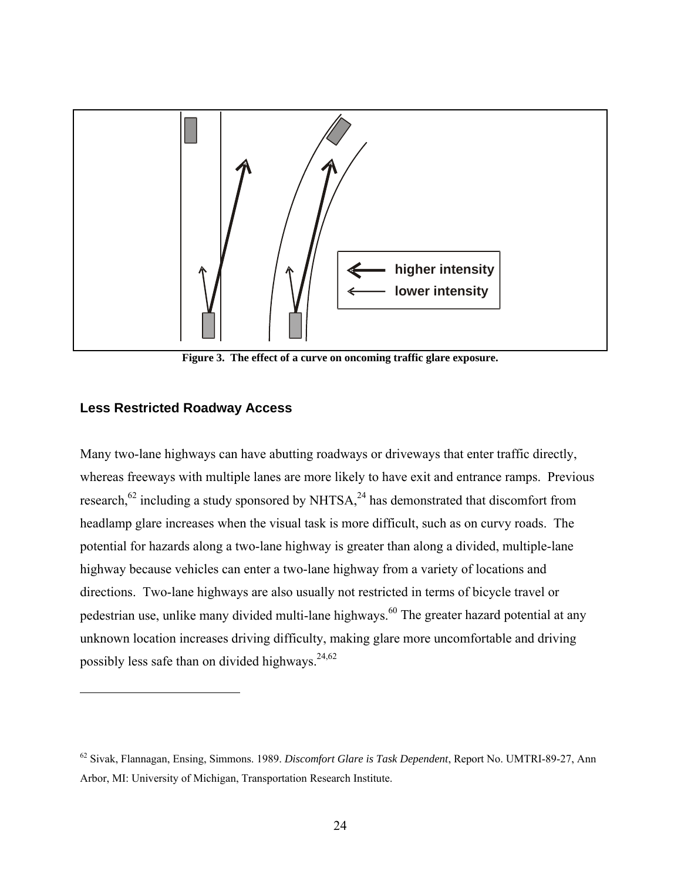Figure 3. The effect of a curve on oncoming traffic glare exposure.

## Less Restricted Roadway Access

Many two-lane highways can have abutting roadways or driveways that enter traffic directly, whereas freeways with multiple lanes are more likely to have exit and entrance ramps. Previous research,[62] including a study sponsored by NHTSA,[24] has demonstrated that discomfort from headlamp glare increases when the visual task is more difficult, such as on curvy roads. The potential for hazards along a two-lane highway is greater than along a divided, multiple-lane highway because vehicles can enter a two-lane highway from a variety of locations and directions. Two-lane highways are also usually not restricted in terms of bicycle travel or pedestrian use, unlike many divided multi-lane highways.[60] The greater hazard potential at any unknown location increases driving difficulty, making glare more uncomfortable and driving possibly less safe than on divided highways.[24,62]

---

[62] Sivak, Flannagan, Ensing, Simmons. 1989. *Discomfort Glare is Task Dependent*, Report No. UMTRI-89-27, Ann Arbor, MI: University of Michigan, Transportation Research Institute.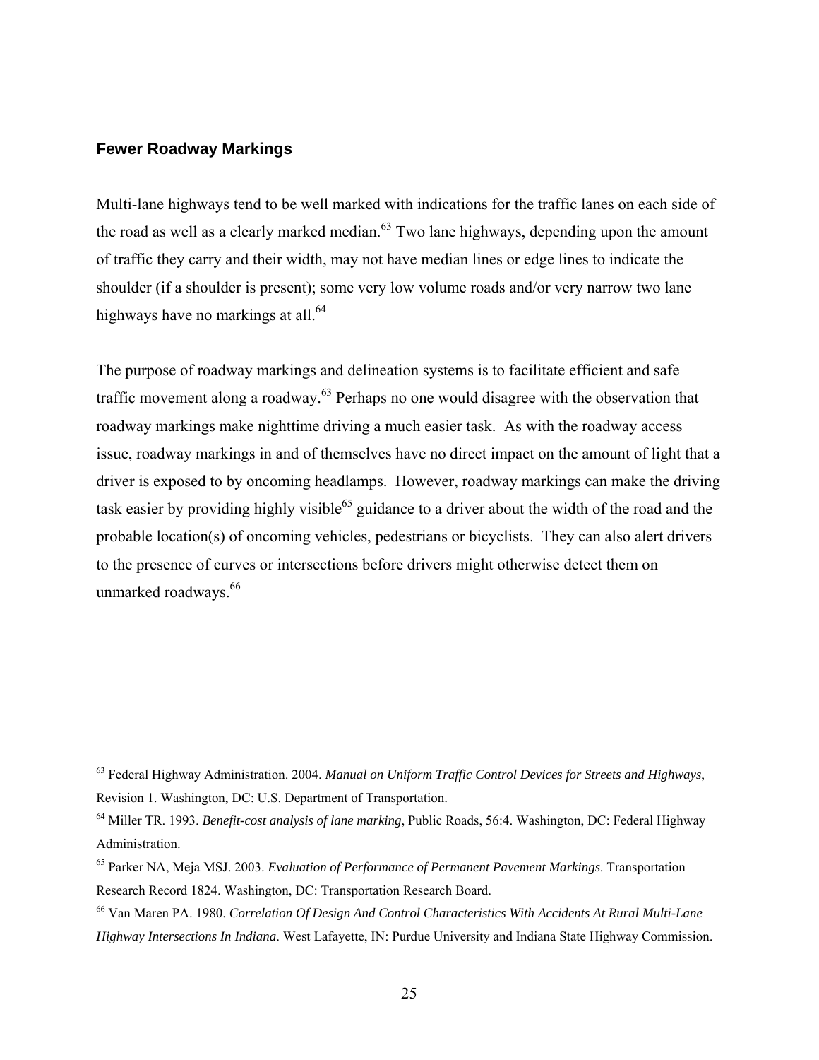### Fewer Roadway Markings

Multi-lane highways tend to be well marked with indications for the traffic lanes on each side of the road as well as a clearly marked median.[63] Two lane highways, depending upon the amount of traffic they carry and their width, may not have median lines or edge lines to indicate the shoulder (if a shoulder is present); some very low volume roads and/or very narrow two lane highways have no markings at all.[64]

The purpose of roadway markings and delineation systems is to facilitate efficient and safe traffic movement along a roadway.[63] Perhaps no one would disagree with the observation that roadway markings make nighttime driving a much easier task. As with the roadway access issue, roadway markings in and of themselves have no direct impact on the amount of light that a driver is exposed to by oncoming headlamps. However, roadway markings can make the driving task easier by providing highly visible[65] guidance to a driver about the width of the road and the probable location(s) of oncoming vehicles, pedestrians or bicyclists. They can also alert drivers to the presence of curves or intersections before drivers might otherwise detect them on unmarked roadways.[66]

---

[63] Federal Highway Administration. 2004. *Manual on Uniform Traffic Control Devices for Streets and Highways*, Revision 1. Washington, DC: U.S. Department of Transportation.

[64] Miller TR. 1993. *Benefit-cost analysis of lane marking*, Public Roads, 56:4. Washington, DC: Federal Highway Administration.

[65] Parker NA, Meja MSJ. 2003. *Evaluation of Performance of Permanent Pavement Markings*. Transportation Research Record 1824. Washington, DC: Transportation Research Board.

[66] Van Maren PA. 1980. *Correlation Of Design And Control Characteristics With Accidents At Rural Multi-Lane Highway Intersections In Indiana*. West Lafayette, IN: Purdue University and Indiana State Highway Commission.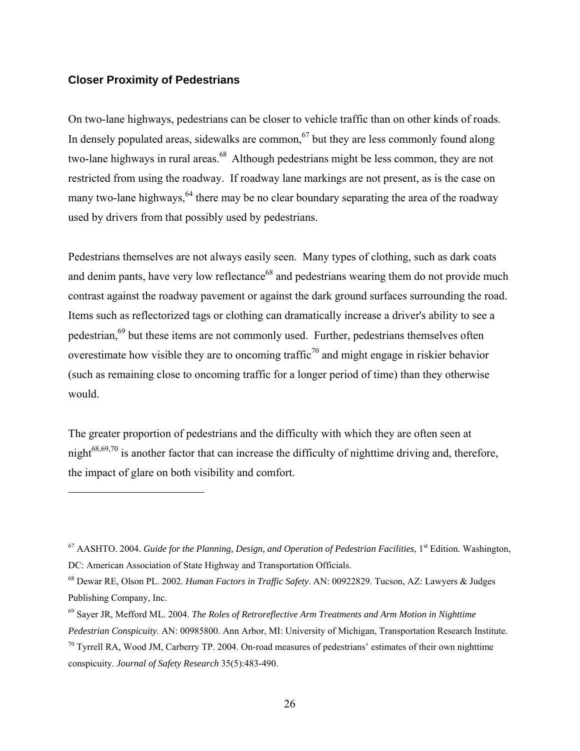### Closer Proximity of Pedestrians

On two-lane highways, pedestrians can be closer to vehicle traffic than on other kinds of roads. In densely populated areas, sidewalks are common,[67] but they are less commonly found along two-lane highways in rural areas.[68] Although pedestrians might be less common, they are not restricted from using the roadway. If roadway lane markings are not present, as is the case on many two-lane highways,[64] there may be no clear boundary separating the area of the roadway used by drivers from that possibly used by pedestrians.

Pedestrians themselves are not always easily seen. Many types of clothing, such as dark coats and denim pants, have very low reflectance[68] and pedestrians wearing them do not provide much contrast against the roadway pavement or against the dark ground surfaces surrounding the road. Items such as reflectorized tags or clothing can dramatically increase a driver's ability to see a pedestrian,[69] but these items are not commonly used. Further, pedestrians themselves often overestimate how visible they are to oncoming traffic[70] and might engage in riskier behavior (such as remaining close to oncoming traffic for a longer period of time) than they otherwise would.

The greater proportion of pedestrians and the difficulty with which they are often seen at night[68,69,70] is another factor that can increase the difficulty of nighttime driving and, therefore, the impact of glare on both visibility and comfort.

---

[67] AASHTO. 2004. *Guide for the Planning, Design, and Operation of Pedestrian Facilities*, 1st Edition. Washington, DC: American Association of State Highway and Transportation Officials.

[68] Dewar RE, Olson PL. 2002. *Human Factors in Traffic Safety*. AN: 00922829. Tucson, AZ: Lawyers & Judges Publishing Company, Inc.

[69] Sayer JR, Mefford ML. 2004. *The Roles of Retroreflective Arm Treatments and Arm Motion in Nighttime Pedestrian Conspicuity*. AN: 00985800. Ann Arbor, MI: University of Michigan, Transportation Research Institute.

[70] Tyrrell RA, Wood JM, Carberry TP. 2004. On-road measures of pedestrians' estimates of their own nighttime conspicuity. *Journal of Safety Research* 35(5):483-490.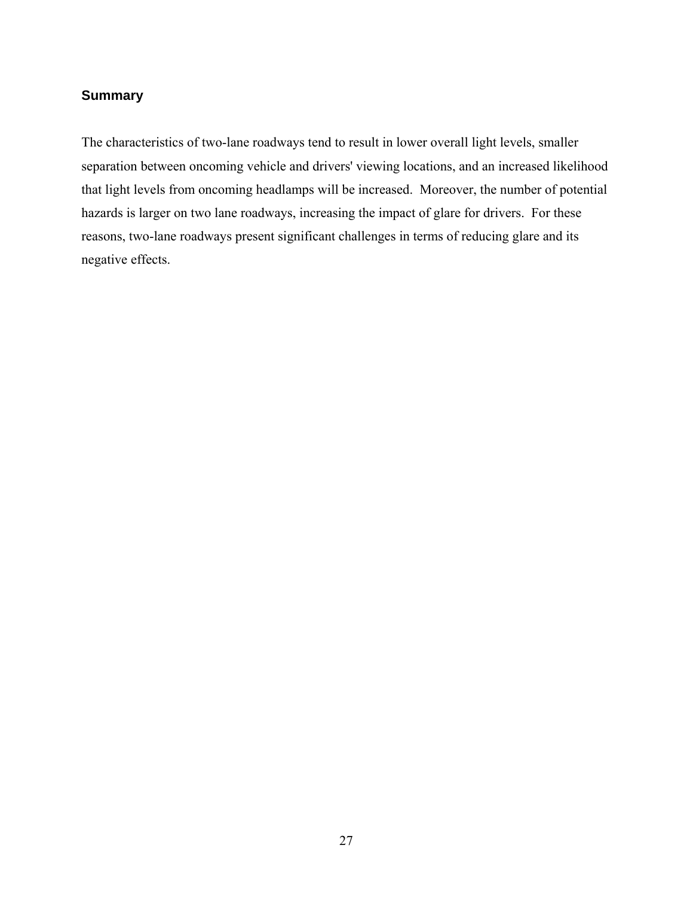## Summary

The characteristics of two-lane roadways tend to result in lower overall light levels, smaller separation between oncoming vehicle and drivers' viewing locations, and an increased likelihood that light levels from oncoming headlamps will be increased. Moreover, the number of potential hazards is larger on two lane roadways, increasing the impact of glare for drivers. For these reasons, two-lane roadways present significant challenges in terms of reducing glare and its negative effects.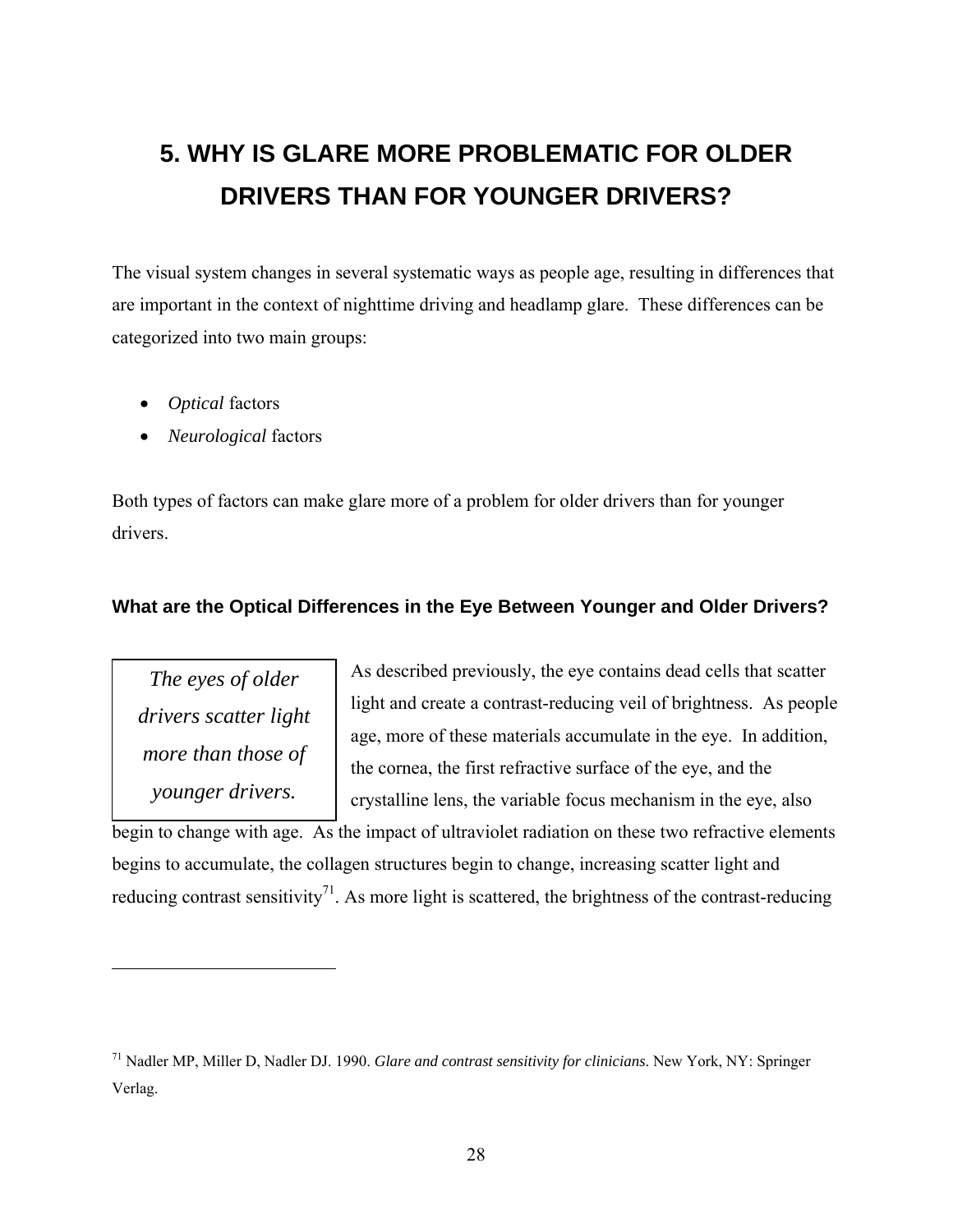# 5. WHY IS GLARE MORE PROBLEMATIC FOR OLDER DRIVERS THAN FOR YOUNGER DRIVERS?

The visual system changes in several systematic ways as people age, resulting in differences that are important in the context of nighttime driving and headlamp glare. These differences can be categorized into two main groups:

- *Optical* factors
- *Neurological* factors

Both types of factors can make glare more of a problem for older drivers than for younger drivers.

### What are the Optical Differences in the Eye Between Younger and Older Drivers?

> *The eyes of older drivers scatter light more than those of younger drivers.*

As described previously, the eye contains dead cells that scatter light and create a contrast-reducing veil of brightness. As people age, more of these materials accumulate in the eye. In addition, the cornea, the first refractive surface of the eye, and the crystalline lens, the variable focus mechanism in the eye, also begin to change with age. As the impact of ultraviolet radiation on these two refractive elements begins to accumulate, the collagen structures begin to change, increasing scatter light and reducing contrast sensitivity[71]. As more light is scattered, the brightness of the contrast-reducing

---

[71] Nadler MP, Miller D, Nadler DJ. 1990. *Glare and contrast sensitivity for clinicians*. New York, NY: Springer Verlag.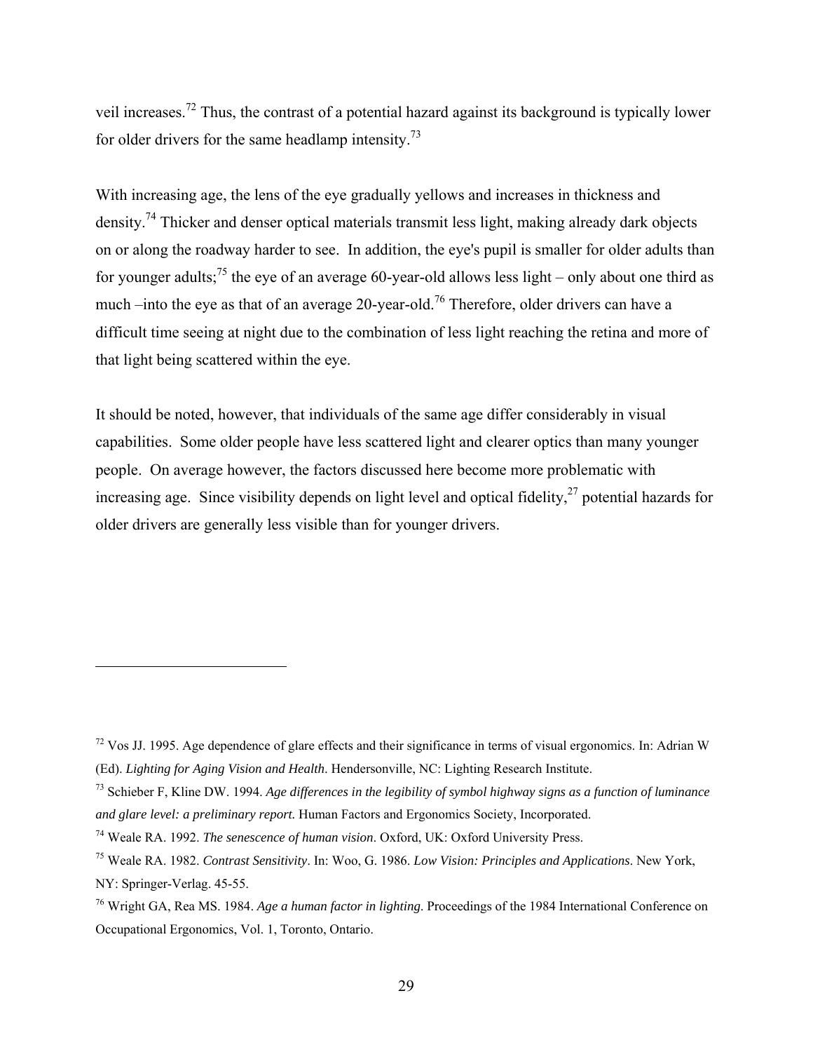veil increases.[72] Thus, the contrast of a potential hazard against its background is typically lower for older drivers for the same headlamp intensity.[73]

With increasing age, the lens of the eye gradually yellows and increases in thickness and density.[74] Thicker and denser optical materials transmit less light, making already dark objects on or along the roadway harder to see. In addition, the eye's pupil is smaller for older adults than for younger adults;[75] the eye of an average 60-year-old allows less light – only about one third as much –into the eye as that of an average 20-year-old.[76] Therefore, older drivers can have a difficult time seeing at night due to the combination of less light reaching the retina and more of that light being scattered within the eye.

It should be noted, however, that individuals of the same age differ considerably in visual capabilities. Some older people have less scattered light and clearer optics than many younger people. On average however, the factors discussed here become more problematic with increasing age. Since visibility depends on light level and optical fidelity,[27] potential hazards for older drivers are generally less visible than for younger drivers.

---

[72] Vos JJ. 1995. Age dependence of glare effects and their significance in terms of visual ergonomics. In: Adrian W (Ed). *Lighting for Aging Vision and Health*. Hendersonville, NC: Lighting Research Institute.

[73] Schieber F, Kline DW. 1994. *Age differences in the legibility of symbol highway signs as a function of luminance and glare level: a preliminary report.* Human Factors and Ergonomics Society, Incorporated.

[74] Weale RA. 1992. *The senescence of human vision*. Oxford, UK: Oxford University Press.

[75] Weale RA. 1982. *Contrast Sensitivity*. In: Woo, G. 1986. *Low Vision: Principles and Applications*. New York, NY: Springer-Verlag. 45-55.

[76] Wright GA, Rea MS. 1984. *Age a human factor in lighting*. Proceedings of the 1984 International Conference on Occupational Ergonomics, Vol. 1, Toronto, Ontario.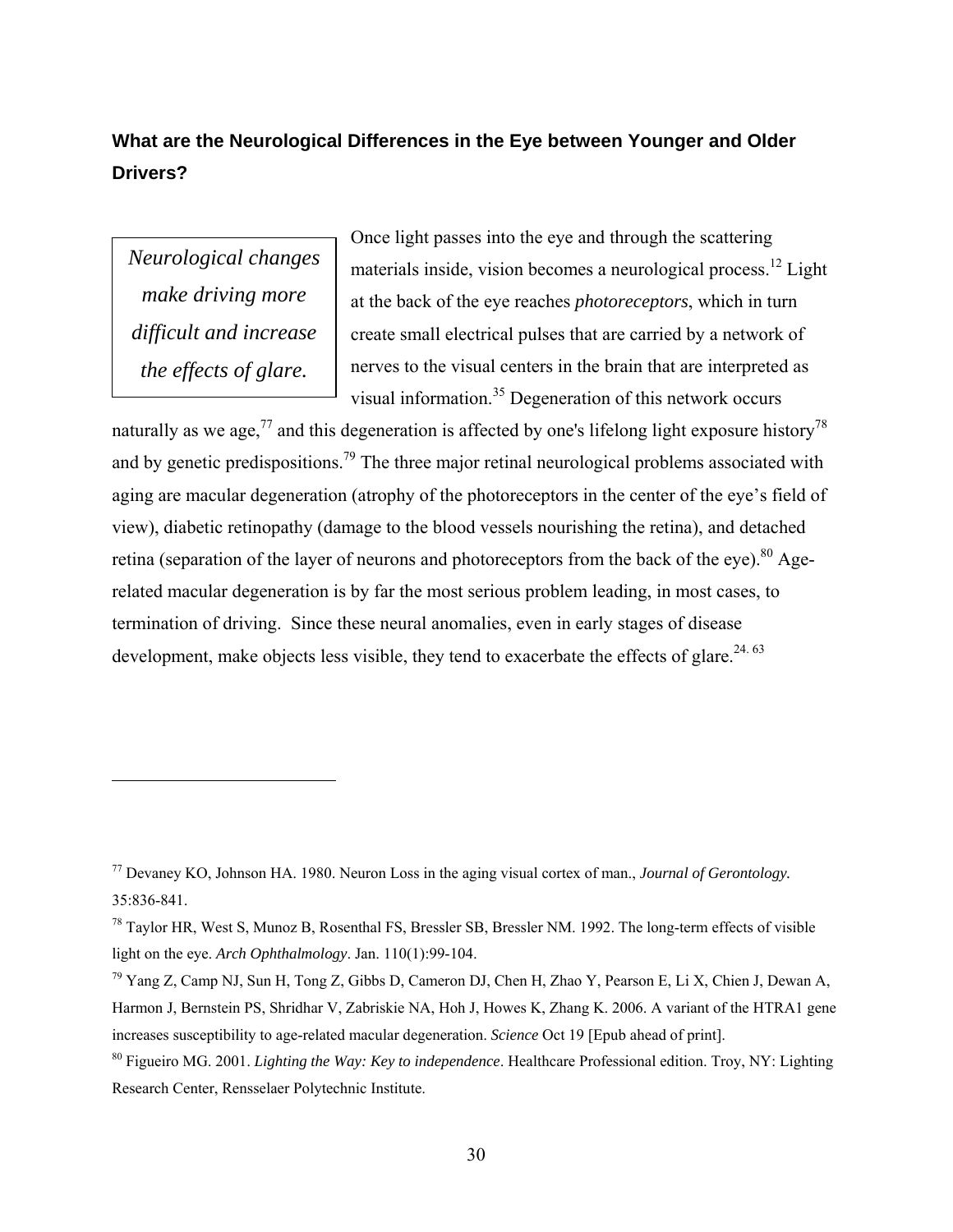## What are the Neurological Differences in the Eye between Younger and Older Drivers?

> *Neurological changes make driving more difficult and increase the effects of glare.*

Once light passes into the eye and through the scattering materials inside, vision becomes a neurological process.[12] Light at the back of the eye reaches *photoreceptors*, which in turn create small electrical pulses that are carried by a network of nerves to the visual centers in the brain that are interpreted as visual information.[35] Degeneration of this network occurs naturally as we age,[77] and this degeneration is affected by one's lifelong light exposure history[78] and by genetic predispositions.[79] The three major retinal neurological problems associated with aging are macular degeneration (atrophy of the photoreceptors in the center of the eye's field of view), diabetic retinopathy (damage to the blood vessels nourishing the retina), and detached retina (separation of the layer of neurons and photoreceptors from the back of the eye).[80] Age-related macular degeneration is by far the most serious problem leading, in most cases, to termination of driving. Since these neural anomalies, even in early stages of disease development, make objects less visible, they tend to exacerbate the effects of glare.[24. 63]

---

[77] Devaney KO, Johnson HA. 1980. Neuron Loss in the aging visual cortex of man., *Journal of Gerontology.* 35:836-841.

[78] Taylor HR, West S, Munoz B, Rosenthal FS, Bressler SB, Bressler NM. 1992. The long-term effects of visible light on the eye. *Arch Ophthalmology*. Jan. 110(1):99-104.

[79] Yang Z, Camp NJ, Sun H, Tong Z, Gibbs D, Cameron DJ, Chen H, Zhao Y, Pearson E, Li X, Chien J, Dewan A, Harmon J, Bernstein PS, Shridhar V, Zabriskie NA, Hoh J, Howes K, Zhang K. 2006. A variant of the HTRA1 gene increases susceptibility to age-related macular degeneration. *Science* Oct 19 [Epub ahead of print].

[80] Figueiro MG. 2001. *Lighting the Way: Key to independence*. Healthcare Professional edition. Troy, NY: Lighting Research Center, Rensselaer Polytechnic Institute.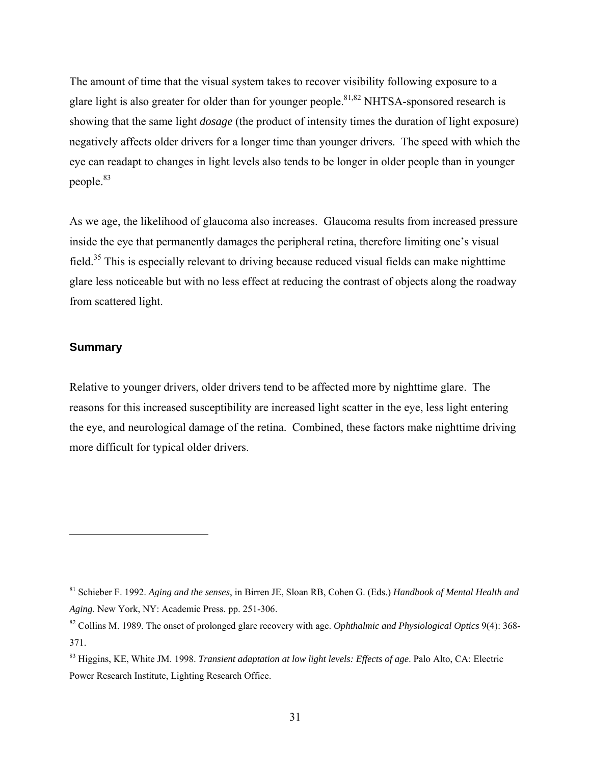The amount of time that the visual system takes to recover visibility following exposure to a glare light is also greater for older than for younger people.[81,82] NHTSA-sponsored research is showing that the same light *dosage* (the product of intensity times the duration of light exposure) negatively affects older drivers for a longer time than younger drivers. The speed with which the eye can readapt to changes in light levels also tends to be longer in older people than in younger people.[83]

As we age, the likelihood of glaucoma also increases. Glaucoma results from increased pressure inside the eye that permanently damages the peripheral retina, therefore limiting one's visual field.[35] This is especially relevant to driving because reduced visual fields can make nighttime glare less noticeable but with no less effect at reducing the contrast of objects along the roadway from scattered light.

### Summary

Relative to younger drivers, older drivers tend to be affected more by nighttime glare. The reasons for this increased susceptibility are increased light scatter in the eye, less light entering the eye, and neurological damage of the retina. Combined, these factors make nighttime driving more difficult for typical older drivers.

---

[81] Schieber F. 1992. *Aging and the senses*, in Birren JE, Sloan RB, Cohen G. (Eds.) *Handbook of Mental Health and Aging*. New York, NY: Academic Press. pp. 251-306.

[82] Collins M. 1989. The onset of prolonged glare recovery with age. *Ophthalmic and Physiological Optics* 9(4): 368-371.

[83] Higgins, KE, White JM. 1998. *Transient adaptation at low light levels: Effects of age*. Palo Alto, CA: Electric Power Research Institute, Lighting Research Office.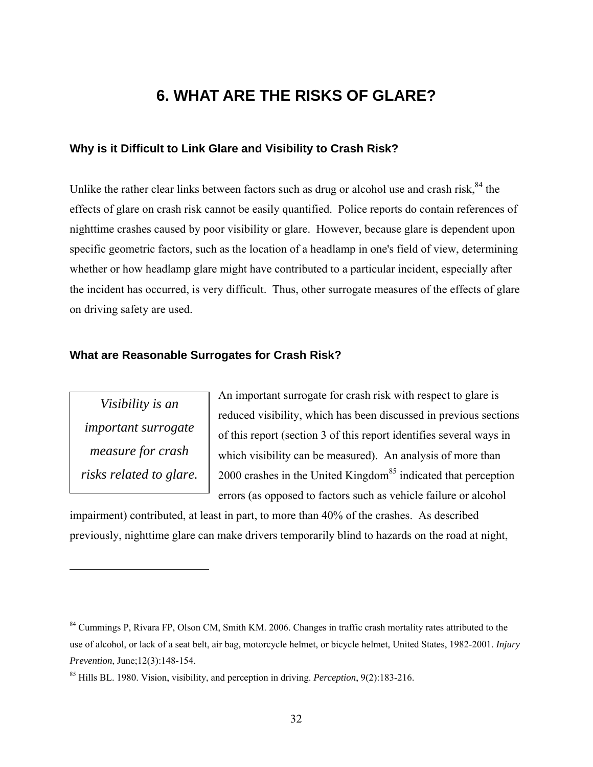# 6. WHAT ARE THE RISKS OF GLARE?

## Why is it Difficult to Link Glare and Visibility to Crash Risk?

Unlike the rather clear links between factors such as drug or alcohol use and crash risk,[84] the effects of glare on crash risk cannot be easily quantified. Police reports do contain references of nighttime crashes caused by poor visibility or glare. However, because glare is dependent upon specific geometric factors, such as the location of a headlamp in one's field of view, determining whether or how headlamp glare might have contributed to a particular incident, especially after the incident has occurred, is very difficult. Thus, other surrogate measures of the effects of glare on driving safety are used.

## What are Reasonable Surrogates for Crash Risk?

> *Visibility is an important surrogate measure for crash risks related to glare.*

An important surrogate for crash risk with respect to glare is reduced visibility, which has been discussed in previous sections of this report (section 3 of this report identifies several ways in which visibility can be measured). An analysis of more than 2000 crashes in the United Kingdom[85] indicated that perception errors (as opposed to factors such as vehicle failure or alcohol impairment) contributed, at least in part, to more than 40% of the crashes. As described previously, nighttime glare can make drivers temporarily blind to hazards on the road at night,

---

[84] Cummings P, Rivara FP, Olson CM, Smith KM. 2006. Changes in traffic crash mortality rates attributed to the use of alcohol, or lack of a seat belt, air bag, motorcycle helmet, or bicycle helmet, United States, 1982-2001. *Injury Prevention*, June;12(3):148-154.

[85] Hills BL. 1980. Vision, visibility, and perception in driving. *Perception*, 9(2):183-216.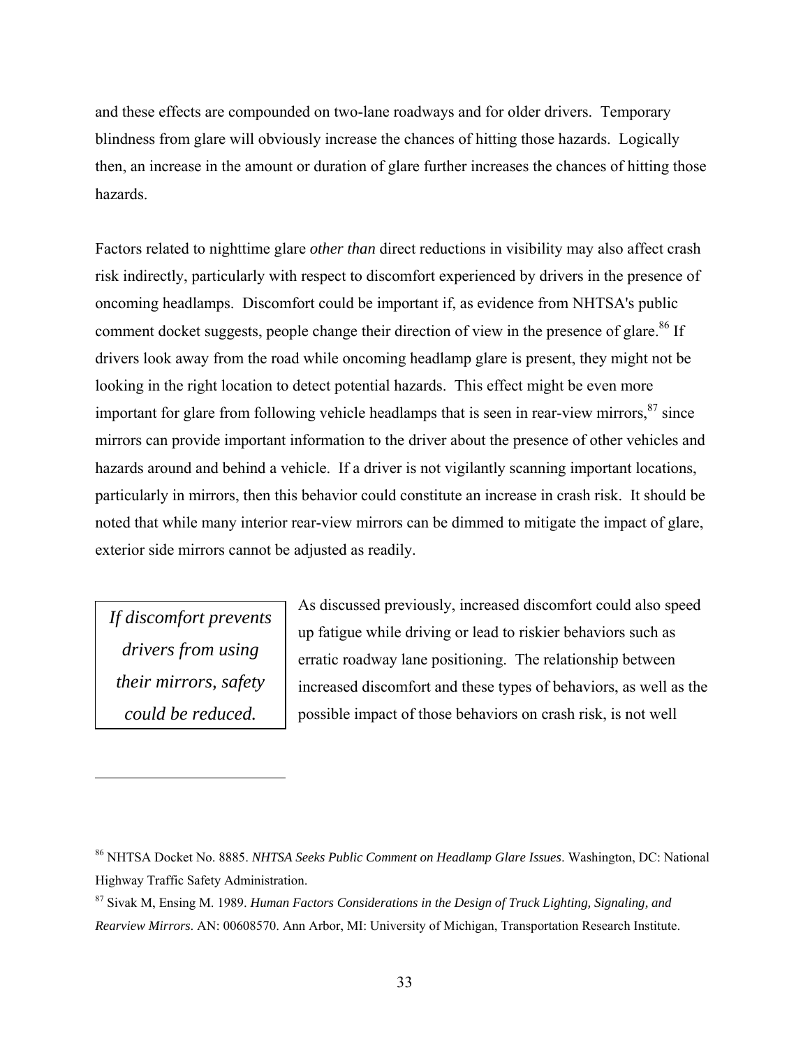and these effects are compounded on two-lane roadways and for older drivers. Temporary blindness from glare will obviously increase the chances of hitting those hazards. Logically then, an increase in the amount or duration of glare further increases the chances of hitting those hazards.

Factors related to nighttime glare *other than* direct reductions in visibility may also affect crash risk indirectly, particularly with respect to discomfort experienced by drivers in the presence of oncoming headlamps. Discomfort could be important if, as evidence from NHTSA's public comment docket suggests, people change their direction of view in the presence of glare.[86] If drivers look away from the road while oncoming headlamp glare is present, they might not be looking in the right location to detect potential hazards. This effect might be even more important for glare from following vehicle headlamps that is seen in rear-view mirrors,[87] since mirrors can provide important information to the driver about the presence of other vehicles and hazards around and behind a vehicle. If a driver is not vigilantly scanning important locations, particularly in mirrors, then this behavior could constitute an increase in crash risk. It should be noted that while many interior rear-view mirrors can be dimmed to mitigate the impact of glare, exterior side mirrors cannot be adjusted as readily.

> *If discomfort prevents drivers from using their mirrors, safety could be reduced.*

As discussed previously, increased discomfort could also speed up fatigue while driving or lead to riskier behaviors such as erratic roadway lane positioning. The relationship between increased discomfort and these types of behaviors, as well as the possible impact of those behaviors on crash risk, is not well

---

[86] NHTSA Docket No. 8885. *NHTSA Seeks Public Comment on Headlamp Glare Issues*. Washington, DC: National Highway Traffic Safety Administration.

[87] Sivak M, Ensing M. 1989. *Human Factors Considerations in the Design of Truck Lighting, Signaling, and Rearview Mirrors*. AN: 00608570. Ann Arbor, MI: University of Michigan, Transportation Research Institute.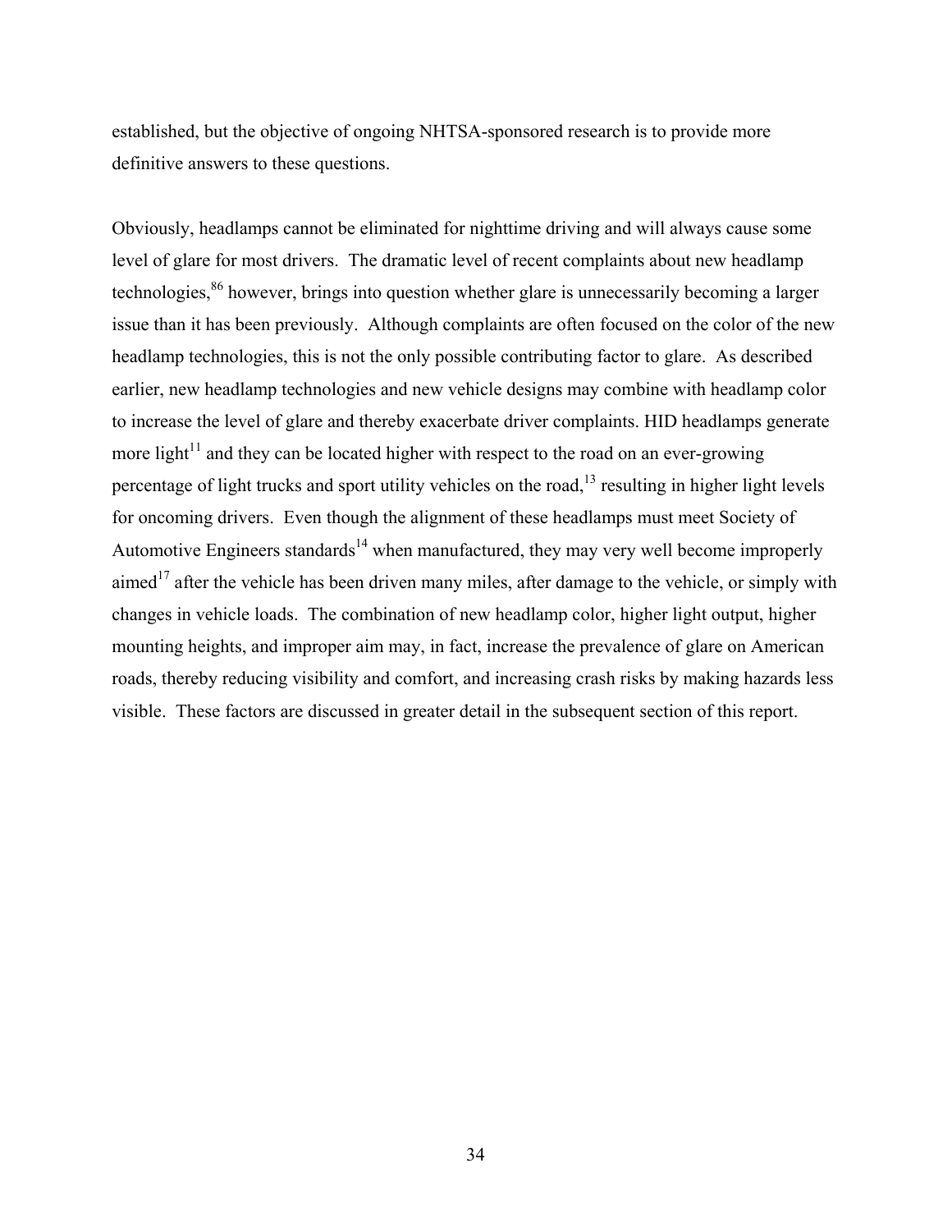established, but the objective of ongoing NHTSA-sponsored research is to provide more definitive answers to these questions.

Obviously, headlamps cannot be eliminated for nighttime driving and will always cause some level of glare for most drivers. The dramatic level of recent complaints about new headlamp technologies,[86] however, brings into question whether glare is unnecessarily becoming a larger issue than it has been previously. Although complaints are often focused on the color of the new headlamp technologies, this is not the only possible contributing factor to glare. As described earlier, new headlamp technologies and new vehicle designs may combine with headlamp color to increase the level of glare and thereby exacerbate driver complaints. HID headlamps generate more light[11] and they can be located higher with respect to the road on an ever-growing percentage of light trucks and sport utility vehicles on the road,[13] resulting in higher light levels for oncoming drivers. Even though the alignment of these headlamps must meet Society of Automotive Engineers standards[14] when manufactured, they may very well become improperly aimed[17] after the vehicle has been driven many miles, after damage to the vehicle, or simply with changes in vehicle loads. The combination of new headlamp color, higher light output, higher mounting heights, and improper aim may, in fact, increase the prevalence of glare on American roads, thereby reducing visibility and comfort, and increasing crash risks by making hazards less visible. These factors are discussed in greater detail in the subsequent section of this report.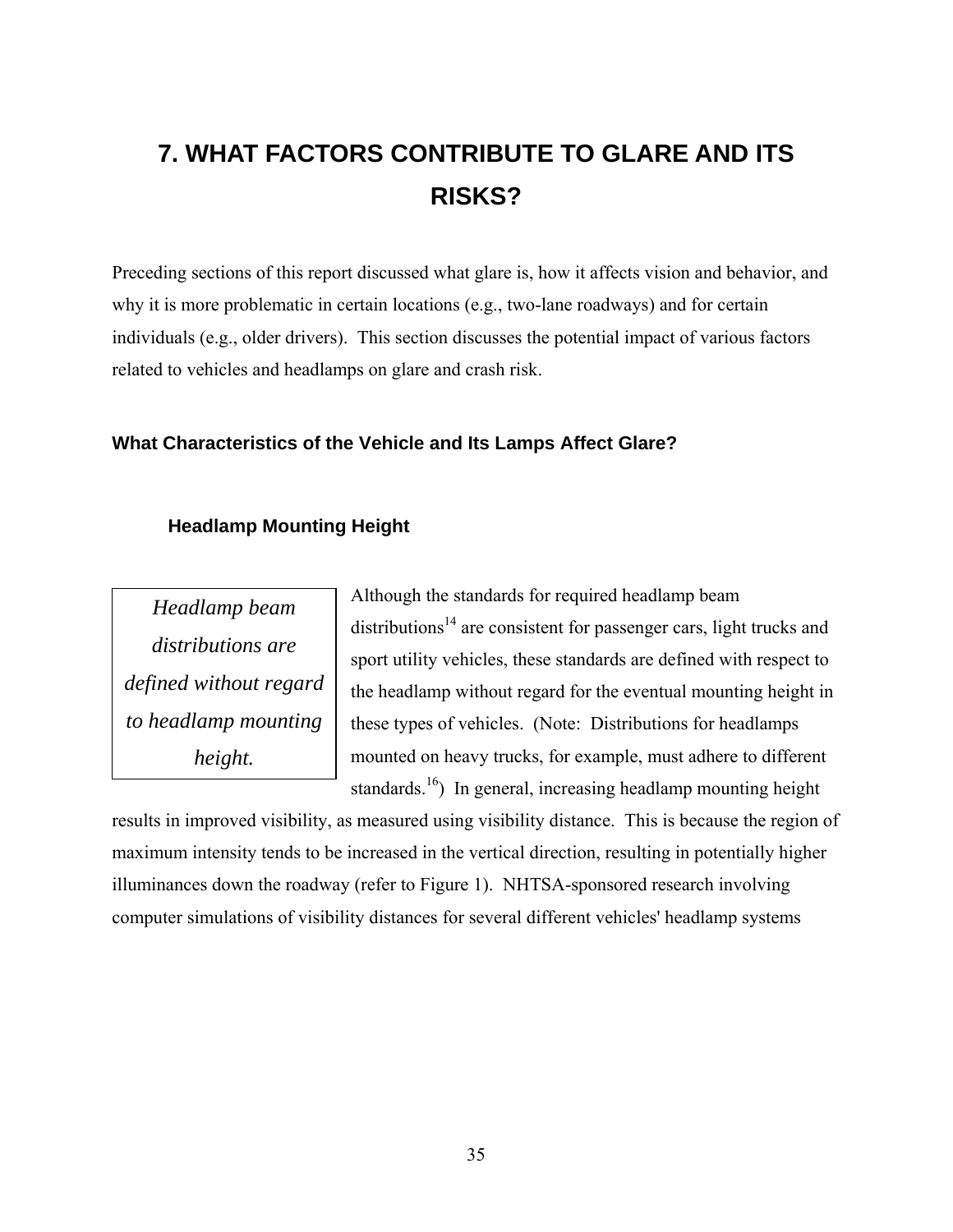# 7. WHAT FACTORS CONTRIBUTE TO GLARE AND ITS RISKS?

Preceding sections of this report discussed what glare is, how it affects vision and behavior, and why it is more problematic in certain locations (e.g., two-lane roadways) and for certain individuals (e.g., older drivers). This section discusses the potential impact of various factors related to vehicles and headlamps on glare and crash risk.

## What Characteristics of the Vehicle and Its Lamps Affect Glare?

### Headlamp Mounting Height

*Headlamp beam distributions are defined without regard to headlamp mounting height.*

Although the standards for required headlamp beam distributions[14] are consistent for passenger cars, light trucks and sport utility vehicles, these standards are defined with respect to the headlamp without regard for the eventual mounting height in these types of vehicles. (Note: Distributions for headlamps mounted on heavy trucks, for example, must adhere to different standards.[16]) In general, increasing headlamp mounting height results in improved visibility, as measured using visibility distance. This is because the region of maximum intensity tends to be increased in the vertical direction, resulting in potentially higher illuminances down the roadway (refer to Figure 1). NHTSA-sponsored research involving computer simulations of visibility distances for several different vehicles' headlamp systems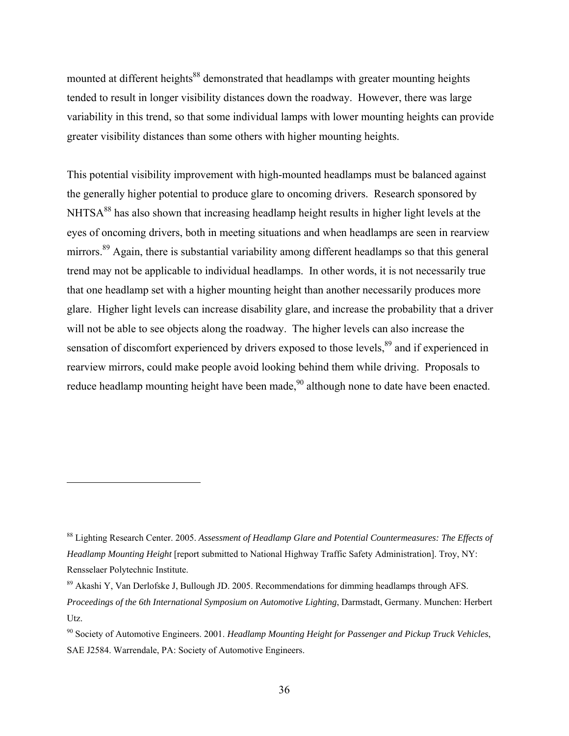mounted at different heights[88] demonstrated that headlamps with greater mounting heights tended to result in longer visibility distances down the roadway. However, there was large variability in this trend, so that some individual lamps with lower mounting heights can provide greater visibility distances than some others with higher mounting heights.

This potential visibility improvement with high-mounted headlamps must be balanced against the generally higher potential to produce glare to oncoming drivers. Research sponsored by NHTSA[88] has also shown that increasing headlamp height results in higher light levels at the eyes of oncoming drivers, both in meeting situations and when headlamps are seen in rearview mirrors.[89] Again, there is substantial variability among different headlamps so that this general trend may not be applicable to individual headlamps. In other words, it is not necessarily true that one headlamp set with a higher mounting height than another necessarily produces more glare. Higher light levels can increase disability glare, and increase the probability that a driver will not be able to see objects along the roadway. The higher levels can also increase the sensation of discomfort experienced by drivers exposed to those levels,[89] and if experienced in rearview mirrors, could make people avoid looking behind them while driving. Proposals to reduce headlamp mounting height have been made,[90] although none to date have been enacted.

---

[88] Lighting Research Center. 2005. *Assessment of Headlamp Glare and Potential Countermeasures: The Effects of Headlamp Mounting Height* [report submitted to National Highway Traffic Safety Administration]. Troy, NY: Rensselaer Polytechnic Institute.

[89] Akashi Y, Van Derlofske J, Bullough JD. 2005. Recommendations for dimming headlamps through AFS. *Proceedings of the 6th International Symposium on Automotive Lighting*, Darmstadt, Germany. Munchen: Herbert Utz.

[90] Society of Automotive Engineers. 2001. *Headlamp Mounting Height for Passenger and Pickup Truck Vehicles*, SAE J2584. Warrendale, PA: Society of Automotive Engineers.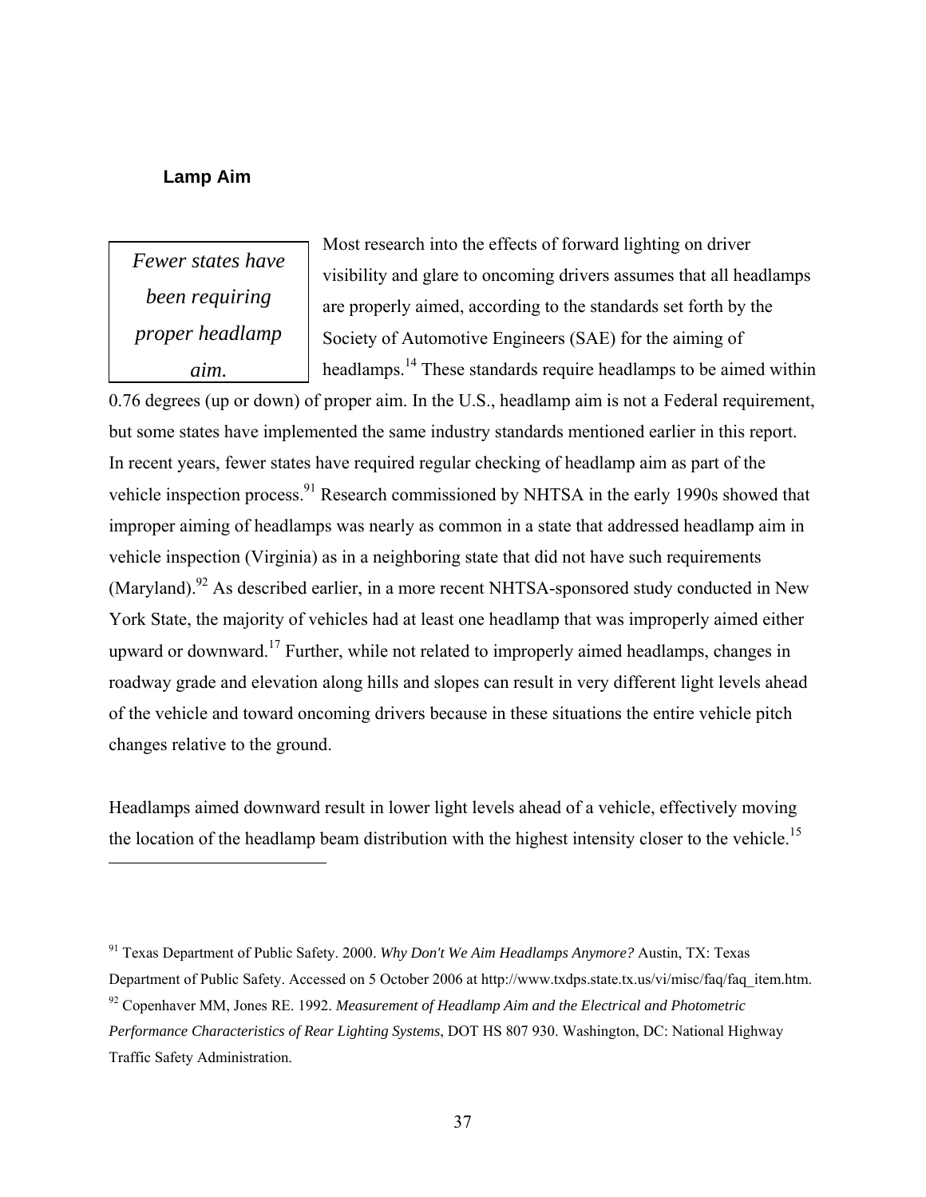### Lamp Aim

*Fewer states have been requiring proper headlamp aim.*

Most research into the effects of forward lighting on driver visibility and glare to oncoming drivers assumes that all headlamps are properly aimed, according to the standards set forth by the Society of Automotive Engineers (SAE) for the aiming of headlamps.[14] These standards require headlamps to be aimed within 0.76 degrees (up or down) of proper aim. In the U.S., headlamp aim is not a Federal requirement, but some states have implemented the same industry standards mentioned earlier in this report. In recent years, fewer states have required regular checking of headlamp aim as part of the vehicle inspection process.[91] Research commissioned by NHTSA in the early 1990s showed that improper aiming of headlamps was nearly as common in a state that addressed headlamp aim in vehicle inspection (Virginia) as in a neighboring state that did not have such requirements (Maryland).[92] As described earlier, in a more recent NHTSA-sponsored study conducted in New York State, the majority of vehicles had at least one headlamp that was improperly aimed either upward or downward.[17] Further, while not related to improperly aimed headlamps, changes in roadway grade and elevation along hills and slopes can result in very different light levels ahead of the vehicle and toward oncoming drivers because in these situations the entire vehicle pitch changes relative to the ground.

Headlamps aimed downward result in lower light levels ahead of a vehicle, effectively moving the location of the headlamp beam distribution with the highest intensity closer to the vehicle.[15]

---

[91] Texas Department of Public Safety. 2000. *Why Don't We Aim Headlamps Anymore?* Austin, TX: Texas Department of Public Safety. Accessed on 5 October 2006 at http://www.txdps.state.tx.us/vi/misc/faq/faq_item.htm.

[92] Copenhaver MM, Jones RE. 1992. *Measurement of Headlamp Aim and the Electrical and Photometric Performance Characteristics of Rear Lighting Systems*, DOT HS 807 930. Washington, DC: National Highway Traffic Safety Administration.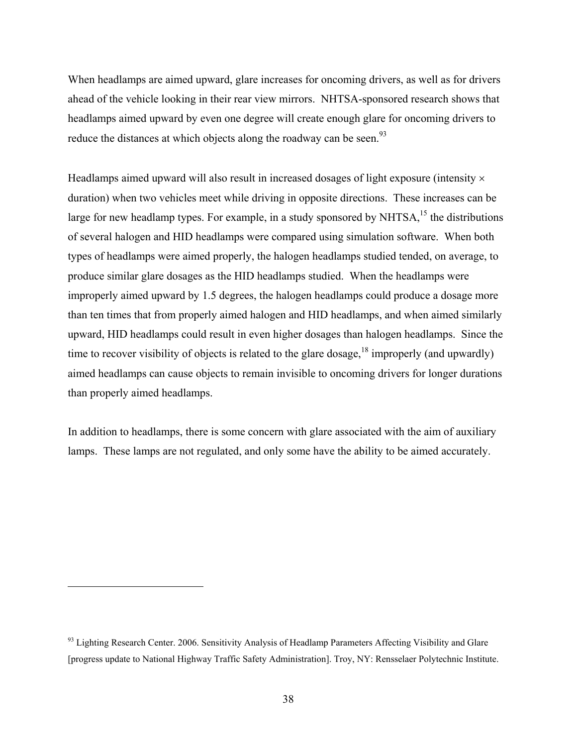When headlamps are aimed upward, glare increases for oncoming drivers, as well as for drivers ahead of the vehicle looking in their rear view mirrors. NHTSA-sponsored research shows that headlamps aimed upward by even one degree will create enough glare for oncoming drivers to reduce the distances at which objects along the roadway can be seen.[93]

Headlamps aimed upward will also result in increased dosages of light exposure (intensity × duration) when two vehicles meet while driving in opposite directions. These increases can be large for new headlamp types. For example, in a study sponsored by NHTSA,[15] the distributions of several halogen and HID headlamps were compared using simulation software. When both types of headlamps were aimed properly, the halogen headlamps studied tended, on average, to produce similar glare dosages as the HID headlamps studied. When the headlamps were improperly aimed upward by 1.5 degrees, the halogen headlamps could produce a dosage more than ten times that from properly aimed halogen and HID headlamps, and when aimed similarly upward, HID headlamps could result in even higher dosages than halogen headlamps. Since the time to recover visibility of objects is related to the glare dosage,[18] improperly (and upwardly) aimed headlamps can cause objects to remain invisible to oncoming drivers for longer durations than properly aimed headlamps.

In addition to headlamps, there is some concern with glare associated with the aim of auxiliary lamps. These lamps are not regulated, and only some have the ability to be aimed accurately.

---

[93] Lighting Research Center. 2006. Sensitivity Analysis of Headlamp Parameters Affecting Visibility and Glare [progress update to National Highway Traffic Safety Administration]. Troy, NY: Rensselaer Polytechnic Institute.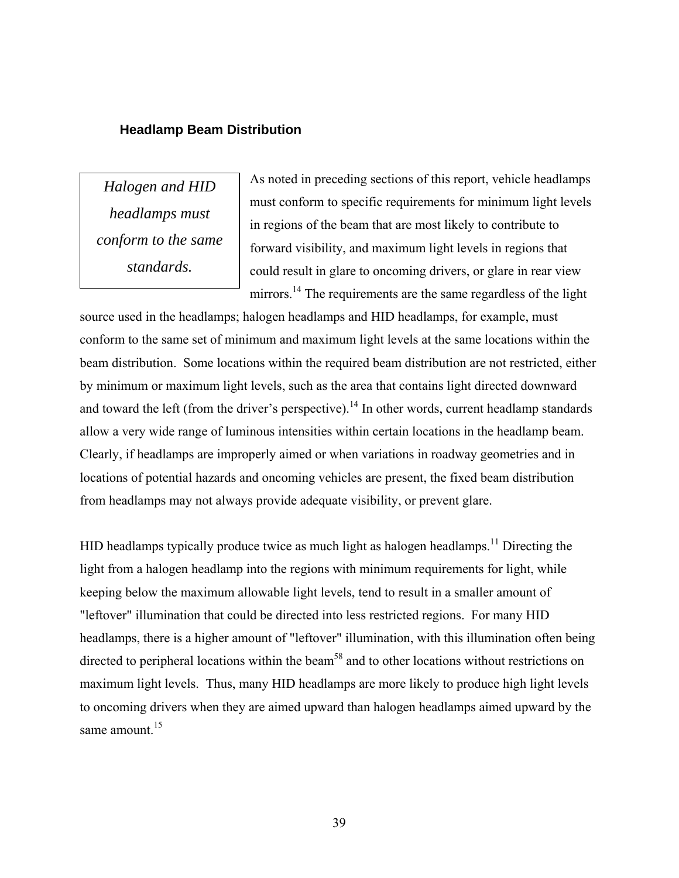## Headlamp Beam Distribution

*Halogen and HID headlamps must conform to the same standards.*

As noted in preceding sections of this report, vehicle headlamps must conform to specific requirements for minimum light levels in regions of the beam that are most likely to contribute to forward visibility, and maximum light levels in regions that could result in glare to oncoming drivers, or glare in rear view mirrors.[14] The requirements are the same regardless of the light source used in the headlamps; halogen headlamps and HID headlamps, for example, must conform to the same set of minimum and maximum light levels at the same locations within the beam distribution. Some locations within the required beam distribution are not restricted, either by minimum or maximum light levels, such as the area that contains light directed downward and toward the left (from the driver's perspective).[14] In other words, current headlamp standards allow a very wide range of luminous intensities within certain locations in the headlamp beam. Clearly, if headlamps are improperly aimed or when variations in roadway geometries and in locations of potential hazards and oncoming vehicles are present, the fixed beam distribution from headlamps may not always provide adequate visibility, or prevent glare.

HID headlamps typically produce twice as much light as halogen headlamps.[11] Directing the light from a halogen headlamp into the regions with minimum requirements for light, while keeping below the maximum allowable light levels, tend to result in a smaller amount of "leftover" illumination that could be directed into less restricted regions. For many HID headlamps, there is a higher amount of "leftover" illumination, with this illumination often being directed to peripheral locations within the beam[58] and to other locations without restrictions on maximum light levels. Thus, many HID headlamps are more likely to produce high light levels to oncoming drivers when they are aimed upward than halogen headlamps aimed upward by the same amount.[15]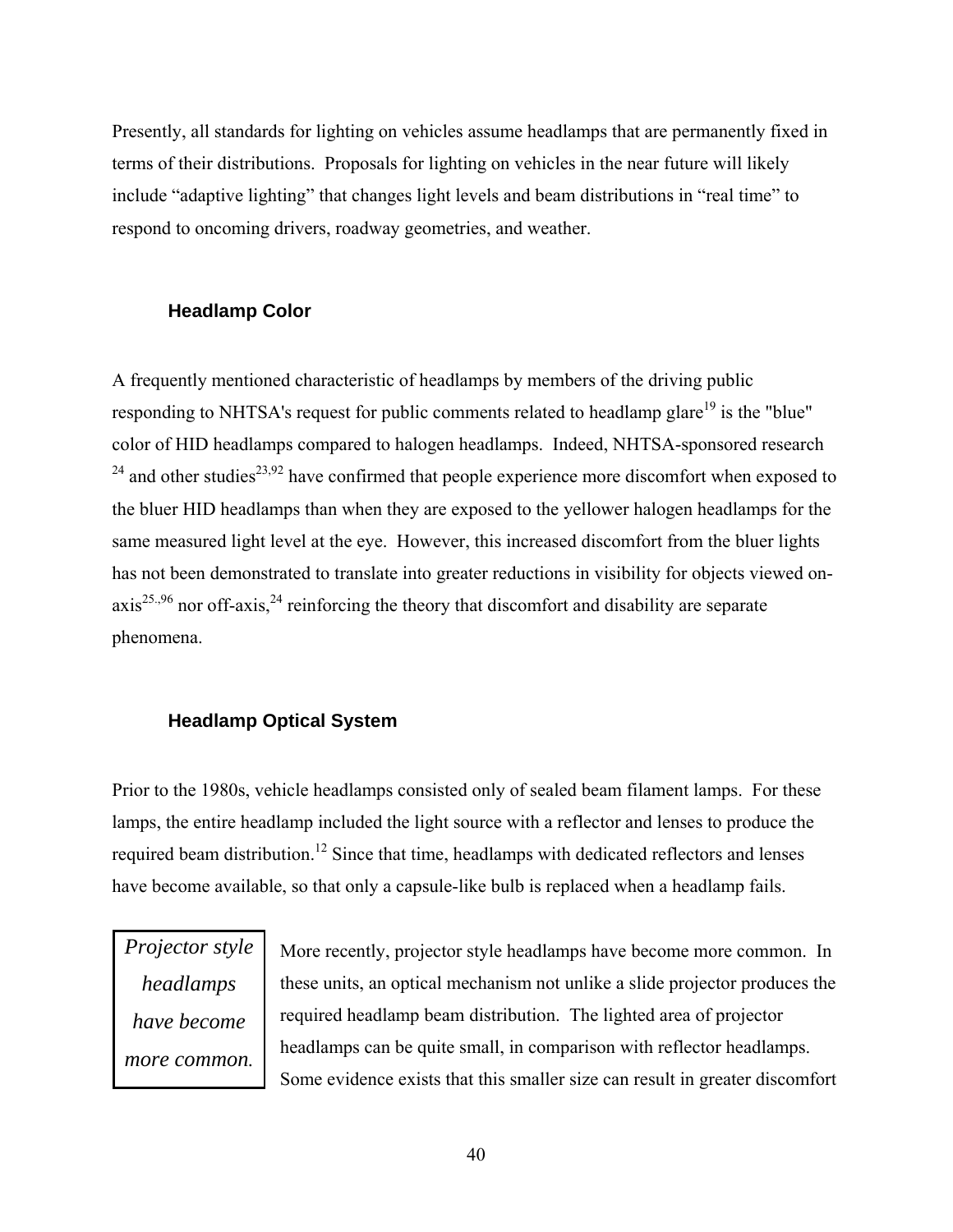Presently, all standards for lighting on vehicles assume headlamps that are permanently fixed in terms of their distributions. Proposals for lighting on vehicles in the near future will likely include "adaptive lighting" that changes light levels and beam distributions in "real time" to respond to oncoming drivers, roadway geometries, and weather.

### Headlamp Color

A frequently mentioned characteristic of headlamps by members of the driving public responding to NHTSA's request for public comments related to headlamp glare[19] is the "blue" color of HID headlamps compared to halogen headlamps. Indeed, NHTSA-sponsored research [24] and other studies[23,92] have confirmed that people experience more discomfort when exposed to the bluer HID headlamps than when they are exposed to the yellower halogen headlamps for the same measured light level at the eye. However, this increased discomfort from the bluer lights has not been demonstrated to translate into greater reductions in visibility for objects viewed on-axis[25.,96] nor off-axis,[24] reinforcing the theory that discomfort and disability are separate phenomena.

### Headlamp Optical System

Prior to the 1980s, vehicle headlamps consisted only of sealed beam filament lamps. For these lamps, the entire headlamp included the light source with a reflector and lenses to produce the required beam distribution.[12] Since that time, headlamps with dedicated reflectors and lenses have become available, so that only a capsule-like bulb is replaced when a headlamp fails.

> *Projector style headlamps have become more common.*

More recently, projector style headlamps have become more common. In these units, an optical mechanism not unlike a slide projector produces the required headlamp beam distribution. The lighted area of projector headlamps can be quite small, in comparison with reflector headlamps. Some evidence exists that this smaller size can result in greater discomfort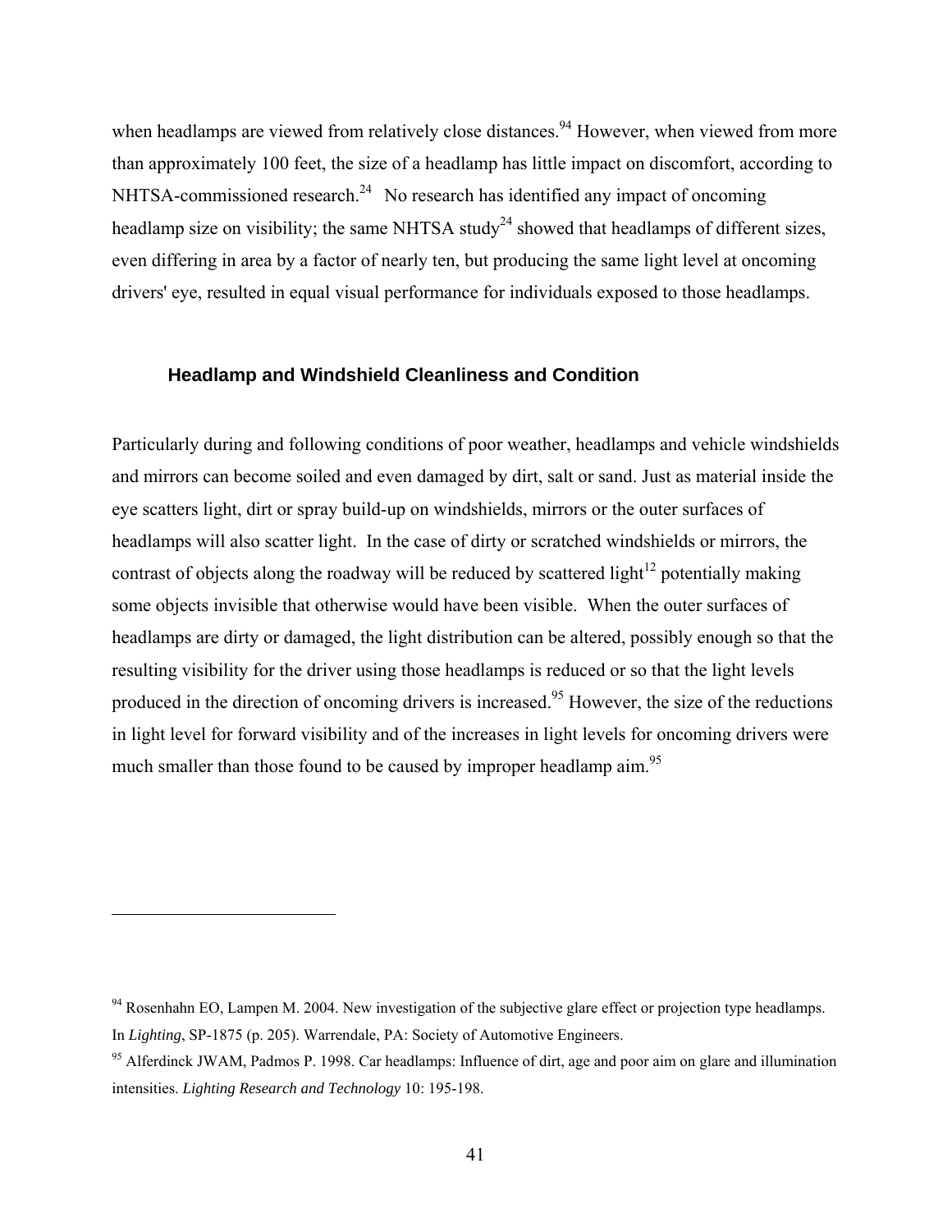when headlamps are viewed from relatively close distances.[94] However, when viewed from more than approximately 100 feet, the size of a headlamp has little impact on discomfort, according to NHTSA-commissioned research.[24] No research has identified any impact of oncoming headlamp size on visibility; the same NHTSA study[24] showed that headlamps of different sizes, even differing in area by a factor of nearly ten, but producing the same light level at oncoming drivers' eye, resulted in equal visual performance for individuals exposed to those headlamps.

### Headlamp and Windshield Cleanliness and Condition

Particularly during and following conditions of poor weather, headlamps and vehicle windshields and mirrors can become soiled and even damaged by dirt, salt or sand. Just as material inside the eye scatters light, dirt or spray build-up on windshields, mirrors or the outer surfaces of headlamps will also scatter light. In the case of dirty or scratched windshields or mirrors, the contrast of objects along the roadway will be reduced by scattered light[12] potentially making some objects invisible that otherwise would have been visible. When the outer surfaces of headlamps are dirty or damaged, the light distribution can be altered, possibly enough so that the resulting visibility for the driver using those headlamps is reduced or so that the light levels produced in the direction of oncoming drivers is increased.[95] However, the size of the reductions in light level for forward visibility and of the increases in light levels for oncoming drivers were much smaller than those found to be caused by improper headlamp aim.[95]

---

[94] Rosenhahn EO, Lampen M. 2004. New investigation of the subjective glare effect or projection type headlamps. In *Lighting*, SP-1875 (p. 205). Warrendale, PA: Society of Automotive Engineers.

[95] Alferdinck JWAM, Padmos P. 1998. Car headlamps: Influence of dirt, age and poor aim on glare and illumination intensities. *Lighting Research and Technology* 10: 195-198.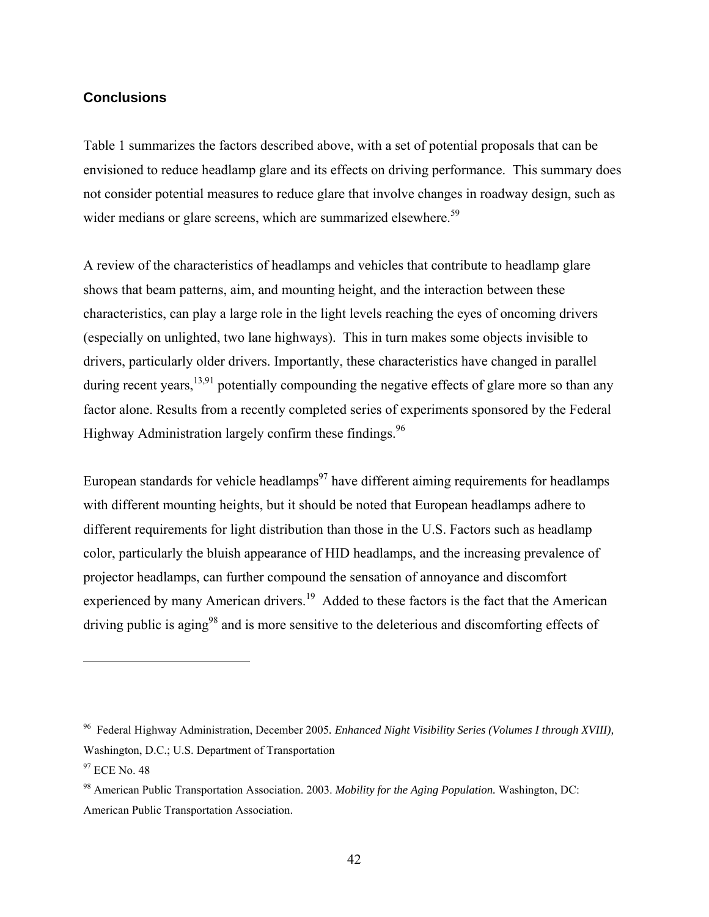## Conclusions

Table 1 summarizes the factors described above, with a set of potential proposals that can be envisioned to reduce headlamp glare and its effects on driving performance. This summary does not consider potential measures to reduce glare that involve changes in roadway design, such as wider medians or glare screens, which are summarized elsewhere.[59]

A review of the characteristics of headlamps and vehicles that contribute to headlamp glare shows that beam patterns, aim, and mounting height, and the interaction between these characteristics, can play a large role in the light levels reaching the eyes of oncoming drivers (especially on unlighted, two lane highways). This in turn makes some objects invisible to drivers, particularly older drivers. Importantly, these characteristics have changed in parallel during recent years,[13,91] potentially compounding the negative effects of glare more so than any factor alone. Results from a recently completed series of experiments sponsored by the Federal Highway Administration largely confirm these findings.[96]

European standards for vehicle headlamps[97] have different aiming requirements for headlamps with different mounting heights, but it should be noted that European headlamps adhere to different requirements for light distribution than those in the U.S. Factors such as headlamp color, particularly the bluish appearance of HID headlamps, and the increasing prevalence of projector headlamps, can further compound the sensation of annoyance and discomfort experienced by many American drivers.[19] Added to these factors is the fact that the American driving public is aging[98] and is more sensitive to the deleterious and discomforting effects of

---

[96] Federal Highway Administration, December 2005. *Enhanced Night Visibility Series (Volumes I through XVIII),* Washington, D.C.; U.S. Department of Transportation

[97] ECE No. 48

[98] American Public Transportation Association. 2003. *Mobility for the Aging Population.* Washington, DC: American Public Transportation Association.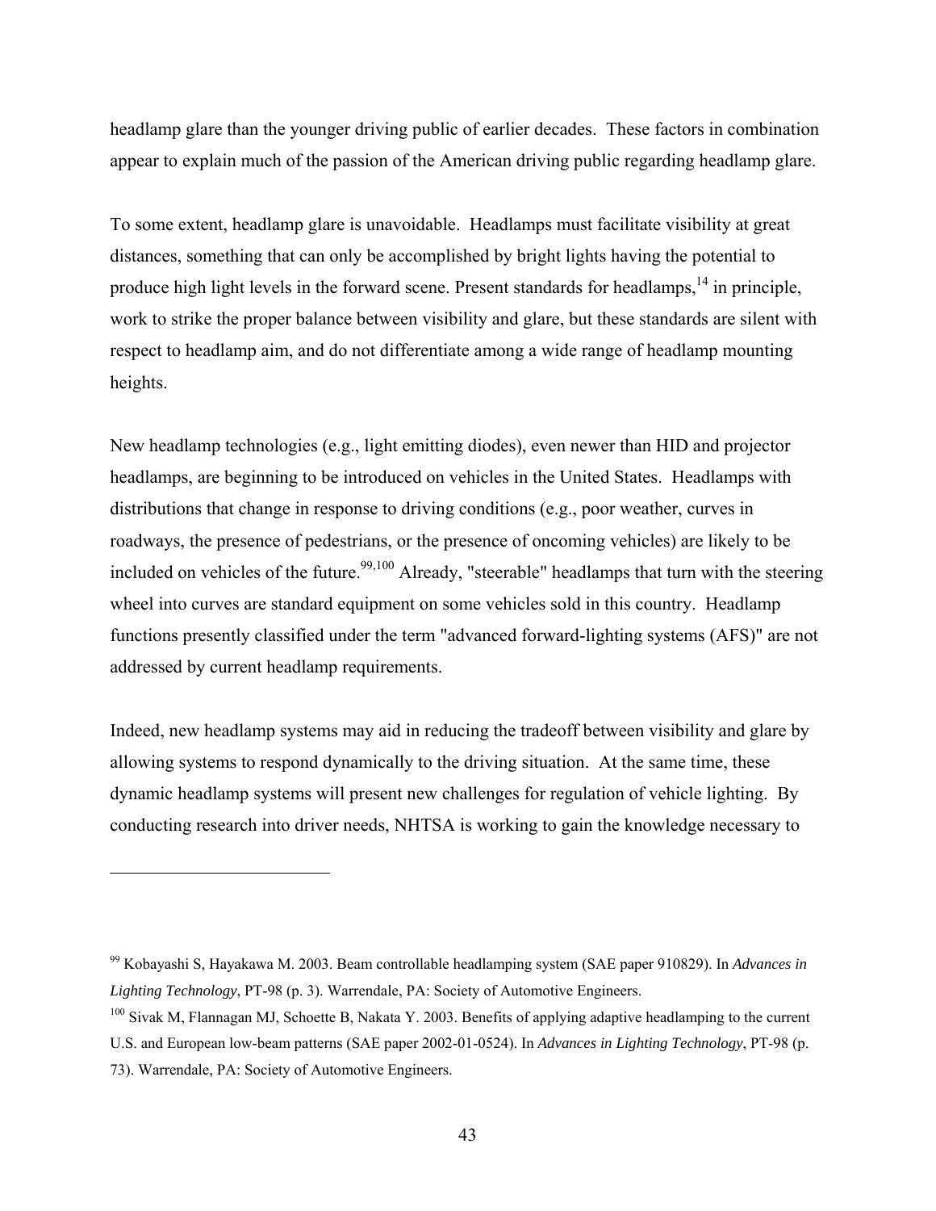headlamp glare than the younger driving public of earlier decades. These factors in combination appear to explain much of the passion of the American driving public regarding headlamp glare.

To some extent, headlamp glare is unavoidable. Headlamps must facilitate visibility at great distances, something that can only be accomplished by bright lights having the potential to produce high light levels in the forward scene. Present standards for headlamps,[14] in principle, work to strike the proper balance between visibility and glare, but these standards are silent with respect to headlamp aim, and do not differentiate among a wide range of headlamp mounting heights.

New headlamp technologies (e.g., light emitting diodes), even newer than HID and projector headlamps, are beginning to be introduced on vehicles in the United States. Headlamps with distributions that change in response to driving conditions (e.g., poor weather, curves in roadways, the presence of pedestrians, or the presence of oncoming vehicles) are likely to be included on vehicles of the future.[99,100] Already, "steerable" headlamps that turn with the steering wheel into curves are standard equipment on some vehicles sold in this country. Headlamp functions presently classified under the term "advanced forward-lighting systems (AFS)" are not addressed by current headlamp requirements.

Indeed, new headlamp systems may aid in reducing the tradeoff between visibility and glare by allowing systems to respond dynamically to the driving situation. At the same time, these dynamic headlamp systems will present new challenges for regulation of vehicle lighting. By conducting research into driver needs, NHTSA is working to gain the knowledge necessary to

---

[99] Kobayashi S, Hayakawa M. 2003. Beam controllable headlamping system (SAE paper 910829). In *Advances in Lighting Technology*, PT-98 (p. 3). Warrendale, PA: Society of Automotive Engineers.

[100] Sivak M, Flannagan MJ, Schoette B, Nakata Y. 2003. Benefits of applying adaptive headlamping to the current U.S. and European low-beam patterns (SAE paper 2002-01-0524). In *Advances in Lighting Technology*, PT-98 (p. 73). Warrendale, PA: Society of Automotive Engineers.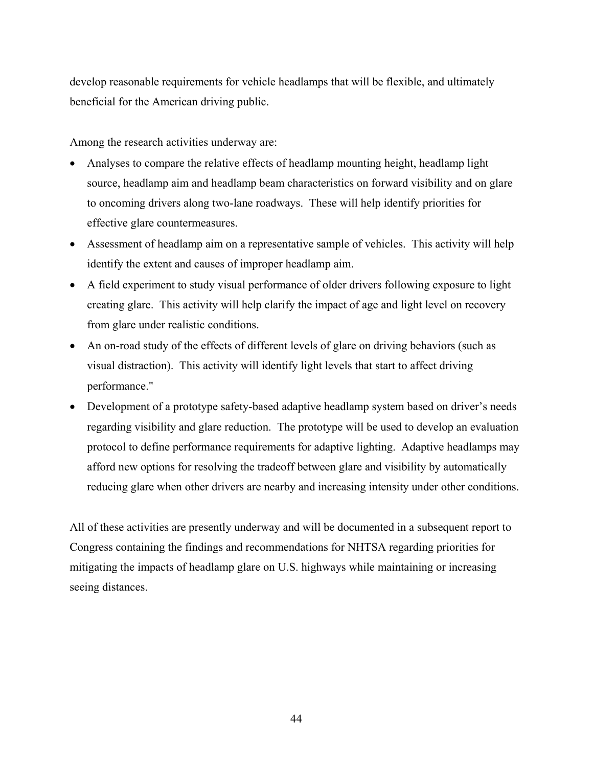develop reasonable requirements for vehicle headlamps that will be flexible, and ultimately beneficial for the American driving public.

Among the research activities underway are:

- Analyses to compare the relative effects of headlamp mounting height, headlamp light source, headlamp aim and headlamp beam characteristics on forward visibility and on glare to oncoming drivers along two-lane roadways. These will help identify priorities for effective glare countermeasures.
- Assessment of headlamp aim on a representative sample of vehicles. This activity will help identify the extent and causes of improper headlamp aim.
- A field experiment to study visual performance of older drivers following exposure to light creating glare. This activity will help clarify the impact of age and light level on recovery from glare under realistic conditions.
- An on-road study of the effects of different levels of glare on driving behaviors (such as visual distraction). This activity will identify light levels that start to affect driving performance."
- Development of a prototype safety-based adaptive headlamp system based on driver's needs regarding visibility and glare reduction. The prototype will be used to develop an evaluation protocol to define performance requirements for adaptive lighting. Adaptive headlamps may afford new options for resolving the tradeoff between glare and visibility by automatically reducing glare when other drivers are nearby and increasing intensity under other conditions.

All of these activities are presently underway and will be documented in a subsequent report to Congress containing the findings and recommendations for NHTSA regarding priorities for mitigating the impacts of headlamp glare on U.S. highways while maintaining or increasing seeing distances.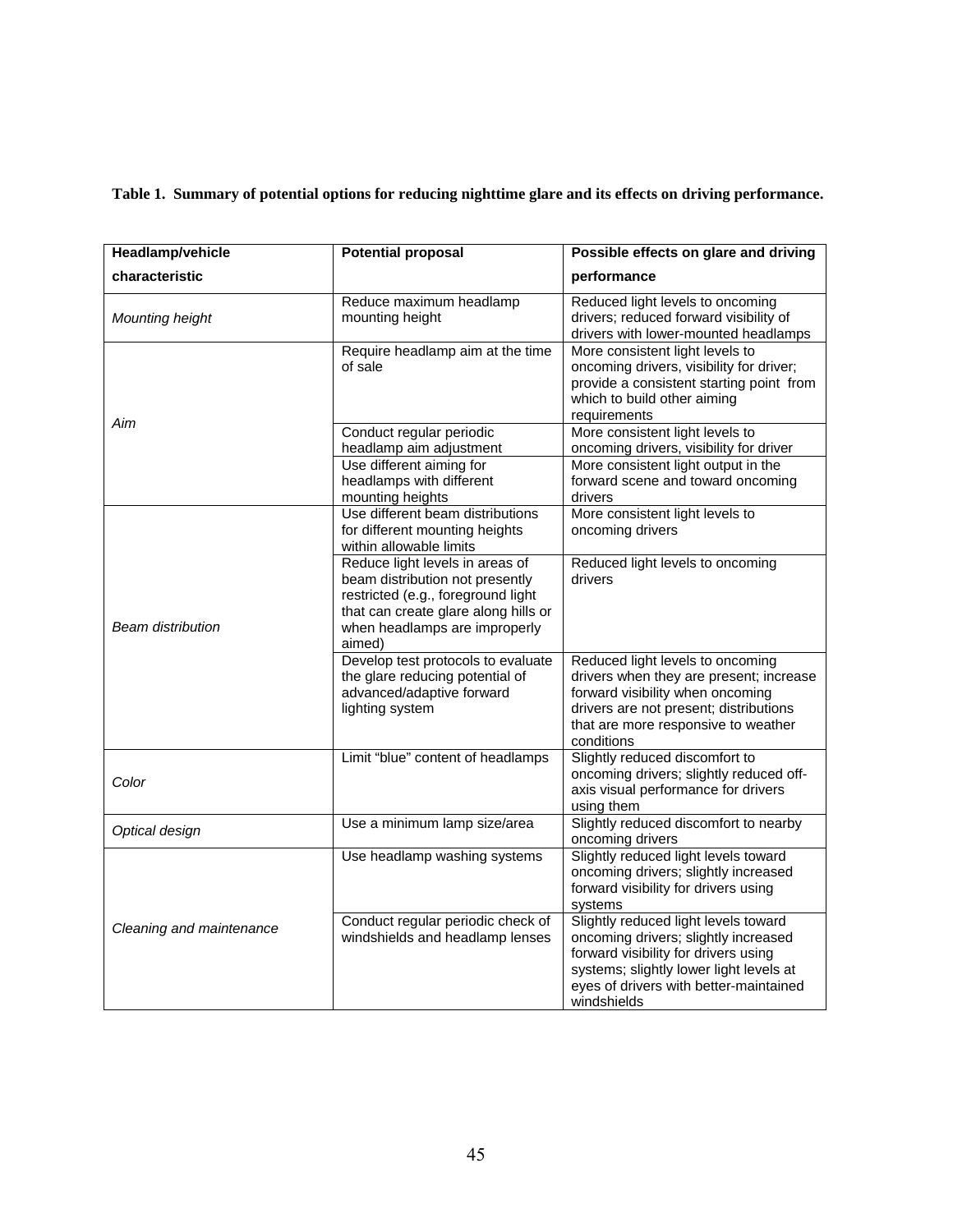**Table 1. Summary of potential options for reducing nighttime glare and its effects on driving performance.**

| Headlamp/vehicle characteristic | Potential proposal | Possible effects on glare and driving performance |
|---|---|---|
| *Mounting height* | Reduce maximum headlamp mounting height | Reduced light levels to oncoming drivers; reduced forward visibility of drivers with lower-mounted headlamps |
| *Aim* | Require headlamp aim at the time of sale | More consistent light levels to oncoming drivers, visibility for driver; provide a consistent starting point from which to build other aiming requirements |
| | Conduct regular periodic headlamp aim adjustment | More consistent light levels to oncoming drivers, visibility for driver |
| | Use different aiming for headlamps with different mounting heights | More consistent light output in the forward scene and toward oncoming drivers |
| *Beam distribution* | Use different beam distributions for different mounting heights within allowable limits | More consistent light levels to oncoming drivers |
| | Reduce light levels in areas of beam distribution not presently restricted (e.g., foreground light that can create glare along hills or when headlamps are improperly aimed) | Reduced light levels to oncoming drivers |
| | Develop test protocols to evaluate the glare reducing potential of advanced/adaptive forward lighting system | Reduced light levels to oncoming drivers when they are present; increase forward visibility when oncoming drivers are not present; distributions that are more responsive to weather conditions |
| *Color* | Limit "blue" content of headlamps | Slightly reduced discomfort to oncoming drivers; slightly reduced off-axis visual performance for drivers using them |
| *Optical design* | Use a minimum lamp size/area | Slightly reduced discomfort to nearby oncoming drivers |
| *Cleaning and maintenance* | Use headlamp washing systems | Slightly reduced light levels toward oncoming drivers; slightly increased forward visibility for drivers using systems |
| | Conduct regular periodic check of windshields and headlamp lenses | Slightly reduced light levels toward oncoming drivers; slightly increased forward visibility for drivers using systems; slightly lower light levels at eyes of drivers with better-maintained windshields |